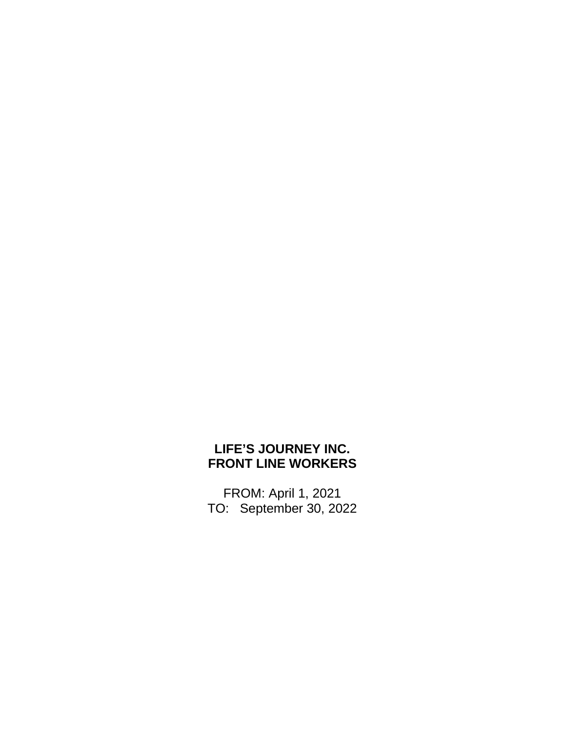**LIFE’S JOURNEY INC.**
**FRONT LINE WORKERS**

FROM: April 1, 2021
TO: September 30, 2022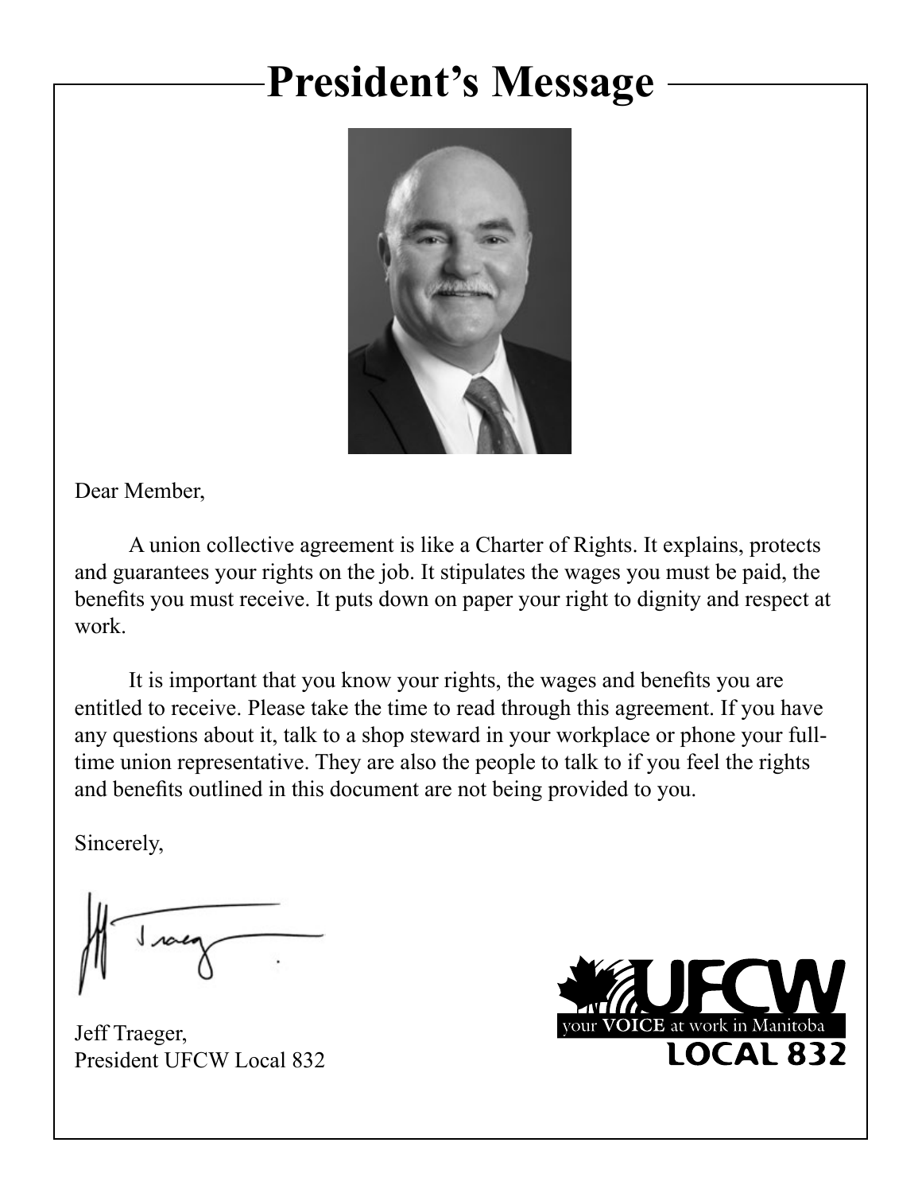# President's Message

Dear Member,

A union collective agreement is like a Charter of Rights. It explains, protects and guarantees your rights on the job. It stipulates the wages you must be paid, the benefits you must receive. It puts down on paper your right to dignity and respect at work.

It is important that you know your rights, the wages and benefits you are entitled to receive. Please take the time to read through this agreement. If you have any questions about it, talk to a shop steward in your workplace or phone your full-time union representative. They are also the people to talk to if you feel the rights and benefits outlined in this document are not being provided to you.

Sincerely,

Jeff Traeger,
President UFCW Local 832

UFCW
your VOICE at work in Manitoba
LOCAL 832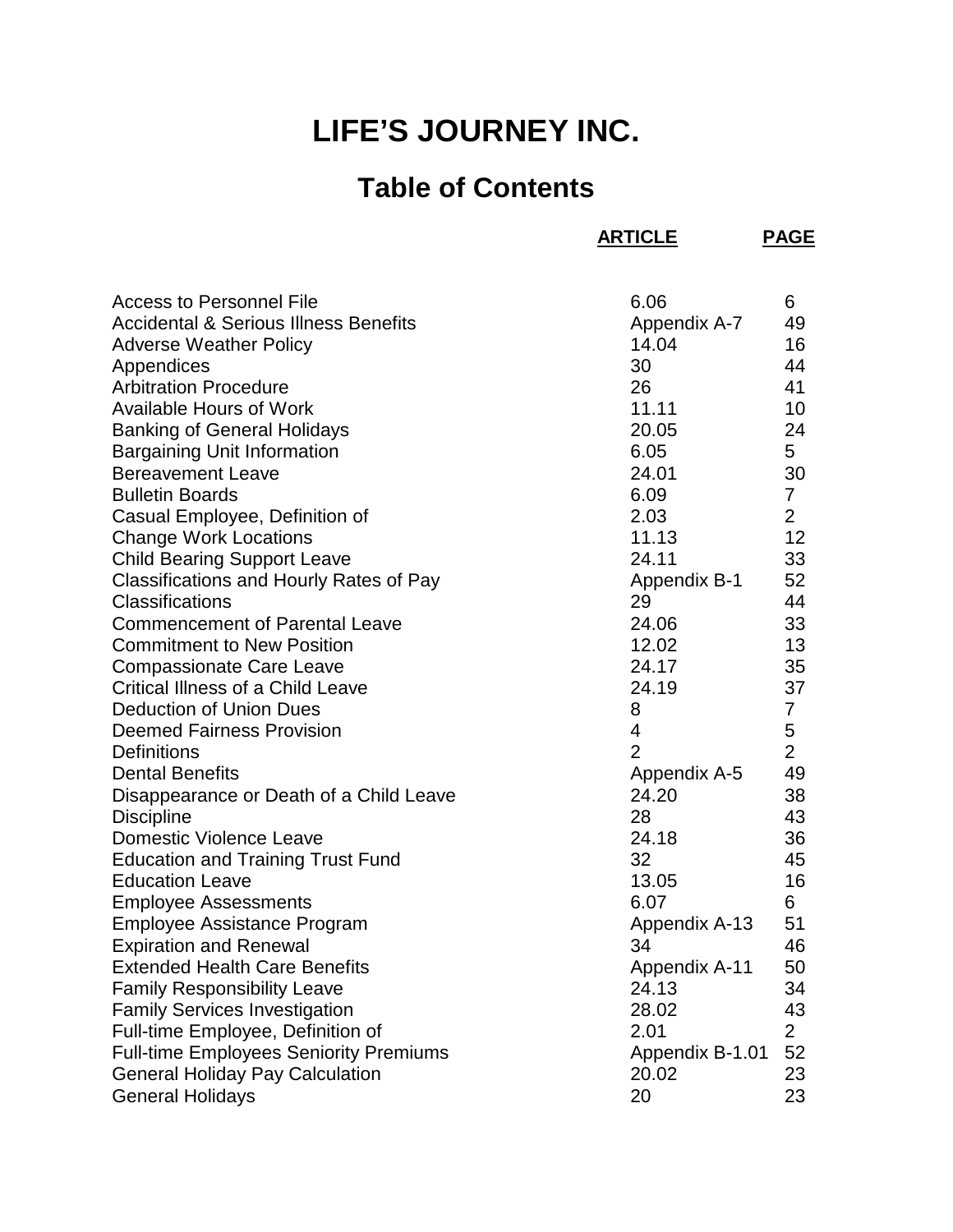# LIFE'S JOURNEY INC.

## Table of Contents

| | ARTICLE | PAGE |
|---|---|---|
| Access to Personnel File | 6.06 | 6 |
| Accidental & Serious Illness Benefits | Appendix A-7 | 49 |
| Adverse Weather Policy | 14.04 | 16 |
| Appendices | 30 | 44 |
| Arbitration Procedure | 26 | 41 |
| Available Hours of Work | 11.11 | 10 |
| Banking of General Holidays | 20.05 | 24 |
| Bargaining Unit Information | 6.05 | 5 |
| Bereavement Leave | 24.01 | 30 |
| Bulletin Boards | 6.09 | 7 |
| Casual Employee, Definition of | 2.03 | 2 |
| Change Work Locations | 11.13 | 12 |
| Child Bearing Support Leave | 24.11 | 33 |
| Classifications and Hourly Rates of Pay | Appendix B-1 | 52 |
| Classifications | 29 | 44 |
| Commencement of Parental Leave | 24.06 | 33 |
| Commitment to New Position | 12.02 | 13 |
| Compassionate Care Leave | 24.17 | 35 |
| Critical Illness of a Child Leave | 24.19 | 37 |
| Deduction of Union Dues | 8 | 7 |
| Deemed Fairness Provision | 4 | 5 |
| Definitions | 2 | 2 |
| Dental Benefits | Appendix A-5 | 49 |
| Disappearance or Death of a Child Leave | 24.20 | 38 |
| Discipline | 28 | 43 |
| Domestic Violence Leave | 24.18 | 36 |
| Education and Training Trust Fund | 32 | 45 |
| Education Leave | 13.05 | 16 |
| Employee Assessments | 6.07 | 6 |
| Employee Assistance Program | Appendix A-13 | 51 |
| Expiration and Renewal | 34 | 46 |
| Extended Health Care Benefits | Appendix A-11 | 50 |
| Family Responsibility Leave | 24.13 | 34 |
| Family Services Investigation | 28.02 | 43 |
| Full-time Employee, Definition of | 2.01 | 2 |
| Full-time Employees Seniority Premiums | Appendix B-1.01 | 52 |
| General Holiday Pay Calculation | 20.02 | 23 |
| General Holidays | 20 | 23 |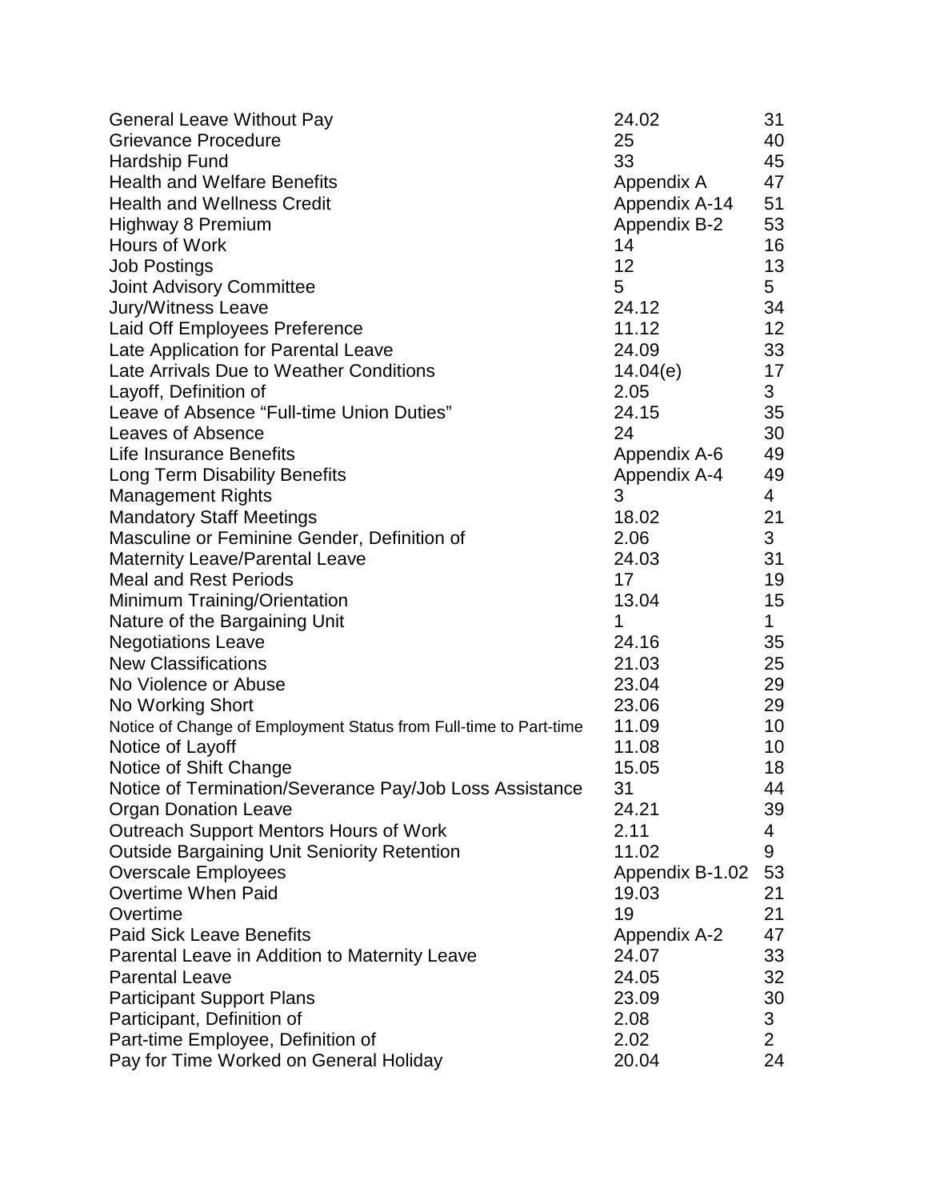| | | |
|---|---|---|
| General Leave Without Pay | 24.02 | 31 |
| Grievance Procedure | 25 | 40 |
| Hardship Fund | 33 | 45 |
| Health and Welfare Benefits | Appendix A | 47 |
| Health and Wellness Credit | Appendix A-14 | 51 |
| Highway 8 Premium | Appendix B-2 | 53 |
| Hours of Work | 14 | 16 |
| Job Postings | 12 | 13 |
| Joint Advisory Committee | 5 | 5 |
| Jury/Witness Leave | 24.12 | 34 |
| Laid Off Employees Preference | 11.12 | 12 |
| Late Application for Parental Leave | 24.09 | 33 |
| Late Arrivals Due to Weather Conditions | 14.04(e) | 17 |
| Layoff, Definition of | 2.05 | 3 |
| Leave of Absence "Full-time Union Duties" | 24.15 | 35 |
| Leaves of Absence | 24 | 30 |
| Life Insurance Benefits | Appendix A-6 | 49 |
| Long Term Disability Benefits | Appendix A-4 | 49 |
| Management Rights | 3 | 4 |
| Mandatory Staff Meetings | 18.02 | 21 |
| Masculine or Feminine Gender, Definition of | 2.06 | 3 |
| Maternity Leave/Parental Leave | 24.03 | 31 |
| Meal and Rest Periods | 17 | 19 |
| Minimum Training/Orientation | 13.04 | 15 |
| Nature of the Bargaining Unit | 1 | 1 |
| Negotiations Leave | 24.16 | 35 |
| New Classifications | 21.03 | 25 |
| No Violence or Abuse | 23.04 | 29 |
| No Working Short | 23.06 | 29 |
| Notice of Change of Employment Status from Full-time to Part-time | 11.09 | 10 |
| Notice of Layoff | 11.08 | 10 |
| Notice of Shift Change | 15.05 | 18 |
| Notice of Termination/Severance Pay/Job Loss Assistance | 31 | 44 |
| Organ Donation Leave | 24.21 | 39 |
| Outreach Support Mentors Hours of Work | 2.11 | 4 |
| Outside Bargaining Unit Seniority Retention | 11.02 | 9 |
| Overscale Employees | Appendix B-1.02 | 53 |
| Overtime When Paid | 19.03 | 21 |
| Overtime | 19 | 21 |
| Paid Sick Leave Benefits | Appendix A-2 | 47 |
| Parental Leave in Addition to Maternity Leave | 24.07 | 33 |
| Parental Leave | 24.05 | 32 |
| Participant Support Plans | 23.09 | 30 |
| Participant, Definition of | 2.08 | 3 |
| Part-time Employee, Definition of | 2.02 | 2 |
| Pay for Time Worked on General Holiday | 20.04 | 24 |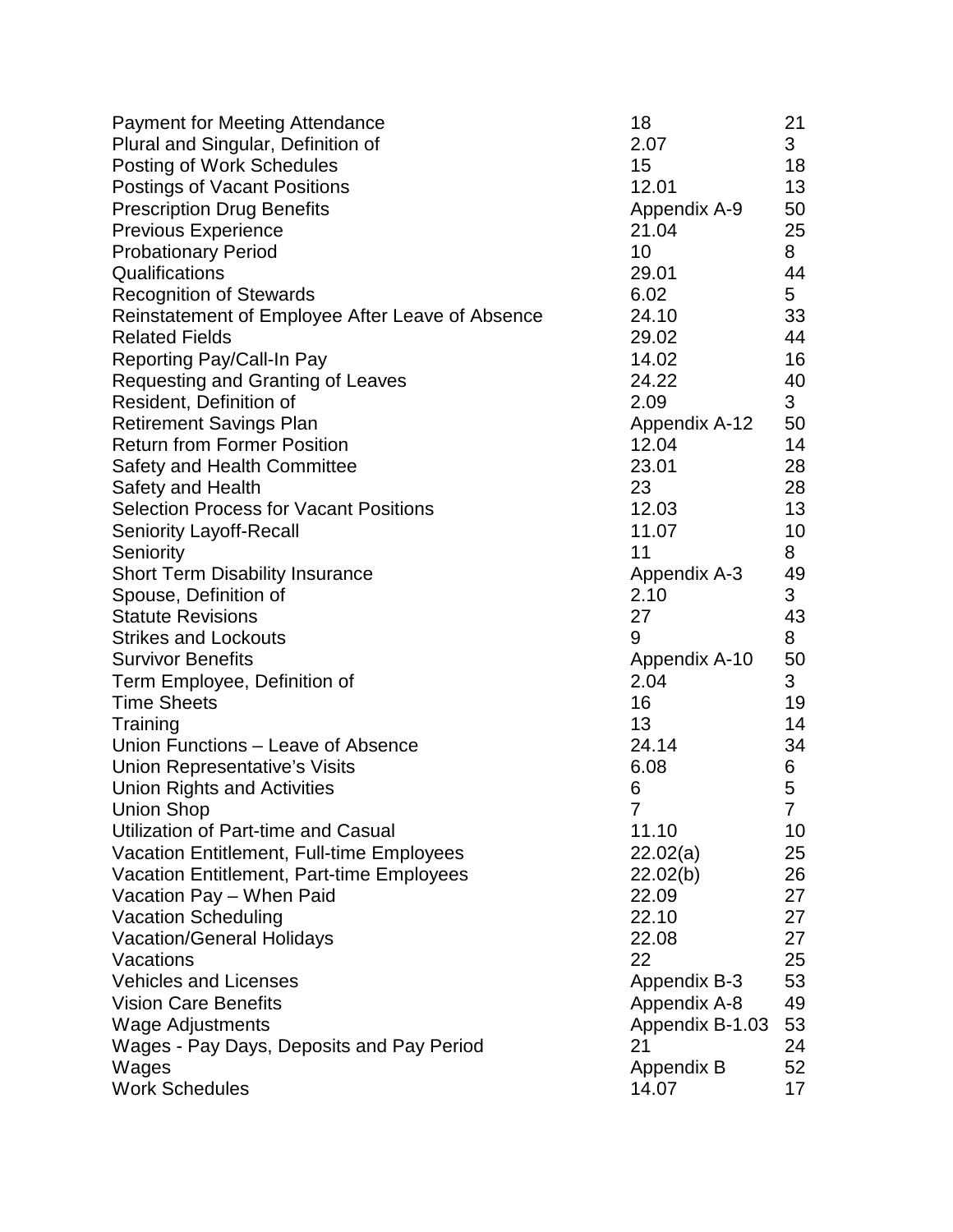| | | |
|---|---|---|
| Payment for Meeting Attendance | 18 | 21 |
| Plural and Singular, Definition of | 2.07 | 3 |
| Posting of Work Schedules | 15 | 18 |
| Postings of Vacant Positions | 12.01 | 13 |
| Prescription Drug Benefits | Appendix A-9 | 50 |
| Previous Experience | 21.04 | 25 |
| Probationary Period | 10 | 8 |
| Qualifications | 29.01 | 44 |
| Recognition of Stewards | 6.02 | 5 |
| Reinstatement of Employee After Leave of Absence | 24.10 | 33 |
| Related Fields | 29.02 | 44 |
| Reporting Pay/Call-In Pay | 14.02 | 16 |
| Requesting and Granting of Leaves | 24.22 | 40 |
| Resident, Definition of | 2.09 | 3 |
| Retirement Savings Plan | Appendix A-12 | 50 |
| Return from Former Position | 12.04 | 14 |
| Safety and Health Committee | 23.01 | 28 |
| Safety and Health | 23 | 28 |
| Selection Process for Vacant Positions | 12.03 | 13 |
| Seniority Layoff-Recall | 11.07 | 10 |
| Seniority | 11 | 8 |
| Short Term Disability Insurance | Appendix A-3 | 49 |
| Spouse, Definition of | 2.10 | 3 |
| Statute Revisions | 27 | 43 |
| Strikes and Lockouts | 9 | 8 |
| Survivor Benefits | Appendix A-10 | 50 |
| Term Employee, Definition of | 2.04 | 3 |
| Time Sheets | 16 | 19 |
| Training | 13 | 14 |
| Union Functions – Leave of Absence | 24.14 | 34 |
| Union Representative's Visits | 6.08 | 6 |
| Union Rights and Activities | 6 | 5 |
| Union Shop | 7 | 7 |
| Utilization of Part-time and Casual | 11.10 | 10 |
| Vacation Entitlement, Full-time Employees | 22.02(a) | 25 |
| Vacation Entitlement, Part-time Employees | 22.02(b) | 26 |
| Vacation Pay – When Paid | 22.09 | 27 |
| Vacation Scheduling | 22.10 | 27 |
| Vacation/General Holidays | 22.08 | 27 |
| Vacations | 22 | 25 |
| Vehicles and Licenses | Appendix B-3 | 53 |
| Vision Care Benefits | Appendix A-8 | 49 |
| Wage Adjustments | Appendix B-1.03 | 53 |
| Wages - Pay Days, Deposits and Pay Period | 21 | 24 |
| Wages | Appendix B | 52 |
| Work Schedules | 14.07 | 17 |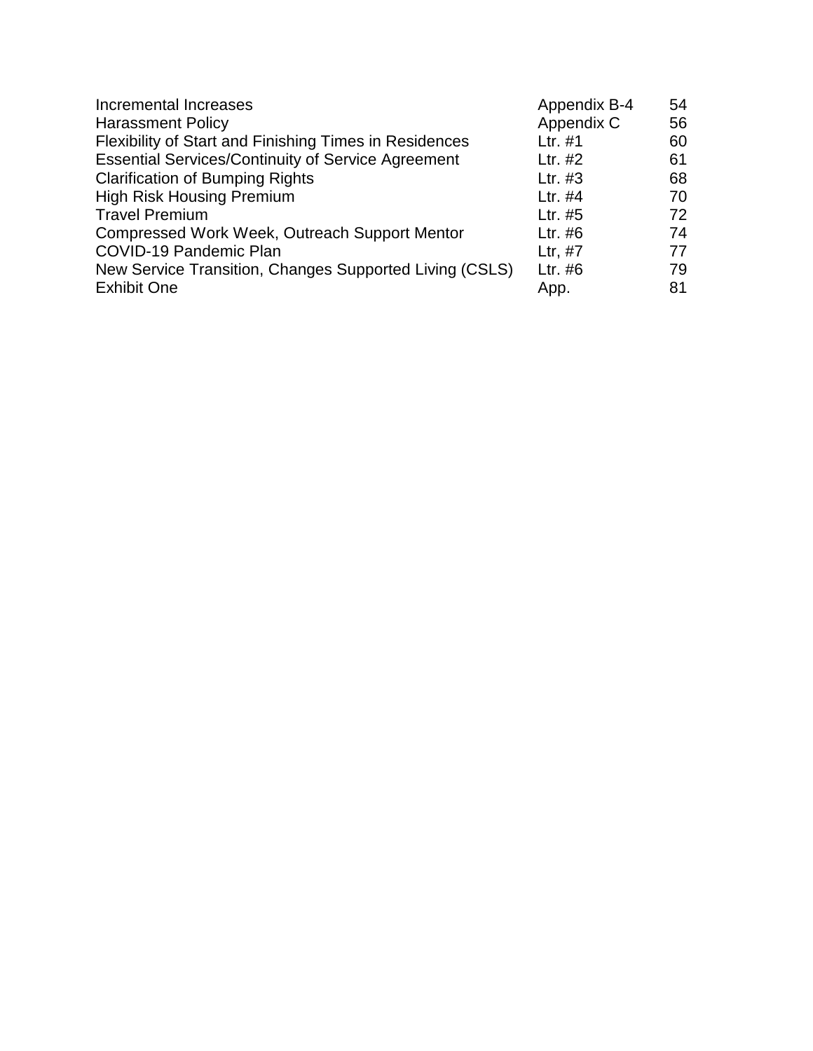| | | |
|---|---|---|
| Incremental Increases | Appendix B-4 | 54 |
| Harassment Policy | Appendix C | 56 |
| Flexibility of Start and Finishing Times in Residences | Ltr. #1 | 60 |
| Essential Services/Continuity of Service Agreement | Ltr. #2 | 61 |
| Clarification of Bumping Rights | Ltr. #3 | 68 |
| High Risk Housing Premium | Ltr. #4 | 70 |
| Travel Premium | Ltr. #5 | 72 |
| Compressed Work Week, Outreach Support Mentor | Ltr. #6 | 74 |
| COVID-19 Pandemic Plan | Ltr, #7 | 77 |
| New Service Transition, Changes Supported Living (CSLS) | Ltr. #6 | 79 |
| Exhibit One | App. | 81 |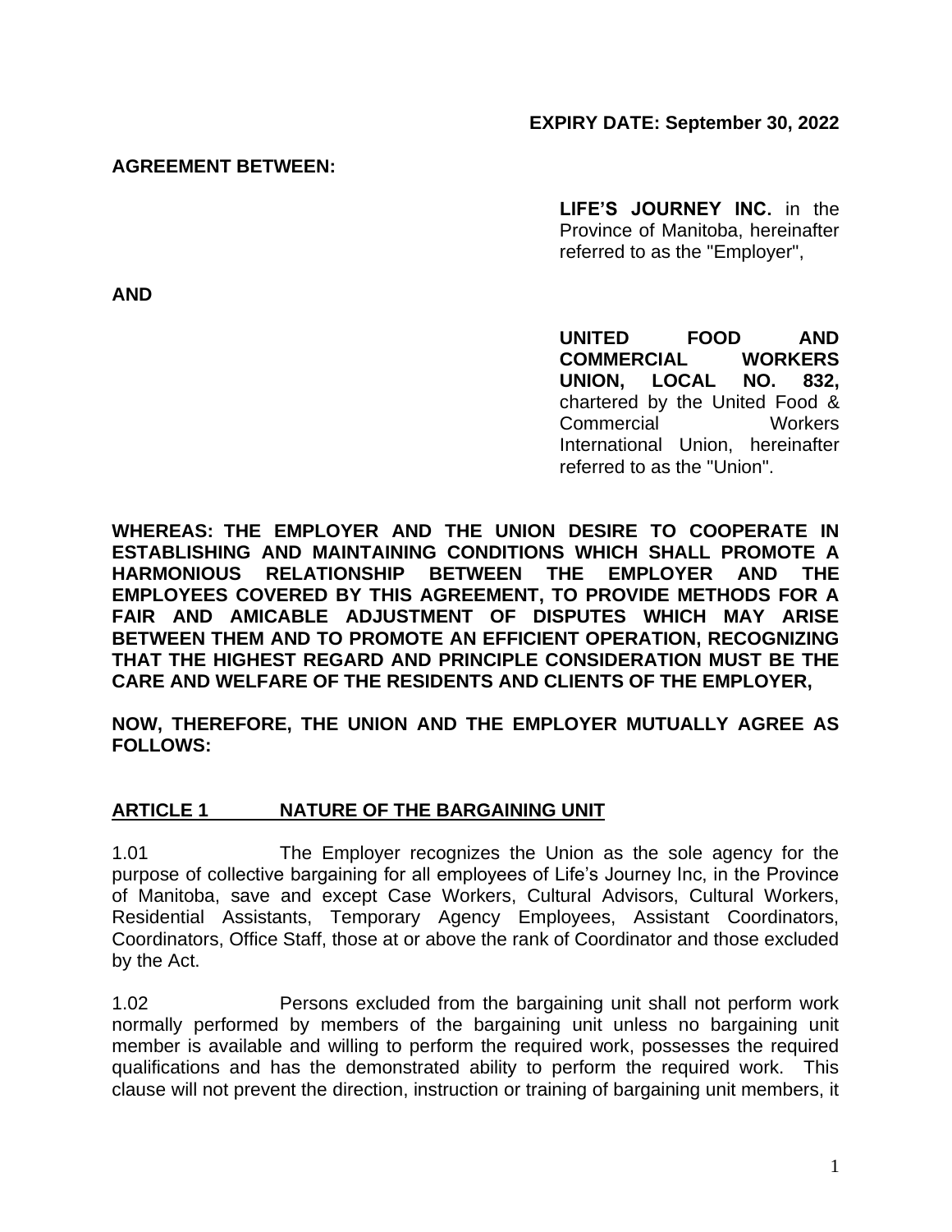**EXPIRY DATE: September 30, 2022**

**AGREEMENT BETWEEN:**

**LIFE'S JOURNEY INC.** in the Province of Manitoba, hereinafter referred to as the "Employer",

**AND**

**UNITED FOOD AND COMMERCIAL WORKERS UNION, LOCAL NO. 832,** chartered by the United Food & Commercial Workers International Union, hereinafter referred to as the "Union".

**WHEREAS: THE EMPLOYER AND THE UNION DESIRE TO COOPERATE IN ESTABLISHING AND MAINTAINING CONDITIONS WHICH SHALL PROMOTE A HARMONIOUS RELATIONSHIP BETWEEN THE EMPLOYER AND THE EMPLOYEES COVERED BY THIS AGREEMENT, TO PROVIDE METHODS FOR A FAIR AND AMICABLE ADJUSTMENT OF DISPUTES WHICH MAY ARISE BETWEEN THEM AND TO PROMOTE AN EFFICIENT OPERATION, RECOGNIZING THAT THE HIGHEST REGARD AND PRINCIPLE CONSIDERATION MUST BE THE CARE AND WELFARE OF THE RESIDENTS AND CLIENTS OF THE EMPLOYER,**

**NOW, THEREFORE, THE UNION AND THE EMPLOYER MUTUALLY AGREE AS FOLLOWS:**

## ARTICLE 1 NATURE OF THE BARGAINING UNIT

1.01 The Employer recognizes the Union as the sole agency for the purpose of collective bargaining for all employees of Life's Journey Inc, in the Province of Manitoba, save and except Case Workers, Cultural Advisors, Cultural Workers, Residential Assistants, Temporary Agency Employees, Assistant Coordinators, Coordinators, Office Staff, those at or above the rank of Coordinator and those excluded by the Act.

1.02 Persons excluded from the bargaining unit shall not perform work normally performed by members of the bargaining unit unless no bargaining unit member is available and willing to perform the required work, possesses the required qualifications and has the demonstrated ability to perform the required work. This clause will not prevent the direction, instruction or training of bargaining unit members, it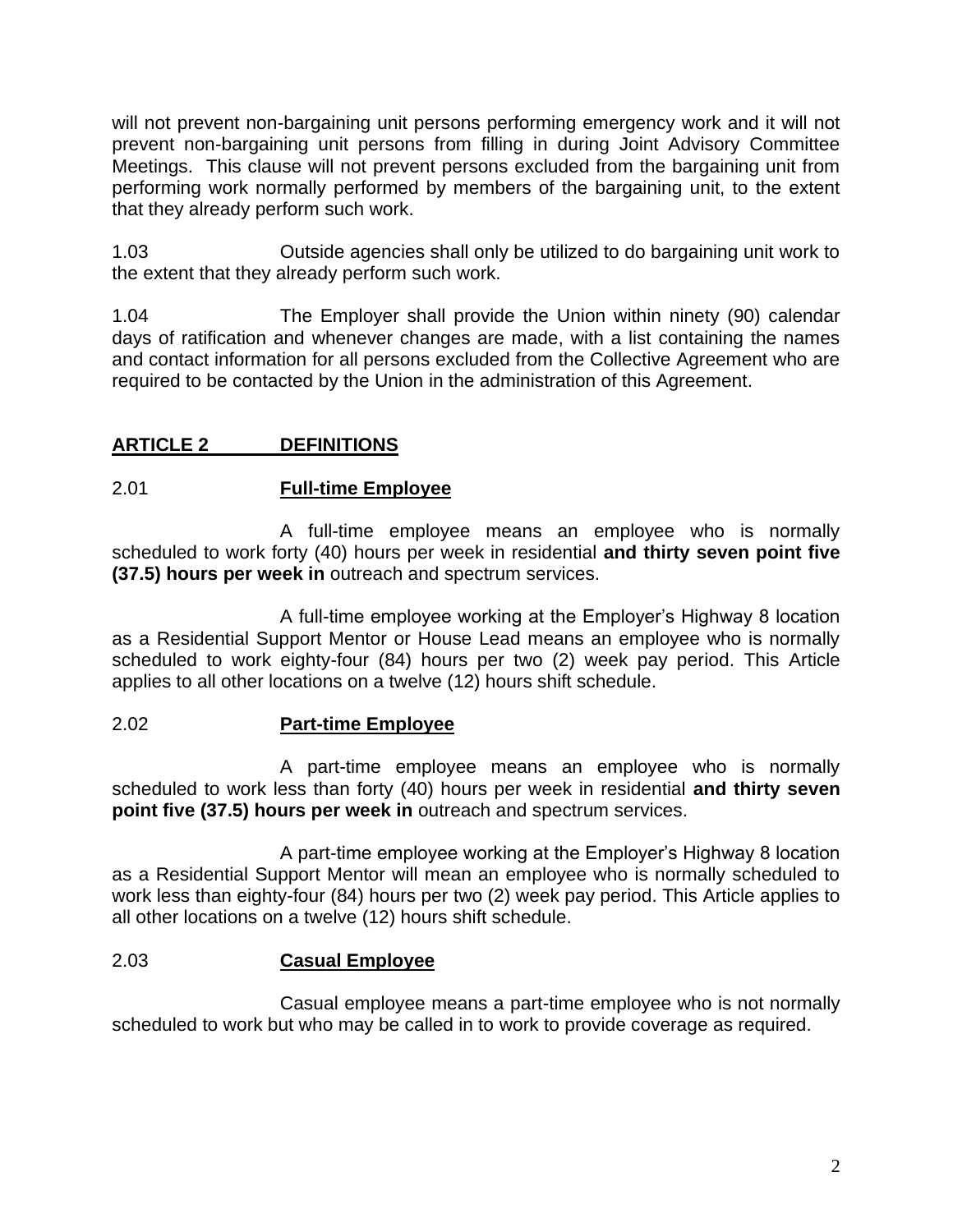will not prevent non-bargaining unit persons performing emergency work and it will not prevent non-bargaining unit persons from filling in during Joint Advisory Committee Meetings. This clause will not prevent persons excluded from the bargaining unit from performing work normally performed by members of the bargaining unit, to the extent that they already perform such work.

1.03 Outside agencies shall only be utilized to do bargaining unit work to the extent that they already perform such work.

1.04 The Employer shall provide the Union within ninety (90) calendar days of ratification and whenever changes are made, with a list containing the names and contact information for all persons excluded from the Collective Agreement who are required to be contacted by the Union in the administration of this Agreement.

## ARTICLE 2 DEFINITIONS

### 2.01 Full-time Employee

A full-time employee means an employee who is normally scheduled to work forty (40) hours per week in residential **and thirty seven point five (37.5) hours per week in** outreach and spectrum services.

A full-time employee working at the Employer's Highway 8 location as a Residential Support Mentor or House Lead means an employee who is normally scheduled to work eighty-four (84) hours per two (2) week pay period. This Article applies to all other locations on a twelve (12) hours shift schedule.

### 2.02 Part-time Employee

A part-time employee means an employee who is normally scheduled to work less than forty (40) hours per week in residential **and thirty seven point five (37.5) hours per week in** outreach and spectrum services.

A part-time employee working at the Employer's Highway 8 location as a Residential Support Mentor will mean an employee who is normally scheduled to work less than eighty-four (84) hours per two (2) week pay period. This Article applies to all other locations on a twelve (12) hours shift schedule.

### 2.03 Casual Employee

Casual employee means a part-time employee who is not normally scheduled to work but who may be called in to work to provide coverage as required.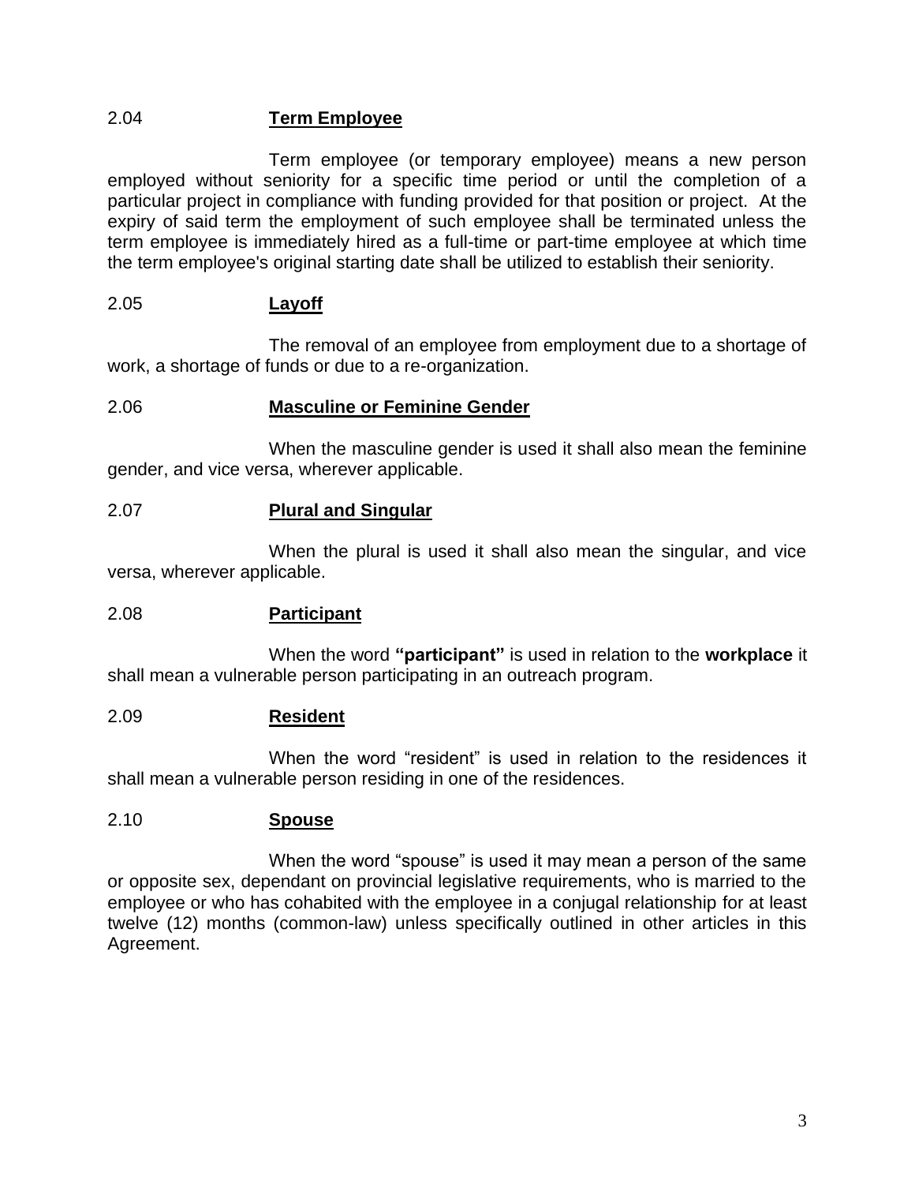### 2.04 **Term Employee**

Term employee (or temporary employee) means a new person employed without seniority for a specific time period or until the completion of a particular project in compliance with funding provided for that position or project. At the expiry of said term the employment of such employee shall be terminated unless the term employee is immediately hired as a full-time or part-time employee at which time the term employee's original starting date shall be utilized to establish their seniority.

### 2.05 **Layoff**

The removal of an employee from employment due to a shortage of work, a shortage of funds or due to a re-organization.

### 2.06 **Masculine or Feminine Gender**

When the masculine gender is used it shall also mean the feminine gender, and vice versa, wherever applicable.

### 2.07 **Plural and Singular**

When the plural is used it shall also mean the singular, and vice versa, wherever applicable.

### 2.08 **Participant**

When the word **"participant"** is used in relation to the **workplace** it shall mean a vulnerable person participating in an outreach program.

### 2.09 **Resident**

When the word "resident" is used in relation to the residences it shall mean a vulnerable person residing in one of the residences.

### 2.10 **Spouse**

When the word "spouse" is used it may mean a person of the same or opposite sex, dependant on provincial legislative requirements, who is married to the employee or who has cohabited with the employee in a conjugal relationship for at least twelve (12) months (common-law) unless specifically outlined in other articles in this Agreement.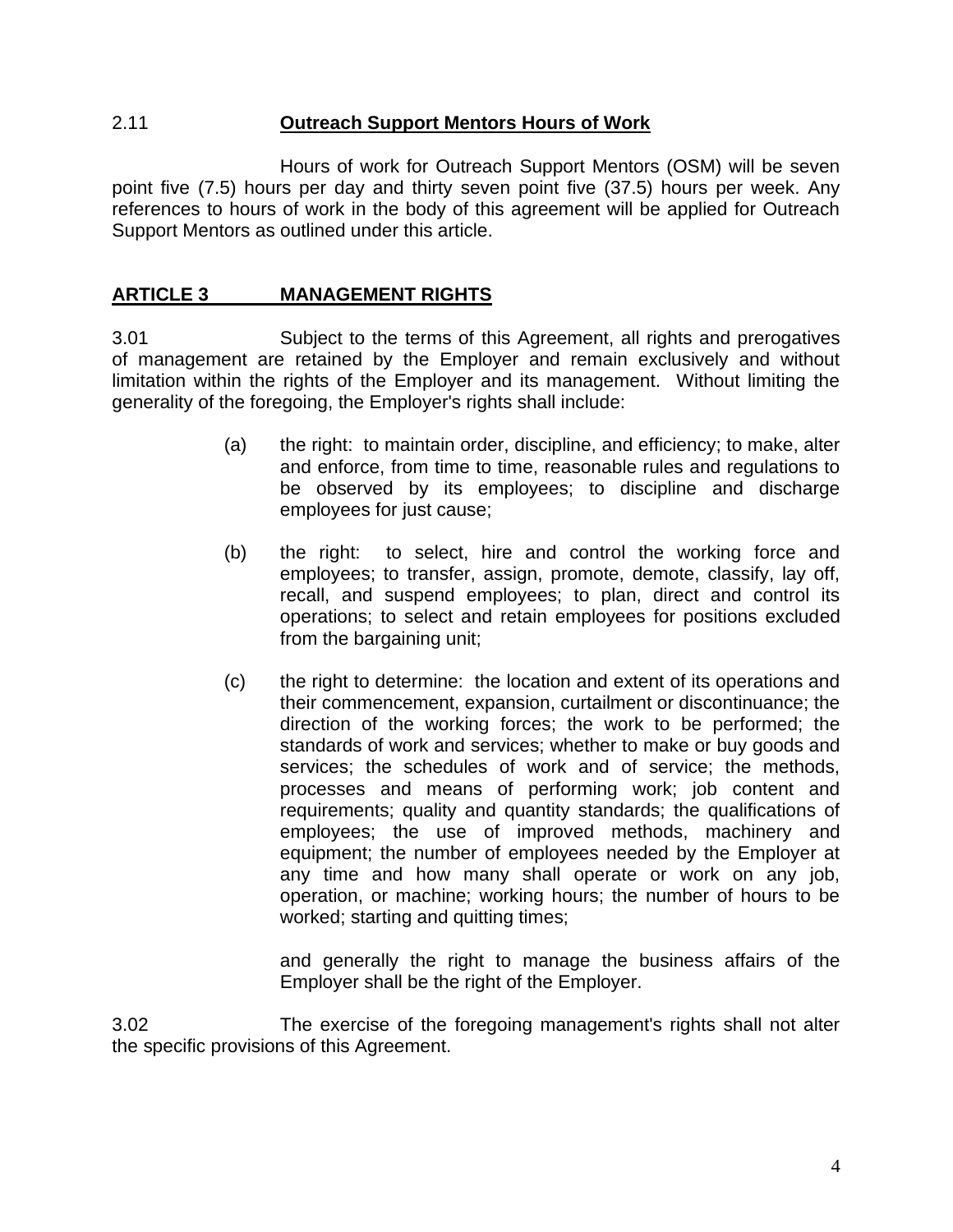2.11 **Outreach Support Mentors Hours of Work**

Hours of work for Outreach Support Mentors (OSM) will be seven point five (7.5) hours per day and thirty seven point five (37.5) hours per week. Any references to hours of work in the body of this agreement will be applied for Outreach Support Mentors as outlined under this article.

## ARTICLE 3 MANAGEMENT RIGHTS

3.01 Subject to the terms of this Agreement, all rights and prerogatives of management are retained by the Employer and remain exclusively and without limitation within the rights of the Employer and its management. Without limiting the generality of the foregoing, the Employer's rights shall include:

(a) the right: to maintain order, discipline, and efficiency; to make, alter and enforce, from time to time, reasonable rules and regulations to be observed by its employees; to discipline and discharge employees for just cause;

(b) the right: to select, hire and control the working force and employees; to transfer, assign, promote, demote, classify, lay off, recall, and suspend employees; to plan, direct and control its operations; to select and retain employees for positions excluded from the bargaining unit;

(c) the right to determine: the location and extent of its operations and their commencement, expansion, curtailment or discontinuance; the direction of the working forces; the work to be performed; the standards of work and services; whether to make or buy goods and services; the schedules of work and of service; the methods, processes and means of performing work; job content and requirements; quality and quantity standards; the qualifications of employees; the use of improved methods, machinery and equipment; the number of employees needed by the Employer at any time and how many shall operate or work on any job, operation, or machine; working hours; the number of hours to be worked; starting and quitting times;

and generally the right to manage the business affairs of the Employer shall be the right of the Employer.

3.02 The exercise of the foregoing management's rights shall not alter the specific provisions of this Agreement.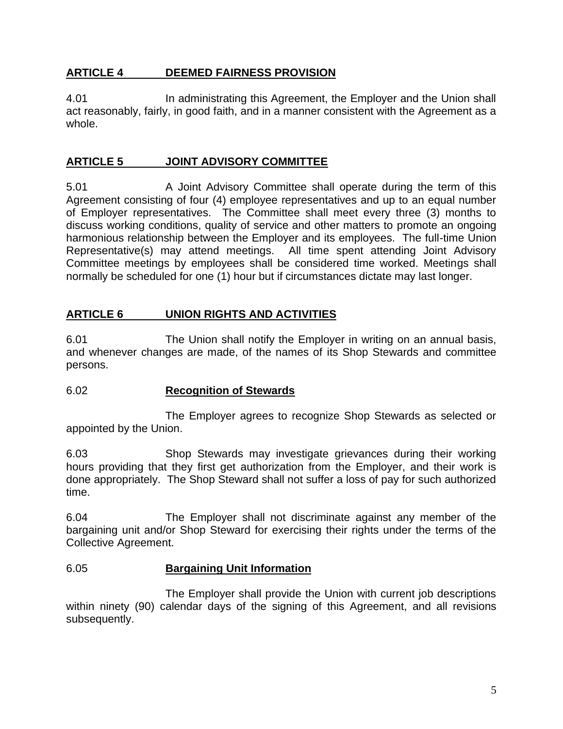## ARTICLE 4 DEEMED FAIRNESS PROVISION

4.01 In administrating this Agreement, the Employer and the Union shall act reasonably, fairly, in good faith, and in a manner consistent with the Agreement as a whole.

## ARTICLE 5 JOINT ADVISORY COMMITTEE

5.01 A Joint Advisory Committee shall operate during the term of this Agreement consisting of four (4) employee representatives and up to an equal number of Employer representatives. The Committee shall meet every three (3) months to discuss working conditions, quality of service and other matters to promote an ongoing harmonious relationship between the Employer and its employees. The full-time Union Representative(s) may attend meetings. All time spent attending Joint Advisory Committee meetings by employees shall be considered time worked. Meetings shall normally be scheduled for one (1) hour but if circumstances dictate may last longer.

## ARTICLE 6 UNION RIGHTS AND ACTIVITIES

6.01 The Union shall notify the Employer in writing on an annual basis, and whenever changes are made, of the names of its Shop Stewards and committee persons.

6.02 **Recognition of Stewards**

The Employer agrees to recognize Shop Stewards as selected or appointed by the Union.

6.03 Shop Stewards may investigate grievances during their working hours providing that they first get authorization from the Employer, and their work is done appropriately. The Shop Steward shall not suffer a loss of pay for such authorized time.

6.04 The Employer shall not discriminate against any member of the bargaining unit and/or Shop Steward for exercising their rights under the terms of the Collective Agreement.

6.05 **Bargaining Unit Information**

The Employer shall provide the Union with current job descriptions within ninety (90) calendar days of the signing of this Agreement, and all revisions subsequently.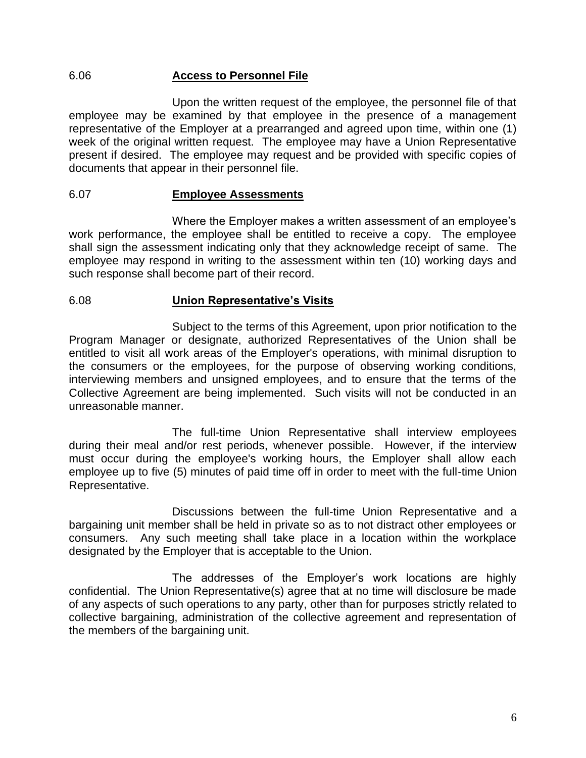### 6.06 **Access to Personnel File**

Upon the written request of the employee, the personnel file of that employee may be examined by that employee in the presence of a management representative of the Employer at a prearranged and agreed upon time, within one (1) week of the original written request. The employee may have a Union Representative present if desired. The employee may request and be provided with specific copies of documents that appear in their personnel file.

### 6.07 **Employee Assessments**

Where the Employer makes a written assessment of an employee's work performance, the employee shall be entitled to receive a copy. The employee shall sign the assessment indicating only that they acknowledge receipt of same. The employee may respond in writing to the assessment within ten (10) working days and such response shall become part of their record.

### 6.08 **Union Representative's Visits**

Subject to the terms of this Agreement, upon prior notification to the Program Manager or designate, authorized Representatives of the Union shall be entitled to visit all work areas of the Employer's operations, with minimal disruption to the consumers or the employees, for the purpose of observing working conditions, interviewing members and unsigned employees, and to ensure that the terms of the Collective Agreement are being implemented. Such visits will not be conducted in an unreasonable manner.

The full-time Union Representative shall interview employees during their meal and/or rest periods, whenever possible. However, if the interview must occur during the employee's working hours, the Employer shall allow each employee up to five (5) minutes of paid time off in order to meet with the full-time Union Representative.

Discussions between the full-time Union Representative and a bargaining unit member shall be held in private so as to not distract other employees or consumers. Any such meeting shall take place in a location within the workplace designated by the Employer that is acceptable to the Union.

The addresses of the Employer's work locations are highly confidential. The Union Representative(s) agree that at no time will disclosure be made of any aspects of such operations to any party, other than for purposes strictly related to collective bargaining, administration of the collective agreement and representation of the members of the bargaining unit.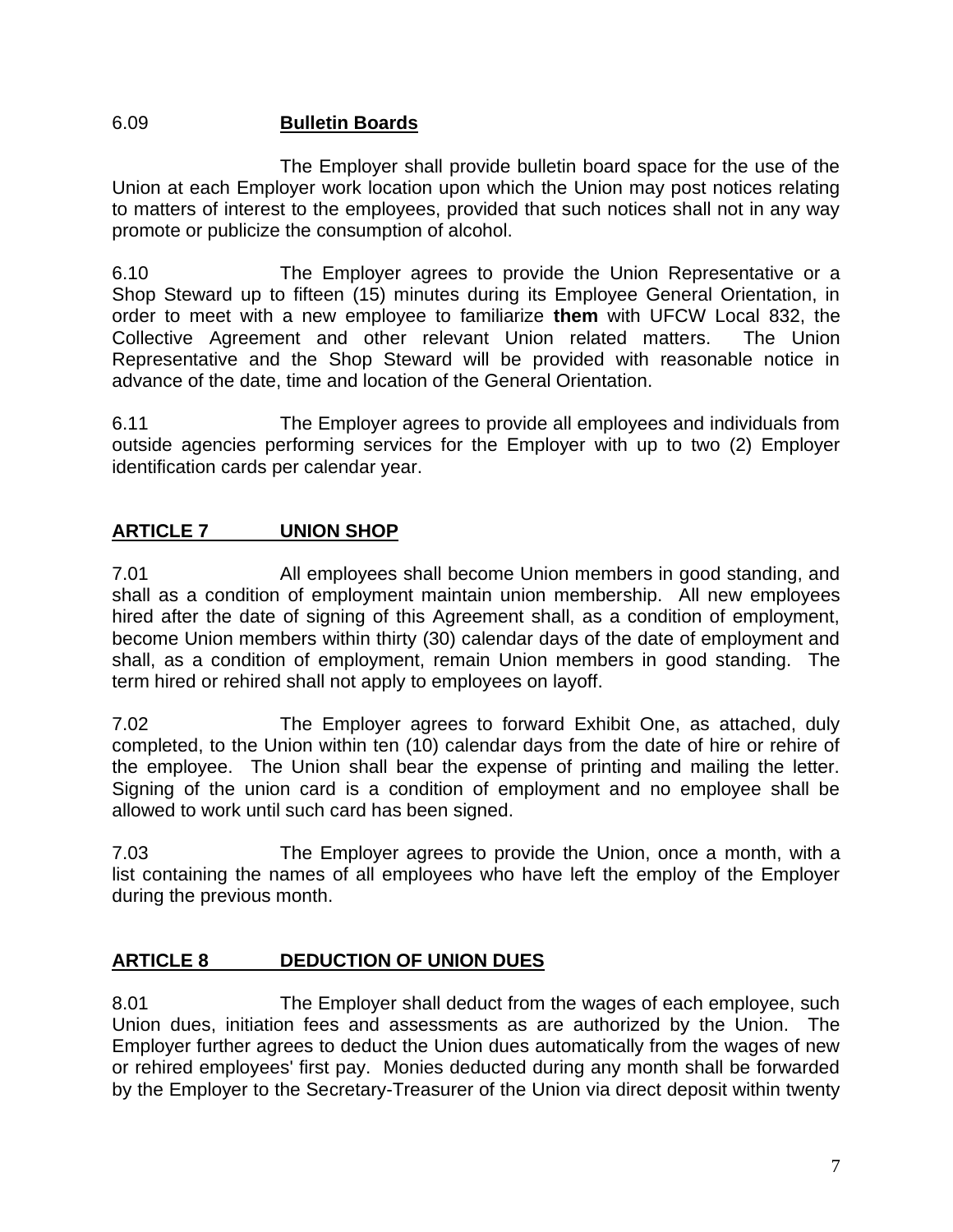6.09 **Bulletin Boards**

The Employer shall provide bulletin board space for the use of the Union at each Employer work location upon which the Union may post notices relating to matters of interest to the employees, provided that such notices shall not in any way promote or publicize the consumption of alcohol.

6.10 The Employer agrees to provide the Union Representative or a Shop Steward up to fifteen (15) minutes during its Employee General Orientation, in order to meet with a new employee to familiarize **them** with UFCW Local 832, the Collective Agreement and other relevant Union related matters. The Union Representative and the Shop Steward will be provided with reasonable notice in advance of the date, time and location of the General Orientation.

6.11 The Employer agrees to provide all employees and individuals from outside agencies performing services for the Employer with up to two (2) Employer identification cards per calendar year.

## ARTICLE 7 UNION SHOP

7.01 All employees shall become Union members in good standing, and shall as a condition of employment maintain union membership. All new employees hired after the date of signing of this Agreement shall, as a condition of employment, become Union members within thirty (30) calendar days of the date of employment and shall, as a condition of employment, remain Union members in good standing. The term hired or rehired shall not apply to employees on layoff.

7.02 The Employer agrees to forward Exhibit One, as attached, duly completed, to the Union within ten (10) calendar days from the date of hire or rehire of the employee. The Union shall bear the expense of printing and mailing the letter. Signing of the union card is a condition of employment and no employee shall be allowed to work until such card has been signed.

7.03 The Employer agrees to provide the Union, once a month, with a list containing the names of all employees who have left the employ of the Employer during the previous month.

## ARTICLE 8 DEDUCTION OF UNION DUES

8.01 The Employer shall deduct from the wages of each employee, such Union dues, initiation fees and assessments as are authorized by the Union. The Employer further agrees to deduct the Union dues automatically from the wages of new or rehired employees' first pay. Monies deducted during any month shall be forwarded by the Employer to the Secretary-Treasurer of the Union via direct deposit within twenty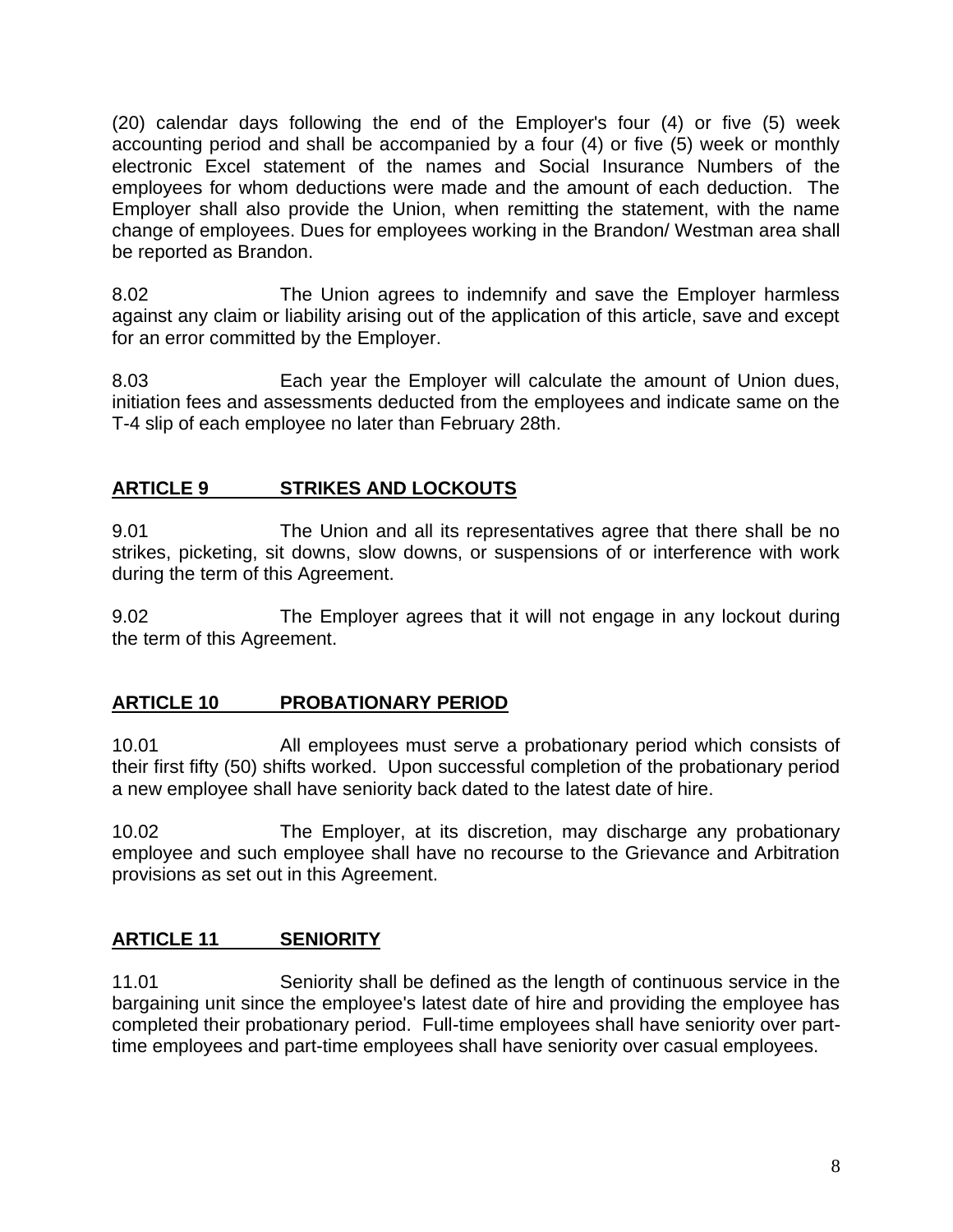(20) calendar days following the end of the Employer's four (4) or five (5) week accounting period and shall be accompanied by a four (4) or five (5) week or monthly electronic Excel statement of the names and Social Insurance Numbers of the employees for whom deductions were made and the amount of each deduction. The Employer shall also provide the Union, when remitting the statement, with the name change of employees. Dues for employees working in the Brandon/ Westman area shall be reported as Brandon.

8.02 The Union agrees to indemnify and save the Employer harmless against any claim or liability arising out of the application of this article, save and except for an error committed by the Employer.

8.03 Each year the Employer will calculate the amount of Union dues, initiation fees and assessments deducted from the employees and indicate same on the T-4 slip of each employee no later than February 28th.

## ARTICLE 9 STRIKES AND LOCKOUTS

9.01 The Union and all its representatives agree that there shall be no strikes, picketing, sit downs, slow downs, or suspensions of or interference with work during the term of this Agreement.

9.02 The Employer agrees that it will not engage in any lockout during the term of this Agreement.

## ARTICLE 10 PROBATIONARY PERIOD

10.01 All employees must serve a probationary period which consists of their first fifty (50) shifts worked. Upon successful completion of the probationary period a new employee shall have seniority back dated to the latest date of hire.

10.02 The Employer, at its discretion, may discharge any probationary employee and such employee shall have no recourse to the Grievance and Arbitration provisions as set out in this Agreement.

## ARTICLE 11 SENIORITY

11.01 Seniority shall be defined as the length of continuous service in the bargaining unit since the employee's latest date of hire and providing the employee has completed their probationary period. Full-time employees shall have seniority over part-time employees and part-time employees shall have seniority over casual employees.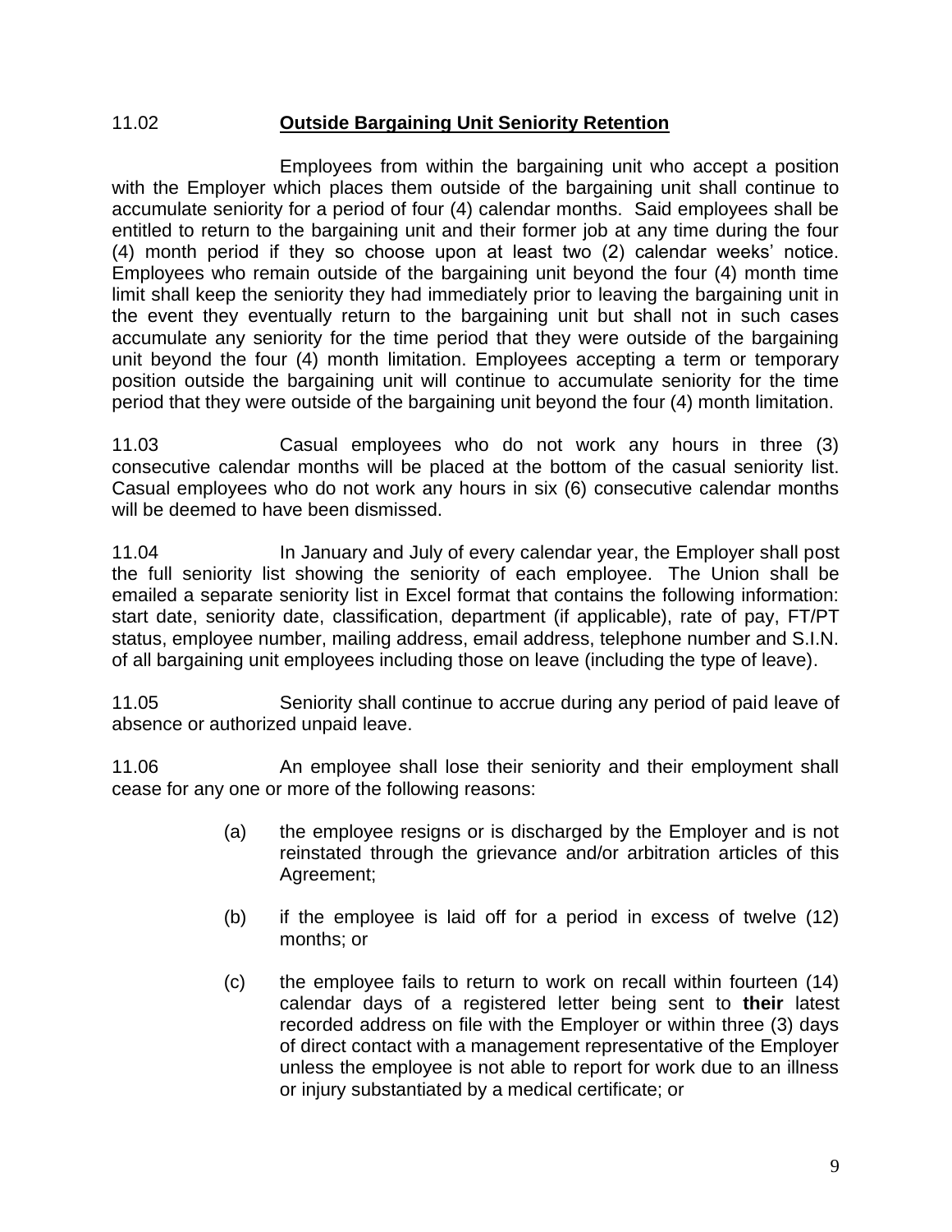11.02 **Outside Bargaining Unit Seniority Retention**

Employees from within the bargaining unit who accept a position with the Employer which places them outside of the bargaining unit shall continue to accumulate seniority for a period of four (4) calendar months. Said employees shall be entitled to return to the bargaining unit and their former job at any time during the four (4) month period if they so choose upon at least two (2) calendar weeks' notice. Employees who remain outside of the bargaining unit beyond the four (4) month time limit shall keep the seniority they had immediately prior to leaving the bargaining unit in the event they eventually return to the bargaining unit but shall not in such cases accumulate any seniority for the time period that they were outside of the bargaining unit beyond the four (4) month limitation. Employees accepting a term or temporary position outside the bargaining unit will continue to accumulate seniority for the time period that they were outside of the bargaining unit beyond the four (4) month limitation.

11.03 Casual employees who do not work any hours in three (3) consecutive calendar months will be placed at the bottom of the casual seniority list. Casual employees who do not work any hours in six (6) consecutive calendar months will be deemed to have been dismissed.

11.04 In January and July of every calendar year, the Employer shall post the full seniority list showing the seniority of each employee. The Union shall be emailed a separate seniority list in Excel format that contains the following information: start date, seniority date, classification, department (if applicable), rate of pay, FT/PT status, employee number, mailing address, email address, telephone number and S.I.N. of all bargaining unit employees including those on leave (including the type of leave).

11.05 Seniority shall continue to accrue during any period of paid leave of absence or authorized unpaid leave.

11.06 An employee shall lose their seniority and their employment shall cease for any one or more of the following reasons:

(a) the employee resigns or is discharged by the Employer and is not reinstated through the grievance and/or arbitration articles of this Agreement;

(b) if the employee is laid off for a period in excess of twelve (12) months; or

(c) the employee fails to return to work on recall within fourteen (14) calendar days of a registered letter being sent to **their** latest recorded address on file with the Employer or within three (3) days of direct contact with a management representative of the Employer unless the employee is not able to report for work due to an illness or injury substantiated by a medical certificate; or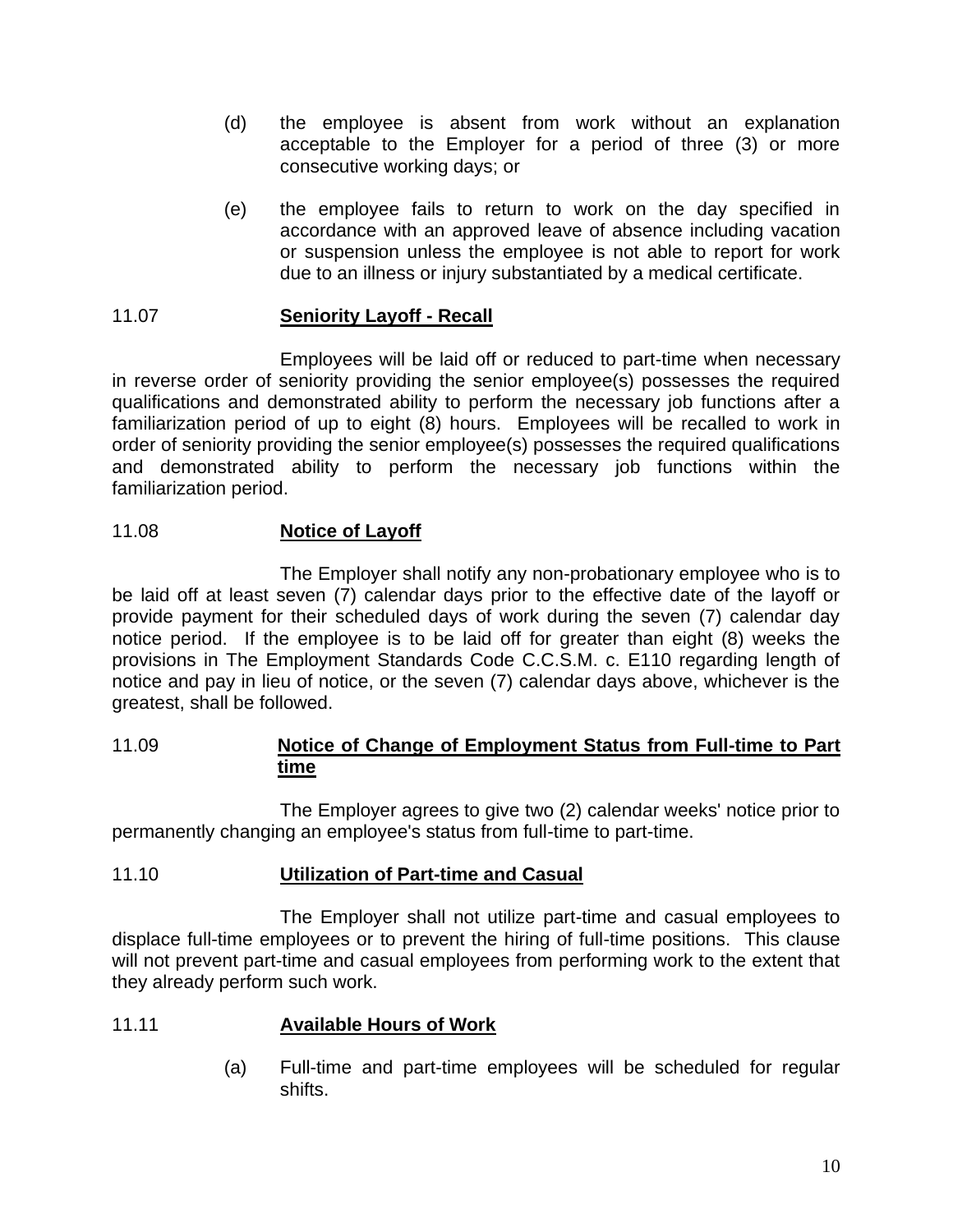(d) the employee is absent from work without an explanation acceptable to the Employer for a period of three (3) or more consecutive working days; or

(e) the employee fails to return to work on the day specified in accordance with an approved leave of absence including vacation or suspension unless the employee is not able to report for work due to an illness or injury substantiated by a medical certificate.

11.07 **Seniority Layoff - Recall**

Employees will be laid off or reduced to part-time when necessary in reverse order of seniority providing the senior employee(s) possesses the required qualifications and demonstrated ability to perform the necessary job functions after a familiarization period of up to eight (8) hours. Employees will be recalled to work in order of seniority providing the senior employee(s) possesses the required qualifications and demonstrated ability to perform the necessary job functions within the familiarization period.

11.08 **Notice of Layoff**

The Employer shall notify any non-probationary employee who is to be laid off at least seven (7) calendar days prior to the effective date of the layoff or provide payment for their scheduled days of work during the seven (7) calendar day notice period. If the employee is to be laid off for greater than eight (8) weeks the provisions in The Employment Standards Code C.C.S.M. c. E110 regarding length of notice and pay in lieu of notice, or the seven (7) calendar days above, whichever is the greatest, shall be followed.

11.09 **Notice of Change of Employment Status from Full-time to Part time**

The Employer agrees to give two (2) calendar weeks' notice prior to permanently changing an employee's status from full-time to part-time.

11.10 **Utilization of Part-time and Casual**

The Employer shall not utilize part-time and casual employees to displace full-time employees or to prevent the hiring of full-time positions. This clause will not prevent part-time and casual employees from performing work to the extent that they already perform such work.

11.11 **Available Hours of Work**

(a) Full-time and part-time employees will be scheduled for regular shifts.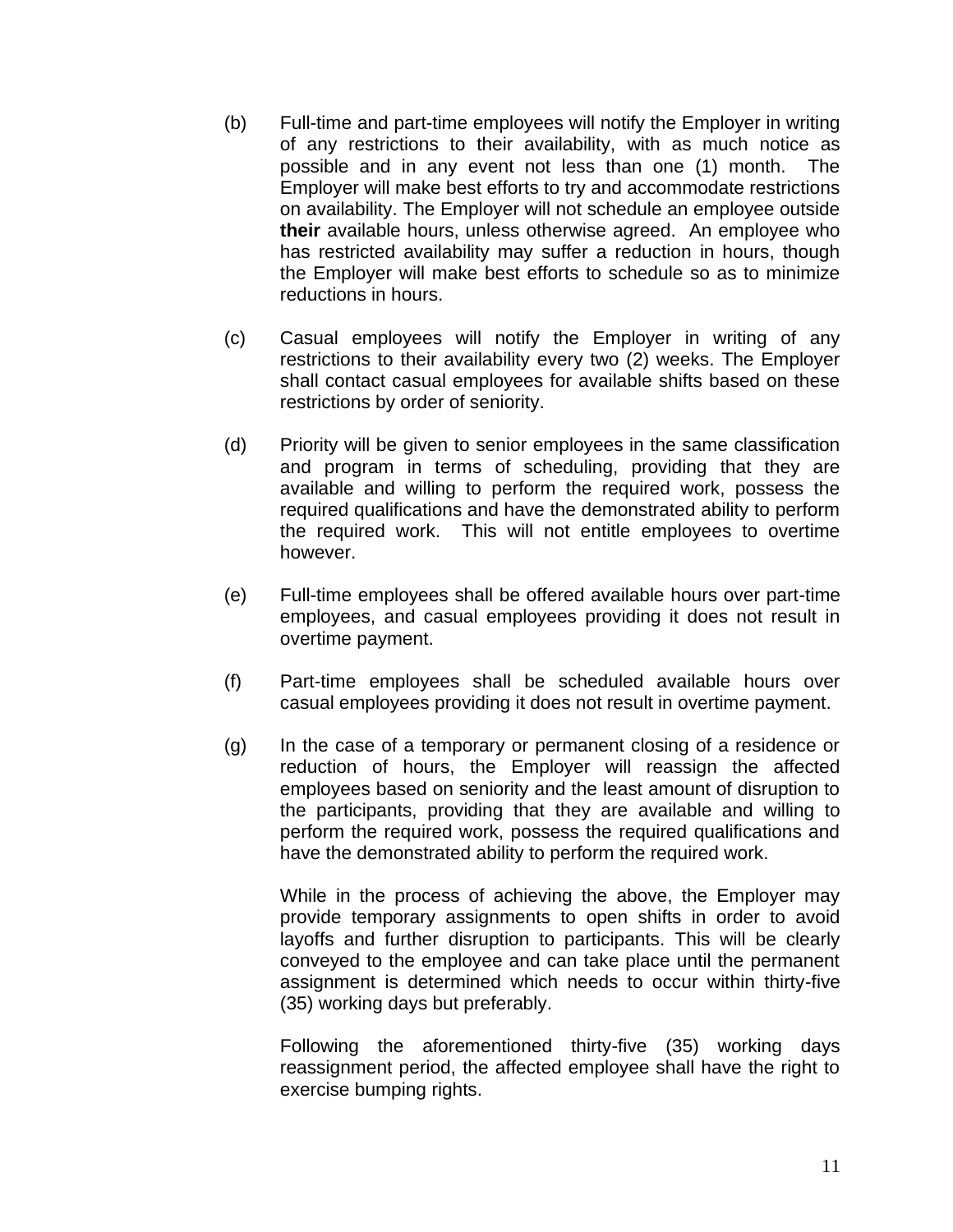(b) Full-time and part-time employees will notify the Employer in writing of any restrictions to their availability, with as much notice as possible and in any event not less than one (1) month. The Employer will make best efforts to try and accommodate restrictions on availability. The Employer will not schedule an employee outside **their** available hours, unless otherwise agreed. An employee who has restricted availability may suffer a reduction in hours, though the Employer will make best efforts to schedule so as to minimize reductions in hours.

(c) Casual employees will notify the Employer in writing of any restrictions to their availability every two (2) weeks. The Employer shall contact casual employees for available shifts based on these restrictions by order of seniority.

(d) Priority will be given to senior employees in the same classification and program in terms of scheduling, providing that they are available and willing to perform the required work, possess the required qualifications and have the demonstrated ability to perform the required work. This will not entitle employees to overtime however.

(e) Full-time employees shall be offered available hours over part-time employees, and casual employees providing it does not result in overtime payment.

(f) Part-time employees shall be scheduled available hours over casual employees providing it does not result in overtime payment.

(g) In the case of a temporary or permanent closing of a residence or reduction of hours, the Employer will reassign the affected employees based on seniority and the least amount of disruption to the participants, providing that they are available and willing to perform the required work, possess the required qualifications and have the demonstrated ability to perform the required work.

While in the process of achieving the above, the Employer may provide temporary assignments to open shifts in order to avoid layoffs and further disruption to participants. This will be clearly conveyed to the employee and can take place until the permanent assignment is determined which needs to occur within thirty-five (35) working days but preferably.

Following the aforementioned thirty-five (35) working days reassignment period, the affected employee shall have the right to exercise bumping rights.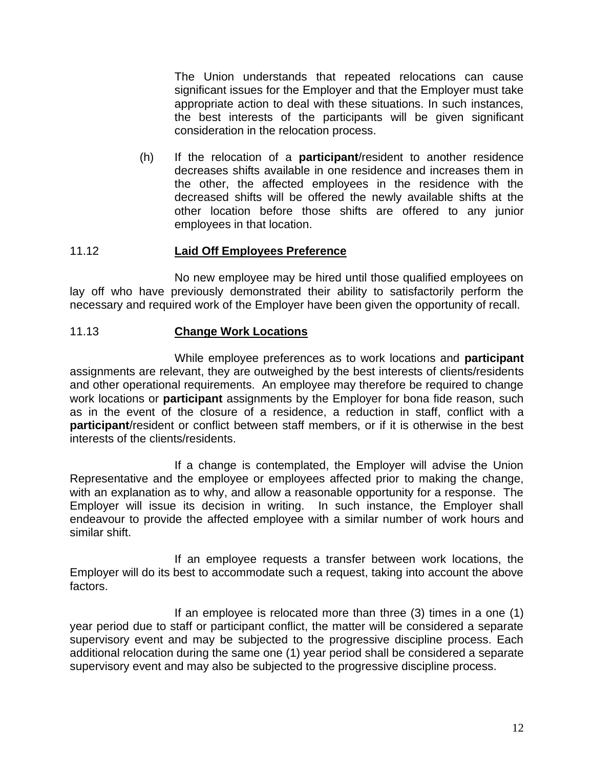The Union understands that repeated relocations can cause significant issues for the Employer and that the Employer must take appropriate action to deal with these situations. In such instances, the best interests of the participants will be given significant consideration in the relocation process.

(h) If the relocation of a **participant**/resident to another residence decreases shifts available in one residence and increases them in the other, the affected employees in the residence with the decreased shifts will be offered the newly available shifts at the other location before those shifts are offered to any junior employees in that location.

### 11.12 Laid Off Employees Preference

No new employee may be hired until those qualified employees on lay off who have previously demonstrated their ability to satisfactorily perform the necessary and required work of the Employer have been given the opportunity of recall.

### 11.13 Change Work Locations

While employee preferences as to work locations and **participant** assignments are relevant, they are outweighed by the best interests of clients/residents and other operational requirements. An employee may therefore be required to change work locations or **participant** assignments by the Employer for bona fide reason, such as in the event of the closure of a residence, a reduction in staff, conflict with a **participant**/resident or conflict between staff members, or if it is otherwise in the best interests of the clients/residents.

If a change is contemplated, the Employer will advise the Union Representative and the employee or employees affected prior to making the change, with an explanation as to why, and allow a reasonable opportunity for a response. The Employer will issue its decision in writing. In such instance, the Employer shall endeavour to provide the affected employee with a similar number of work hours and similar shift.

If an employee requests a transfer between work locations, the Employer will do its best to accommodate such a request, taking into account the above factors.

If an employee is relocated more than three (3) times in a one (1) year period due to staff or participant conflict, the matter will be considered a separate supervisory event and may be subjected to the progressive discipline process. Each additional relocation during the same one (1) year period shall be considered a separate supervisory event and may also be subjected to the progressive discipline process.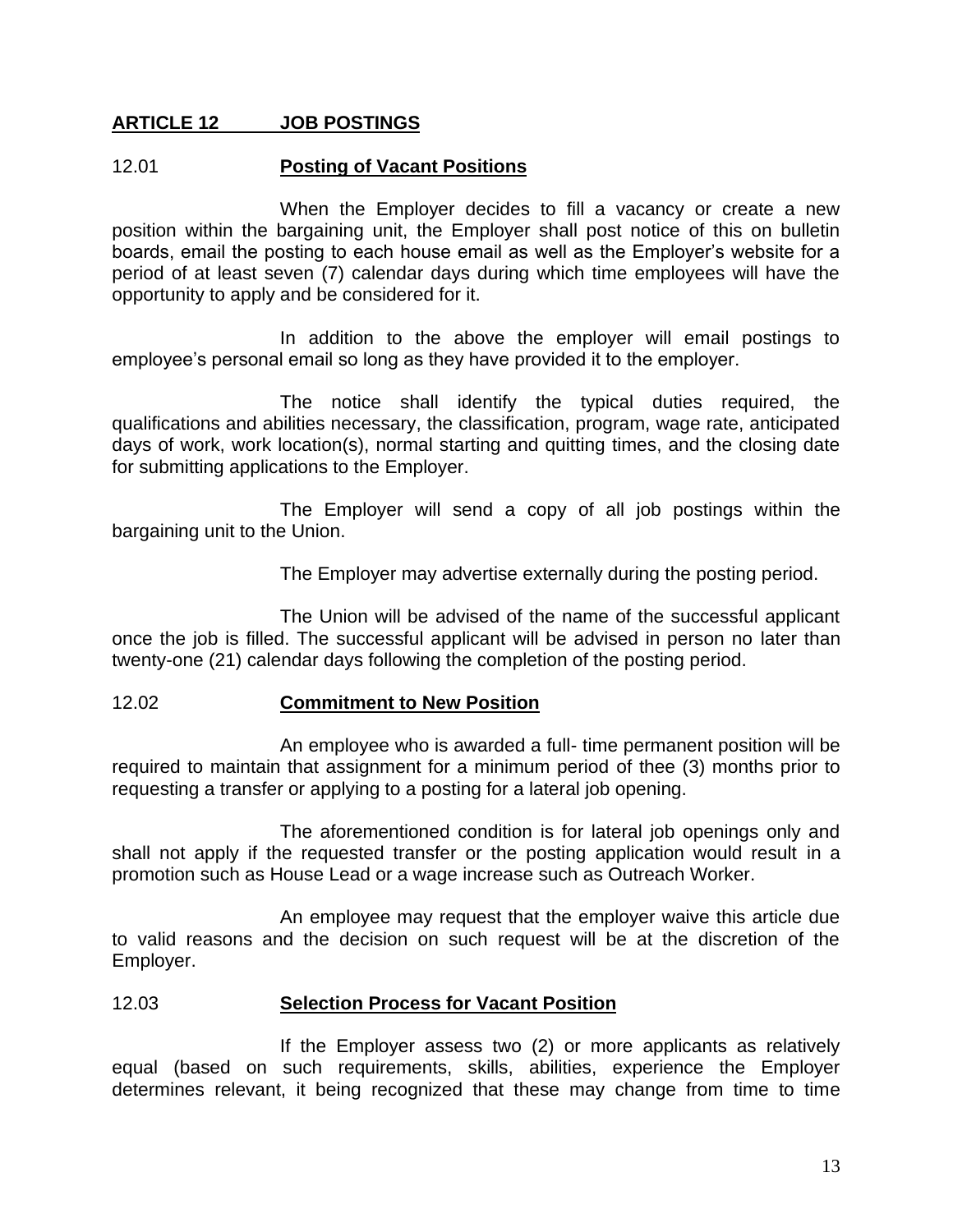## ARTICLE 12 JOB POSTINGS

### 12.01 Posting of Vacant Positions

When the Employer decides to fill a vacancy or create a new position within the bargaining unit, the Employer shall post notice of this on bulletin boards, email the posting to each house email as well as the Employer's website for a period of at least seven (7) calendar days during which time employees will have the opportunity to apply and be considered for it.

In addition to the above the employer will email postings to employee's personal email so long as they have provided it to the employer.

The notice shall identify the typical duties required, the qualifications and abilities necessary, the classification, program, wage rate, anticipated days of work, work location(s), normal starting and quitting times, and the closing date for submitting applications to the Employer.

The Employer will send a copy of all job postings within the bargaining unit to the Union.

The Employer may advertise externally during the posting period.

The Union will be advised of the name of the successful applicant once the job is filled. The successful applicant will be advised in person no later than twenty-one (21) calendar days following the completion of the posting period.

### 12.02 Commitment to New Position

An employee who is awarded a full- time permanent position will be required to maintain that assignment for a minimum period of thee (3) months prior to requesting a transfer or applying to a posting for a lateral job opening.

The aforementioned condition is for lateral job openings only and shall not apply if the requested transfer or the posting application would result in a promotion such as House Lead or a wage increase such as Outreach Worker.

An employee may request that the employer waive this article due to valid reasons and the decision on such request will be at the discretion of the Employer.

### 12.03 Selection Process for Vacant Position

If the Employer assess two (2) or more applicants as relatively equal (based on such requirements, skills, abilities, experience the Employer determines relevant, it being recognized that these may change from time to time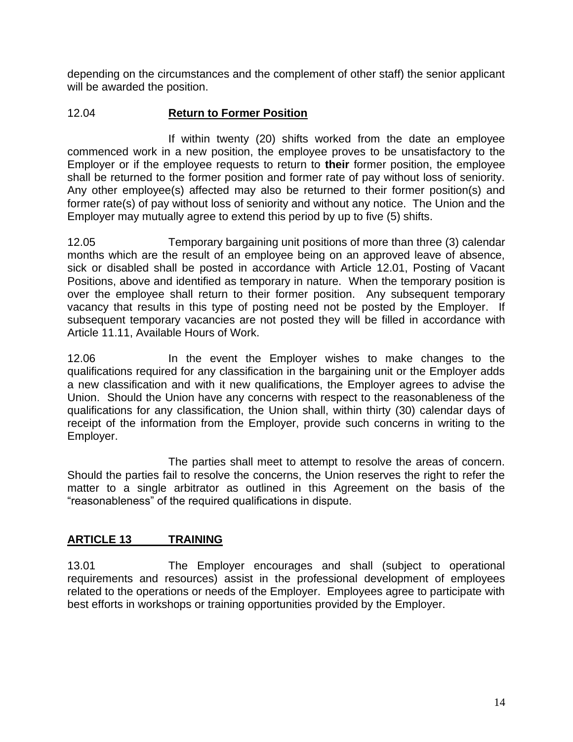depending on the circumstances and the complement of other staff) the senior applicant will be awarded the position.

12.04 **Return to Former Position**

If within twenty (20) shifts worked from the date an employee commenced work in a new position, the employee proves to be unsatisfactory to the Employer or if the employee requests to return to **their** former position, the employee shall be returned to the former position and former rate of pay without loss of seniority. Any other employee(s) affected may also be returned to their former position(s) and former rate(s) of pay without loss of seniority and without any notice. The Union and the Employer may mutually agree to extend this period by up to five (5) shifts.

12.05 Temporary bargaining unit positions of more than three (3) calendar months which are the result of an employee being on an approved leave of absence, sick or disabled shall be posted in accordance with Article 12.01, Posting of Vacant Positions, above and identified as temporary in nature. When the temporary position is over the employee shall return to their former position. Any subsequent temporary vacancy that results in this type of posting need not be posted by the Employer. If subsequent temporary vacancies are not posted they will be filled in accordance with Article 11.11, Available Hours of Work.

12.06 In the event the Employer wishes to make changes to the qualifications required for any classification in the bargaining unit or the Employer adds a new classification and with it new qualifications, the Employer agrees to advise the Union. Should the Union have any concerns with respect to the reasonableness of the qualifications for any classification, the Union shall, within thirty (30) calendar days of receipt of the information from the Employer, provide such concerns in writing to the Employer.

The parties shall meet to attempt to resolve the areas of concern. Should the parties fail to resolve the concerns, the Union reserves the right to refer the matter to a single arbitrator as outlined in this Agreement on the basis of the "reasonableness" of the required qualifications in dispute.

## ARTICLE 13 TRAINING

13.01 The Employer encourages and shall (subject to operational requirements and resources) assist in the professional development of employees related to the operations or needs of the Employer. Employees agree to participate with best efforts in workshops or training opportunities provided by the Employer.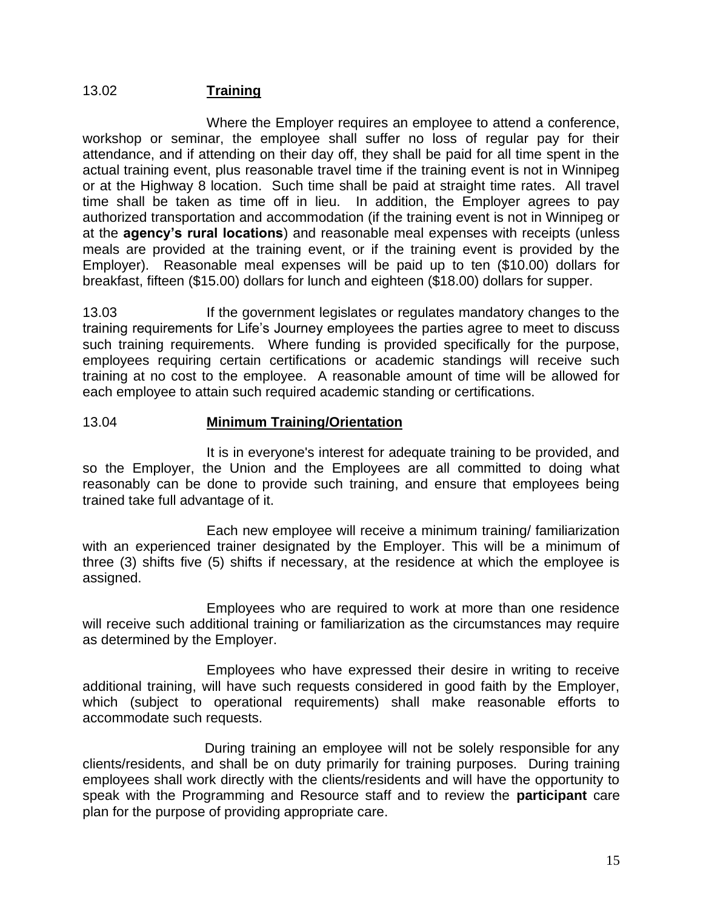13.02 **Training**

Where the Employer requires an employee to attend a conference, workshop or seminar, the employee shall suffer no loss of regular pay for their attendance, and if attending on their day off, they shall be paid for all time spent in the actual training event, plus reasonable travel time if the training event is not in Winnipeg or at the Highway 8 location. Such time shall be paid at straight time rates. All travel time shall be taken as time off in lieu. In addition, the Employer agrees to pay authorized transportation and accommodation (if the training event is not in Winnipeg or at the **agency's rural locations**) and reasonable meal expenses with receipts (unless meals are provided at the training event, or if the training event is provided by the Employer). Reasonable meal expenses will be paid up to ten ($10.00) dollars for breakfast, fifteen ($15.00) dollars for lunch and eighteen ($18.00) dollars for supper.

13.03 If the government legislates or regulates mandatory changes to the training requirements for Life's Journey employees the parties agree to meet to discuss such training requirements. Where funding is provided specifically for the purpose, employees requiring certain certifications or academic standings will receive such training at no cost to the employee. A reasonable amount of time will be allowed for each employee to attain such required academic standing or certifications.

13.04 **Minimum Training/Orientation**

It is in everyone's interest for adequate training to be provided, and so the Employer, the Union and the Employees are all committed to doing what reasonably can be done to provide such training, and ensure that employees being trained take full advantage of it.

Each new employee will receive a minimum training/ familiarization with an experienced trainer designated by the Employer. This will be a minimum of three (3) shifts five (5) shifts if necessary, at the residence at which the employee is assigned.

Employees who are required to work at more than one residence will receive such additional training or familiarization as the circumstances may require as determined by the Employer.

Employees who have expressed their desire in writing to receive additional training, will have such requests considered in good faith by the Employer, which (subject to operational requirements) shall make reasonable efforts to accommodate such requests.

During training an employee will not be solely responsible for any clients/residents, and shall be on duty primarily for training purposes. During training employees shall work directly with the clients/residents and will have the opportunity to speak with the Programming and Resource staff and to review the **participant** care plan for the purpose of providing appropriate care.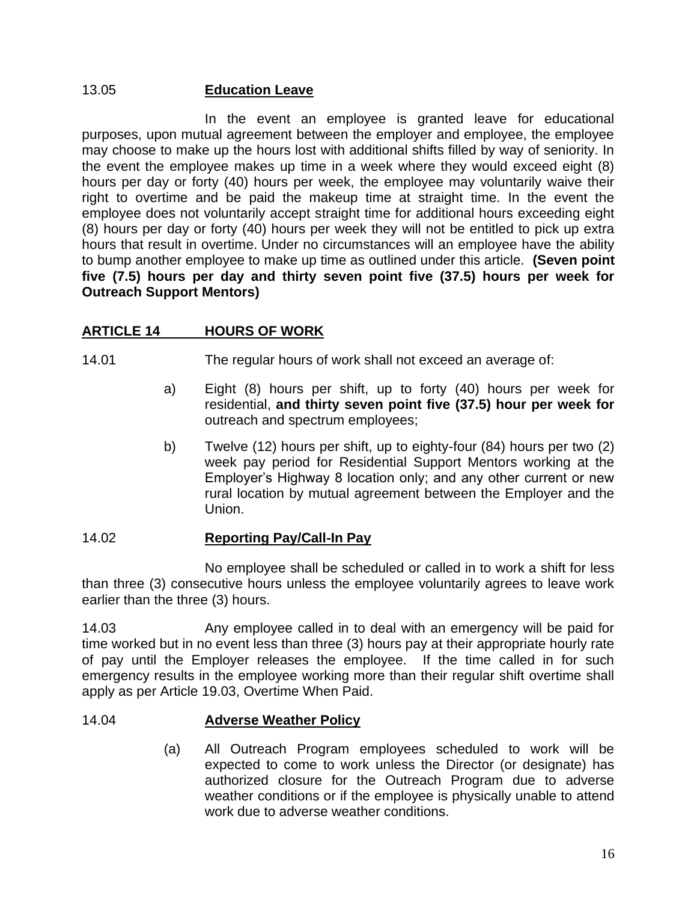13.05 **Education Leave**

In the event an employee is granted leave for educational purposes, upon mutual agreement between the employer and employee, the employee may choose to make up the hours lost with additional shifts filled by way of seniority. In the event the employee makes up time in a week where they would exceed eight (8) hours per day or forty (40) hours per week, the employee may voluntarily waive their right to overtime and be paid the makeup time at straight time. In the event the employee does not voluntarily accept straight time for additional hours exceeding eight (8) hours per day or forty (40) hours per week they will not be entitled to pick up extra hours that result in overtime. Under no circumstances will an employee have the ability to bump another employee to make up time as outlined under this article. **(Seven point five (7.5) hours per day and thirty seven point five (37.5) hours per week for Outreach Support Mentors)**

## ARTICLE 14 HOURS OF WORK

14.01 The regular hours of work shall not exceed an average of:

a) Eight (8) hours per shift, up to forty (40) hours per week for residential, **and thirty seven point five (37.5) hour per week for** outreach and spectrum employees;

b) Twelve (12) hours per shift, up to eighty-four (84) hours per two (2) week pay period for Residential Support Mentors working at the Employer's Highway 8 location only; and any other current or new rural location by mutual agreement between the Employer and the Union.

14.02 **Reporting Pay/Call-In Pay**

No employee shall be scheduled or called in to work a shift for less than three (3) consecutive hours unless the employee voluntarily agrees to leave work earlier than the three (3) hours.

14.03 Any employee called in to deal with an emergency will be paid for time worked but in no event less than three (3) hours pay at their appropriate hourly rate of pay until the Employer releases the employee. If the time called in for such emergency results in the employee working more than their regular shift overtime shall apply as per Article 19.03, Overtime When Paid.

14.04 **Adverse Weather Policy**

(a) All Outreach Program employees scheduled to work will be expected to come to work unless the Director (or designate) has authorized closure for the Outreach Program due to adverse weather conditions or if the employee is physically unable to attend work due to adverse weather conditions.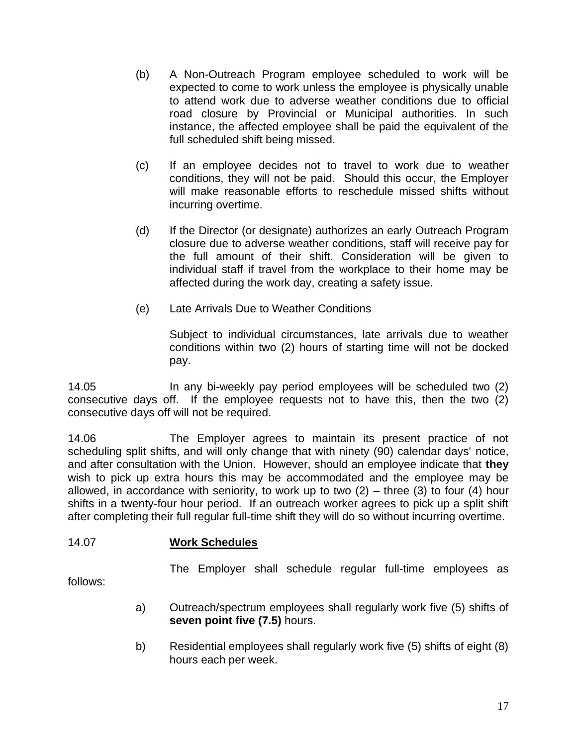(b) A Non-Outreach Program employee scheduled to work will be expected to come to work unless the employee is physically unable to attend work due to adverse weather conditions due to official road closure by Provincial or Municipal authorities. In such instance, the affected employee shall be paid the equivalent of the full scheduled shift being missed.

(c) If an employee decides not to travel to work due to weather conditions, they will not be paid. Should this occur, the Employer will make reasonable efforts to reschedule missed shifts without incurring overtime.

(d) If the Director (or designate) authorizes an early Outreach Program closure due to adverse weather conditions, staff will receive pay for the full amount of their shift. Consideration will be given to individual staff if travel from the workplace to their home may be affected during the work day, creating a safety issue.

(e) Late Arrivals Due to Weather Conditions

Subject to individual circumstances, late arrivals due to weather conditions within two (2) hours of starting time will not be docked pay.

14.05 In any bi-weekly pay period employees will be scheduled two (2) consecutive days off. If the employee requests not to have this, then the two (2) consecutive days off will not be required.

14.06 The Employer agrees to maintain its present practice of not scheduling split shifts, and will only change that with ninety (90) calendar days' notice, and after consultation with the Union. However, should an employee indicate that **they** wish to pick up extra hours this may be accommodated and the employee may be allowed, in accordance with seniority, to work up to two (2) – three (3) to four (4) hour shifts in a twenty-four hour period. If an outreach worker agrees to pick up a split shift after completing their full regular full-time shift they will do so without incurring overtime.

14.07 **Work Schedules**

The Employer shall schedule regular full-time employees as follows:

a) Outreach/spectrum employees shall regularly work five (5) shifts of **seven point five (7.5)** hours.

b) Residential employees shall regularly work five (5) shifts of eight (8) hours each per week.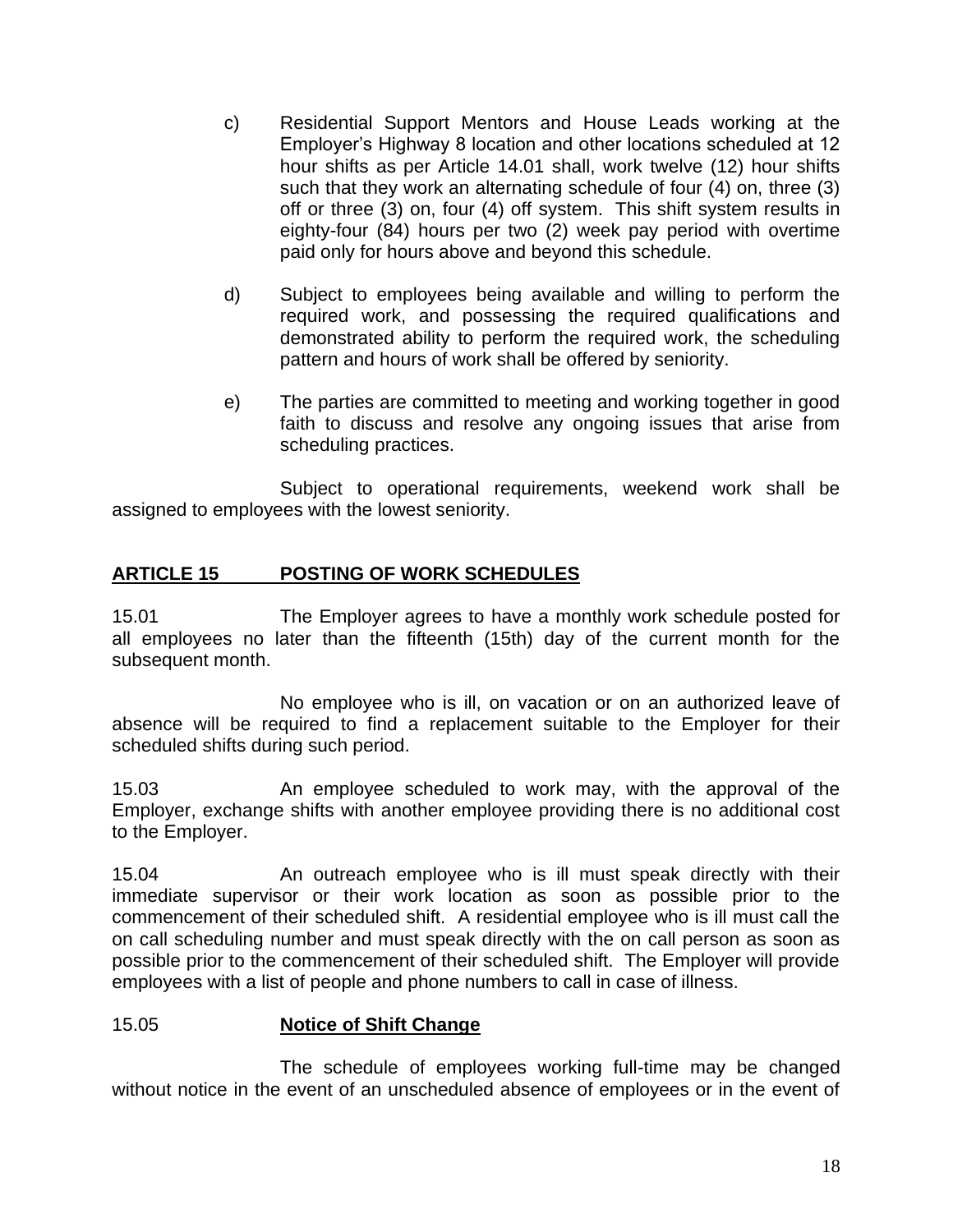c) Residential Support Mentors and House Leads working at the Employer's Highway 8 location and other locations scheduled at 12 hour shifts as per Article 14.01 shall, work twelve (12) hour shifts such that they work an alternating schedule of four (4) on, three (3) off or three (3) on, four (4) off system. This shift system results in eighty-four (84) hours per two (2) week pay period with overtime paid only for hours above and beyond this schedule.

d) Subject to employees being available and willing to perform the required work, and possessing the required qualifications and demonstrated ability to perform the required work, the scheduling pattern and hours of work shall be offered by seniority.

e) The parties are committed to meeting and working together in good faith to discuss and resolve any ongoing issues that arise from scheduling practices.

Subject to operational requirements, weekend work shall be assigned to employees with the lowest seniority.

## ARTICLE 15 POSTING OF WORK SCHEDULES

15.01 The Employer agrees to have a monthly work schedule posted for all employees no later than the fifteenth (15th) day of the current month for the subsequent month.

No employee who is ill, on vacation or on an authorized leave of absence will be required to find a replacement suitable to the Employer for their scheduled shifts during such period.

15.03 An employee scheduled to work may, with the approval of the Employer, exchange shifts with another employee providing there is no additional cost to the Employer.

15.04 An outreach employee who is ill must speak directly with their immediate supervisor or their work location as soon as possible prior to the commencement of their scheduled shift. A residential employee who is ill must call the on call scheduling number and must speak directly with the on call person as soon as possible prior to the commencement of their scheduled shift. The Employer will provide employees with a list of people and phone numbers to call in case of illness.

15.05 **Notice of Shift Change**

The schedule of employees working full-time may be changed without notice in the event of an unscheduled absence of employees or in the event of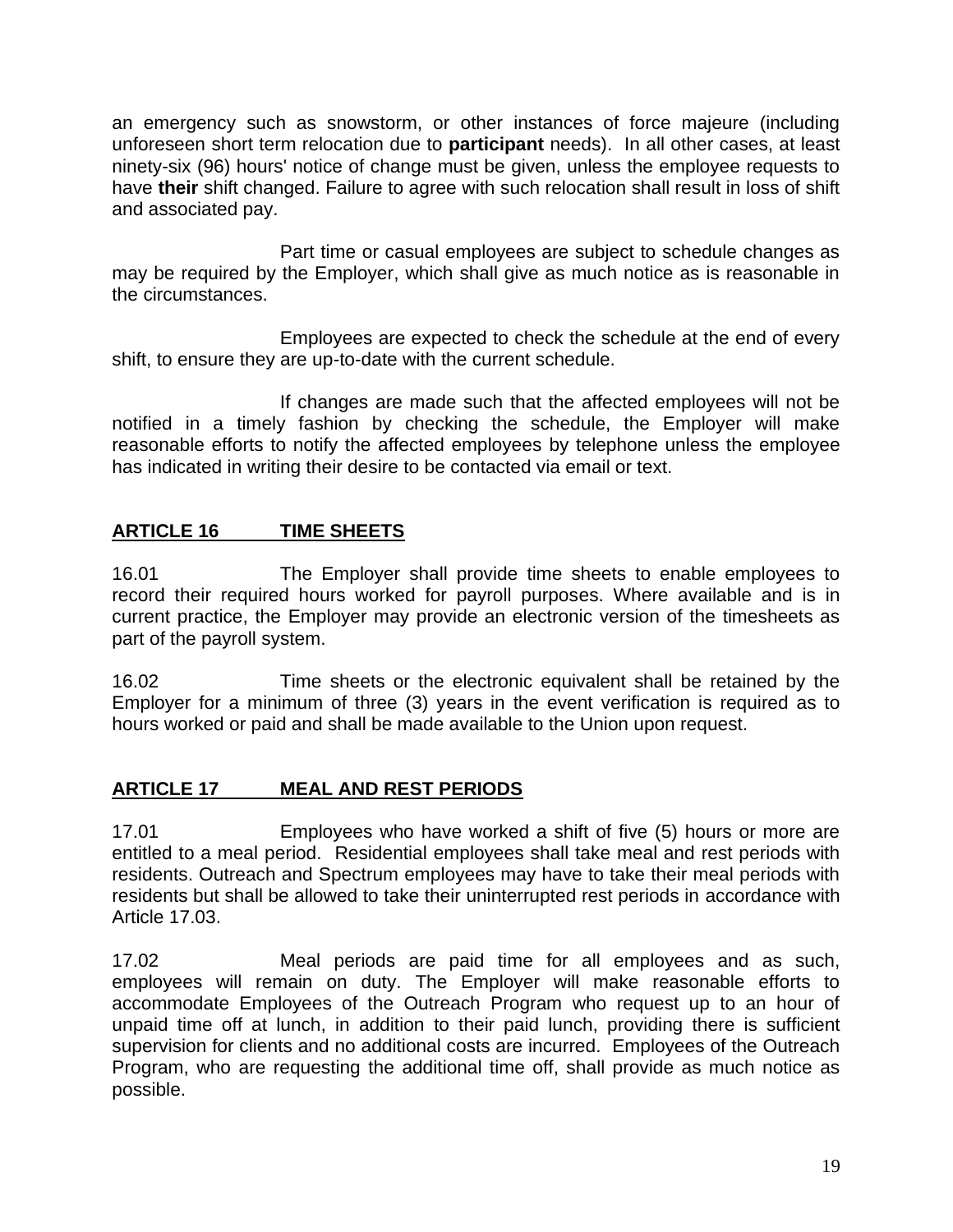an emergency such as snowstorm, or other instances of force majeure (including unforeseen short term relocation due to **participant** needs). In all other cases, at least ninety-six (96) hours' notice of change must be given, unless the employee requests to have **their** shift changed. Failure to agree with such relocation shall result in loss of shift and associated pay.

Part time or casual employees are subject to schedule changes as may be required by the Employer, which shall give as much notice as is reasonable in the circumstances.

Employees are expected to check the schedule at the end of every shift, to ensure they are up-to-date with the current schedule.

If changes are made such that the affected employees will not be notified in a timely fashion by checking the schedule, the Employer will make reasonable efforts to notify the affected employees by telephone unless the employee has indicated in writing their desire to be contacted via email or text.

## ARTICLE 16 TIME SHEETS

16.01 The Employer shall provide time sheets to enable employees to record their required hours worked for payroll purposes. Where available and is in current practice, the Employer may provide an electronic version of the timesheets as part of the payroll system.

16.02 Time sheets or the electronic equivalent shall be retained by the Employer for a minimum of three (3) years in the event verification is required as to hours worked or paid and shall be made available to the Union upon request.

## ARTICLE 17 MEAL AND REST PERIODS

17.01 Employees who have worked a shift of five (5) hours or more are entitled to a meal period. Residential employees shall take meal and rest periods with residents. Outreach and Spectrum employees may have to take their meal periods with residents but shall be allowed to take their uninterrupted rest periods in accordance with Article 17.03.

17.02 Meal periods are paid time for all employees and as such, employees will remain on duty. The Employer will make reasonable efforts to accommodate Employees of the Outreach Program who request up to an hour of unpaid time off at lunch, in addition to their paid lunch, providing there is sufficient supervision for clients and no additional costs are incurred. Employees of the Outreach Program, who are requesting the additional time off, shall provide as much notice as possible.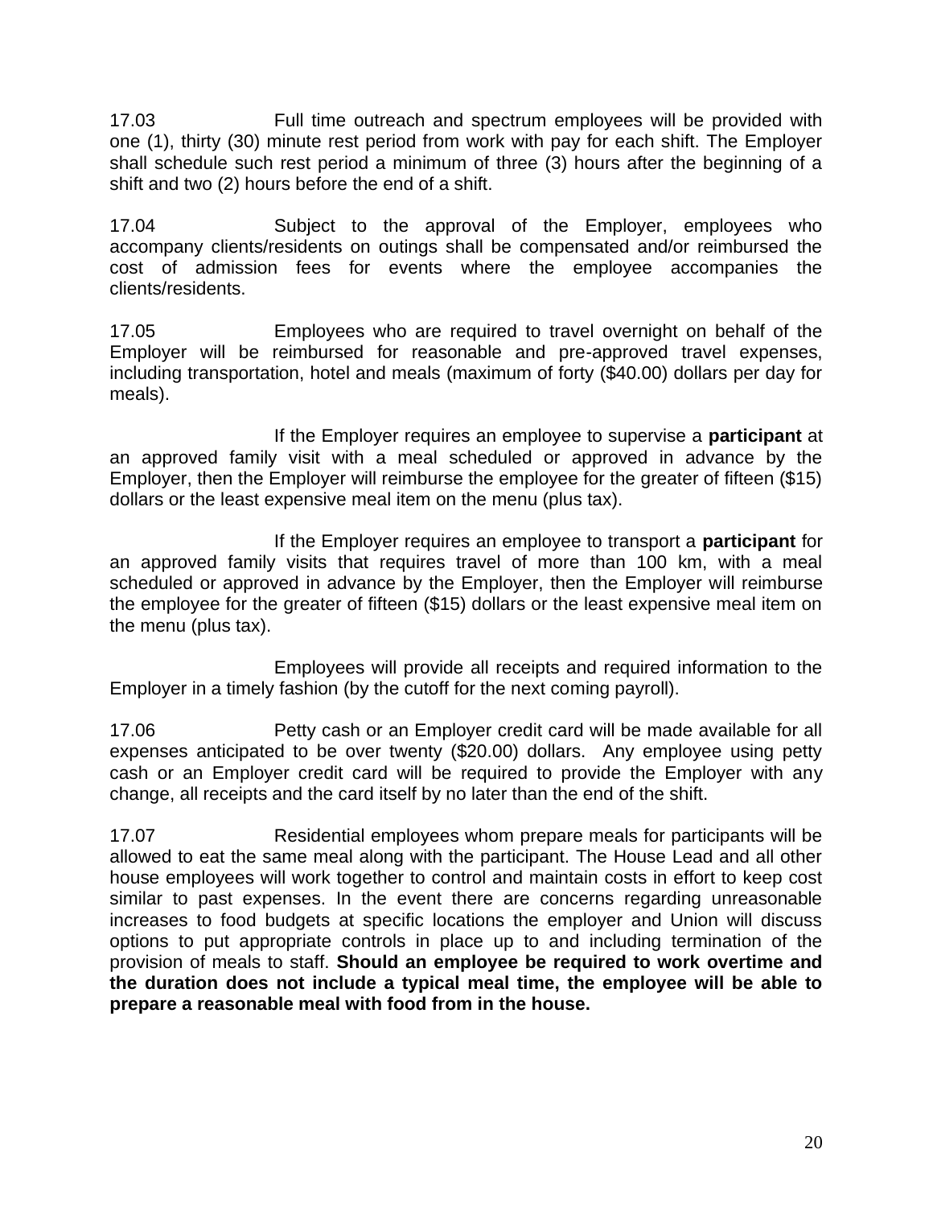17.03 Full time outreach and spectrum employees will be provided with one (1), thirty (30) minute rest period from work with pay for each shift. The Employer shall schedule such rest period a minimum of three (3) hours after the beginning of a shift and two (2) hours before the end of a shift.

17.04 Subject to the approval of the Employer, employees who accompany clients/residents on outings shall be compensated and/or reimbursed the cost of admission fees for events where the employee accompanies the clients/residents.

17.05 Employees who are required to travel overnight on behalf of the Employer will be reimbursed for reasonable and pre-approved travel expenses, including transportation, hotel and meals (maximum of forty ($40.00) dollars per day for meals).

If the Employer requires an employee to supervise a **participant** at an approved family visit with a meal scheduled or approved in advance by the Employer, then the Employer will reimburse the employee for the greater of fifteen ($15) dollars or the least expensive meal item on the menu (plus tax).

If the Employer requires an employee to transport a **participant** for an approved family visits that requires travel of more than 100 km, with a meal scheduled or approved in advance by the Employer, then the Employer will reimburse the employee for the greater of fifteen ($15) dollars or the least expensive meal item on the menu (plus tax).

Employees will provide all receipts and required information to the Employer in a timely fashion (by the cutoff for the next coming payroll).

17.06 Petty cash or an Employer credit card will be made available for all expenses anticipated to be over twenty ($20.00) dollars. Any employee using petty cash or an Employer credit card will be required to provide the Employer with any change, all receipts and the card itself by no later than the end of the shift.

17.07 Residential employees whom prepare meals for participants will be allowed to eat the same meal along with the participant. The House Lead and all other house employees will work together to control and maintain costs in effort to keep cost similar to past expenses. In the event there are concerns regarding unreasonable increases to food budgets at specific locations the employer and Union will discuss options to put appropriate controls in place up to and including termination of the provision of meals to staff. **Should an employee be required to work overtime and the duration does not include a typical meal time, the employee will be able to prepare a reasonable meal with food from in the house.**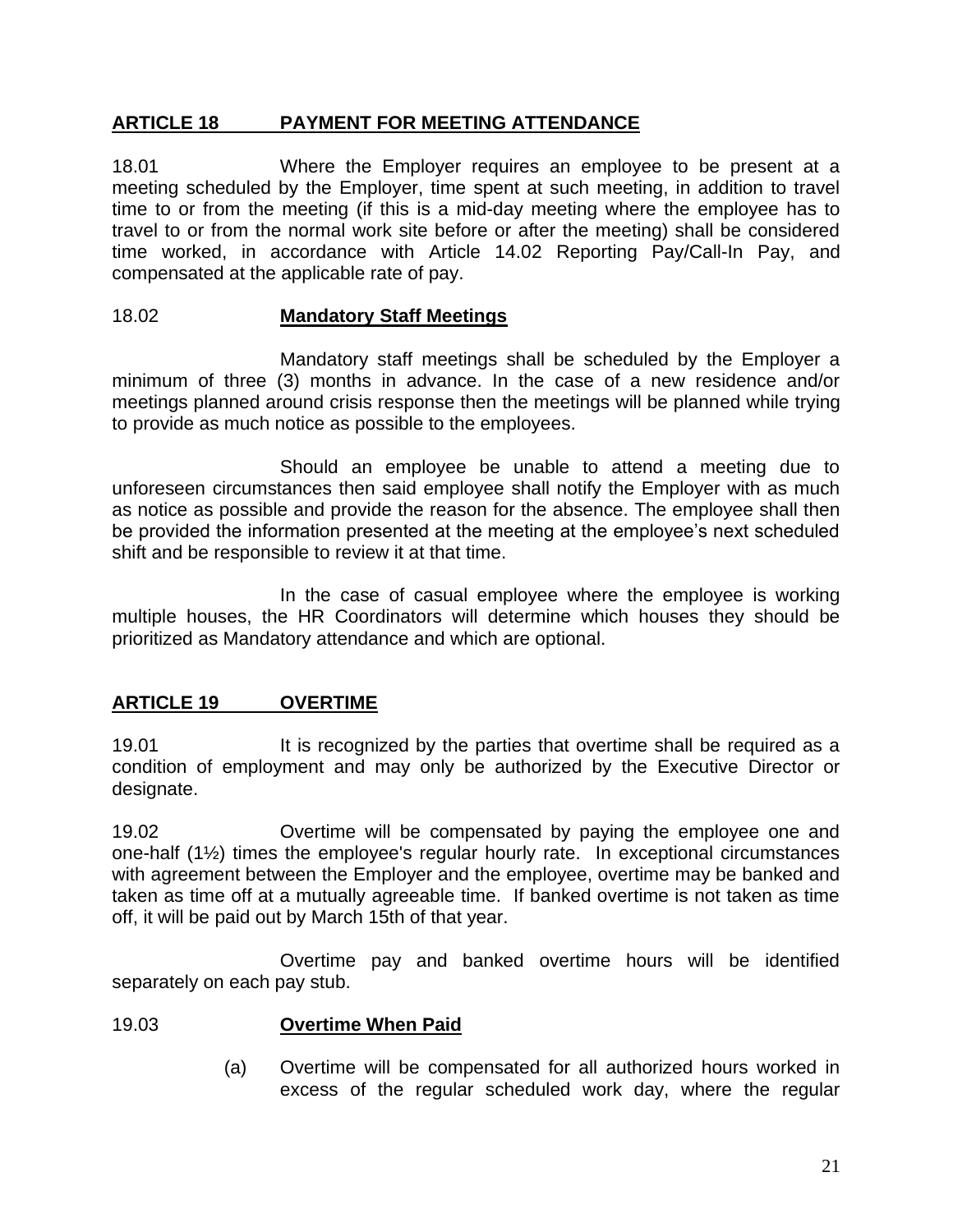## ARTICLE 18 PAYMENT FOR MEETING ATTENDANCE

18.01 Where the Employer requires an employee to be present at a meeting scheduled by the Employer, time spent at such meeting, in addition to travel time to or from the meeting (if this is a mid-day meeting where the employee has to travel to or from the normal work site before or after the meeting) shall be considered time worked, in accordance with Article 14.02 Reporting Pay/Call-In Pay, and compensated at the applicable rate of pay.

18.02 **Mandatory Staff Meetings**

Mandatory staff meetings shall be scheduled by the Employer a minimum of three (3) months in advance. In the case of a new residence and/or meetings planned around crisis response then the meetings will be planned while trying to provide as much notice as possible to the employees.

Should an employee be unable to attend a meeting due to unforeseen circumstances then said employee shall notify the Employer with as much as notice as possible and provide the reason for the absence. The employee shall then be provided the information presented at the meeting at the employee's next scheduled shift and be responsible to review it at that time.

In the case of casual employee where the employee is working multiple houses, the HR Coordinators will determine which houses they should be prioritized as Mandatory attendance and which are optional.

## ARTICLE 19 OVERTIME

19.01 It is recognized by the parties that overtime shall be required as a condition of employment and may only be authorized by the Executive Director or designate.

19.02 Overtime will be compensated by paying the employee one and one-half (1½) times the employee's regular hourly rate. In exceptional circumstances with agreement between the Employer and the employee, overtime may be banked and taken as time off at a mutually agreeable time. If banked overtime is not taken as time off, it will be paid out by March 15th of that year.

Overtime pay and banked overtime hours will be identified separately on each pay stub.

19.03 **Overtime When Paid**

(a) Overtime will be compensated for all authorized hours worked in excess of the regular scheduled work day, where the regular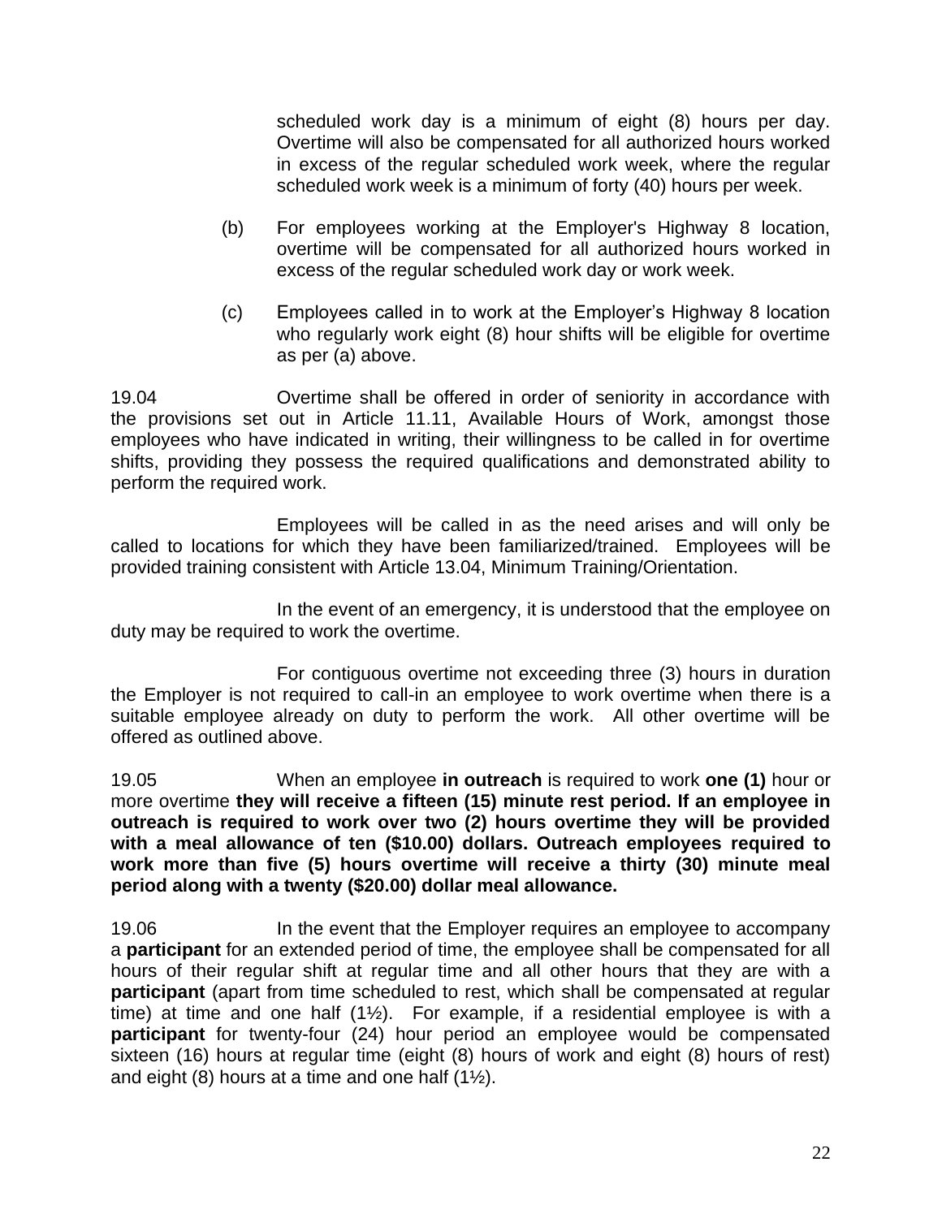scheduled work day is a minimum of eight (8) hours per day. Overtime will also be compensated for all authorized hours worked in excess of the regular scheduled work week, where the regular scheduled work week is a minimum of forty (40) hours per week.

(b) For employees working at the Employer's Highway 8 location, overtime will be compensated for all authorized hours worked in excess of the regular scheduled work day or work week.

(c) Employees called in to work at the Employer's Highway 8 location who regularly work eight (8) hour shifts will be eligible for overtime as per (a) above.

19.04 Overtime shall be offered in order of seniority in accordance with the provisions set out in Article 11.11, Available Hours of Work, amongst those employees who have indicated in writing, their willingness to be called in for overtime shifts, providing they possess the required qualifications and demonstrated ability to perform the required work.

Employees will be called in as the need arises and will only be called to locations for which they have been familiarized/trained. Employees will be provided training consistent with Article 13.04, Minimum Training/Orientation.

In the event of an emergency, it is understood that the employee on duty may be required to work the overtime.

For contiguous overtime not exceeding three (3) hours in duration the Employer is not required to call-in an employee to work overtime when there is a suitable employee already on duty to perform the work. All other overtime will be offered as outlined above.

19.05 When an employee **in outreach** is required to work **one (1)** hour or more overtime **they will receive a fifteen (15) minute rest period. If an employee in outreach is required to work over two (2) hours overtime they will be provided with a meal allowance of ten ($10.00) dollars. Outreach employees required to work more than five (5) hours overtime will receive a thirty (30) minute meal period along with a twenty ($20.00) dollar meal allowance.**

19.06 In the event that the Employer requires an employee to accompany a **participant** for an extended period of time, the employee shall be compensated for all hours of their regular shift at regular time and all other hours that they are with a **participant** (apart from time scheduled to rest, which shall be compensated at regular time) at time and one half (1½). For example, if a residential employee is with a **participant** for twenty-four (24) hour period an employee would be compensated sixteen (16) hours at regular time (eight (8) hours of work and eight (8) hours of rest) and eight (8) hours at a time and one half (1½).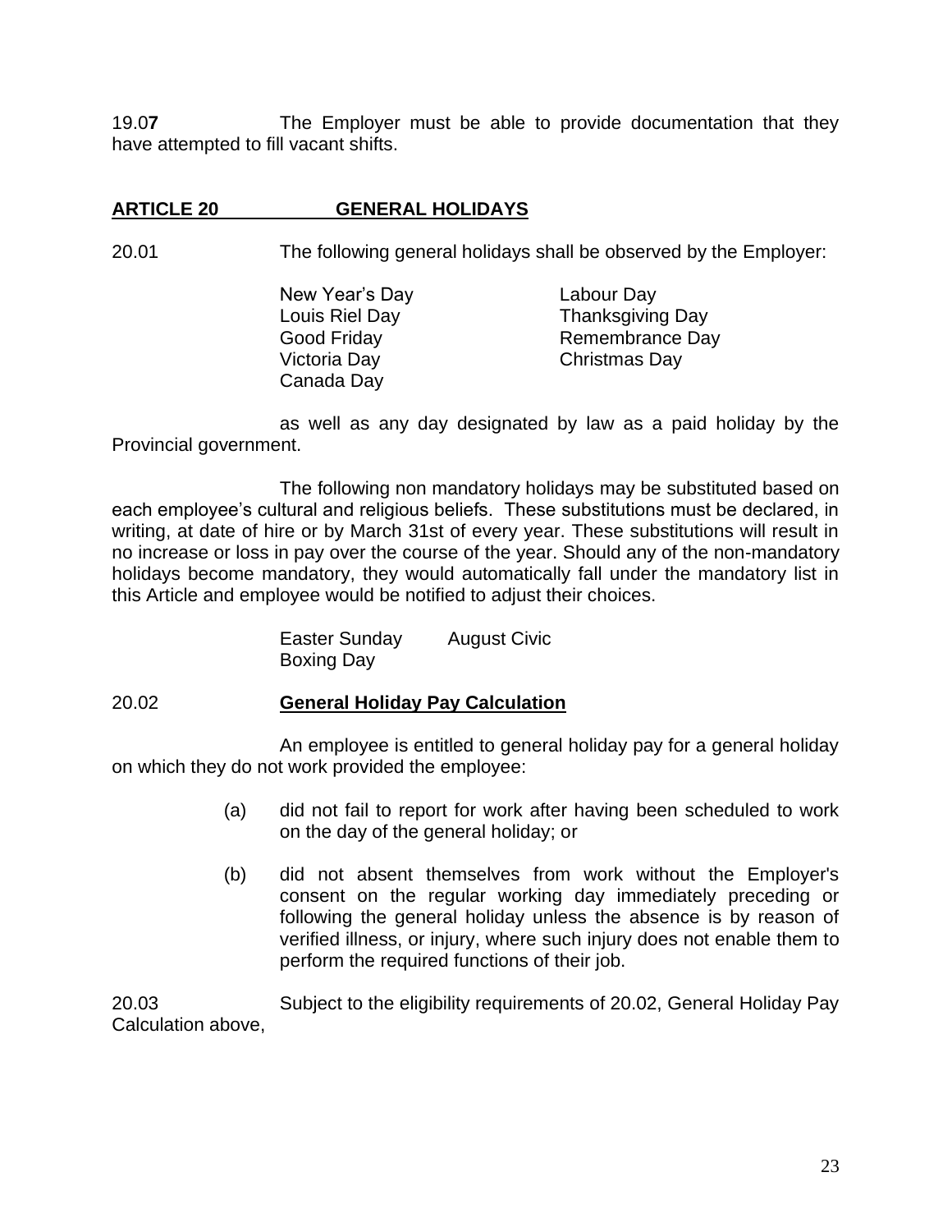19.0**7** The Employer must be able to provide documentation that they have attempted to fill vacant shifts.

## ARTICLE 20 GENERAL HOLIDAYS

20.01 The following general holidays shall be observed by the Employer:

| | |
|---|---|
| New Year's Day | Labour Day |
| Louis Riel Day | Thanksgiving Day |
| Good Friday | Remembrance Day |
| Victoria Day | Christmas Day |
| Canada Day | |

as well as any day designated by law as a paid holiday by the Provincial government.

The following non mandatory holidays may be substituted based on each employee's cultural and religious beliefs. These substitutions must be declared, in writing, at date of hire or by March 31st of every year. These substitutions will result in no increase or loss in pay over the course of the year. Should any of the non-mandatory holidays become mandatory, they would automatically fall under the mandatory list in this Article and employee would be notified to adjust their choices.

| | |
|---|---|
| Easter Sunday | August Civic |
| Boxing Day | |

20.02 **General Holiday Pay Calculation**

An employee is entitled to general holiday pay for a general holiday on which they do not work provided the employee:

(a) did not fail to report for work after having been scheduled to work on the day of the general holiday; or

(b) did not absent themselves from work without the Employer's consent on the regular working day immediately preceding or following the general holiday unless the absence is by reason of verified illness, or injury, where such injury does not enable them to perform the required functions of their job.

20.03 Subject to the eligibility requirements of 20.02, General Holiday Pay Calculation above,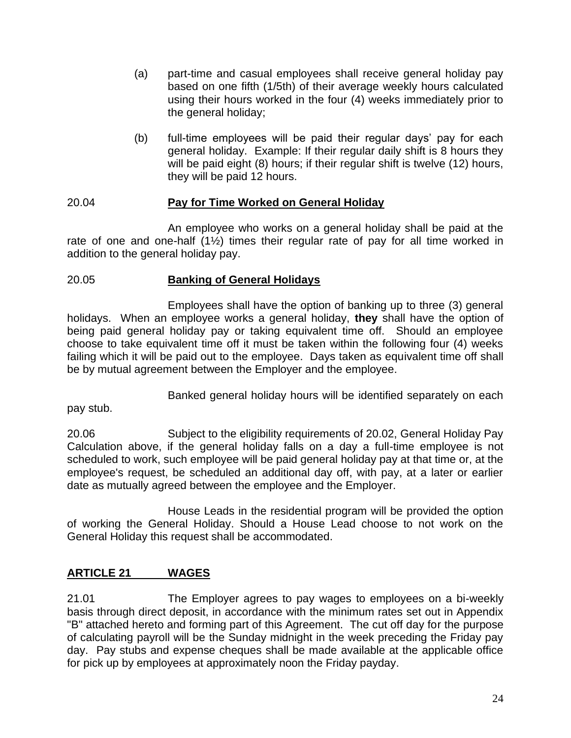(a) part-time and casual employees shall receive general holiday pay based on one fifth (1/5th) of their average weekly hours calculated using their hours worked in the four (4) weeks immediately prior to the general holiday;

(b) full-time employees will be paid their regular days' pay for each general holiday. Example: If their regular daily shift is 8 hours they will be paid eight (8) hours; if their regular shift is twelve (12) hours, they will be paid 12 hours.

20.04 **Pay for Time Worked on General Holiday**

An employee who works on a general holiday shall be paid at the rate of one and one-half (1½) times their regular rate of pay for all time worked in addition to the general holiday pay.

20.05 **Banking of General Holidays**

Employees shall have the option of banking up to three (3) general holidays. When an employee works a general holiday, **they** shall have the option of being paid general holiday pay or taking equivalent time off. Should an employee choose to take equivalent time off it must be taken within the following four (4) weeks failing which it will be paid out to the employee. Days taken as equivalent time off shall be by mutual agreement between the Employer and the employee.

Banked general holiday hours will be identified separately on each pay stub.

20.06 Subject to the eligibility requirements of 20.02, General Holiday Pay Calculation above, if the general holiday falls on a day a full-time employee is not scheduled to work, such employee will be paid general holiday pay at that time or, at the employee's request, be scheduled an additional day off, with pay, at a later or earlier date as mutually agreed between the employee and the Employer.

House Leads in the residential program will be provided the option of working the General Holiday. Should a House Lead choose to not work on the General Holiday this request shall be accommodated.

## ARTICLE 21 WAGES

21.01 The Employer agrees to pay wages to employees on a bi-weekly basis through direct deposit, in accordance with the minimum rates set out in Appendix "B" attached hereto and forming part of this Agreement. The cut off day for the purpose of calculating payroll will be the Sunday midnight in the week preceding the Friday pay day. Pay stubs and expense cheques shall be made available at the applicable office for pick up by employees at approximately noon the Friday payday.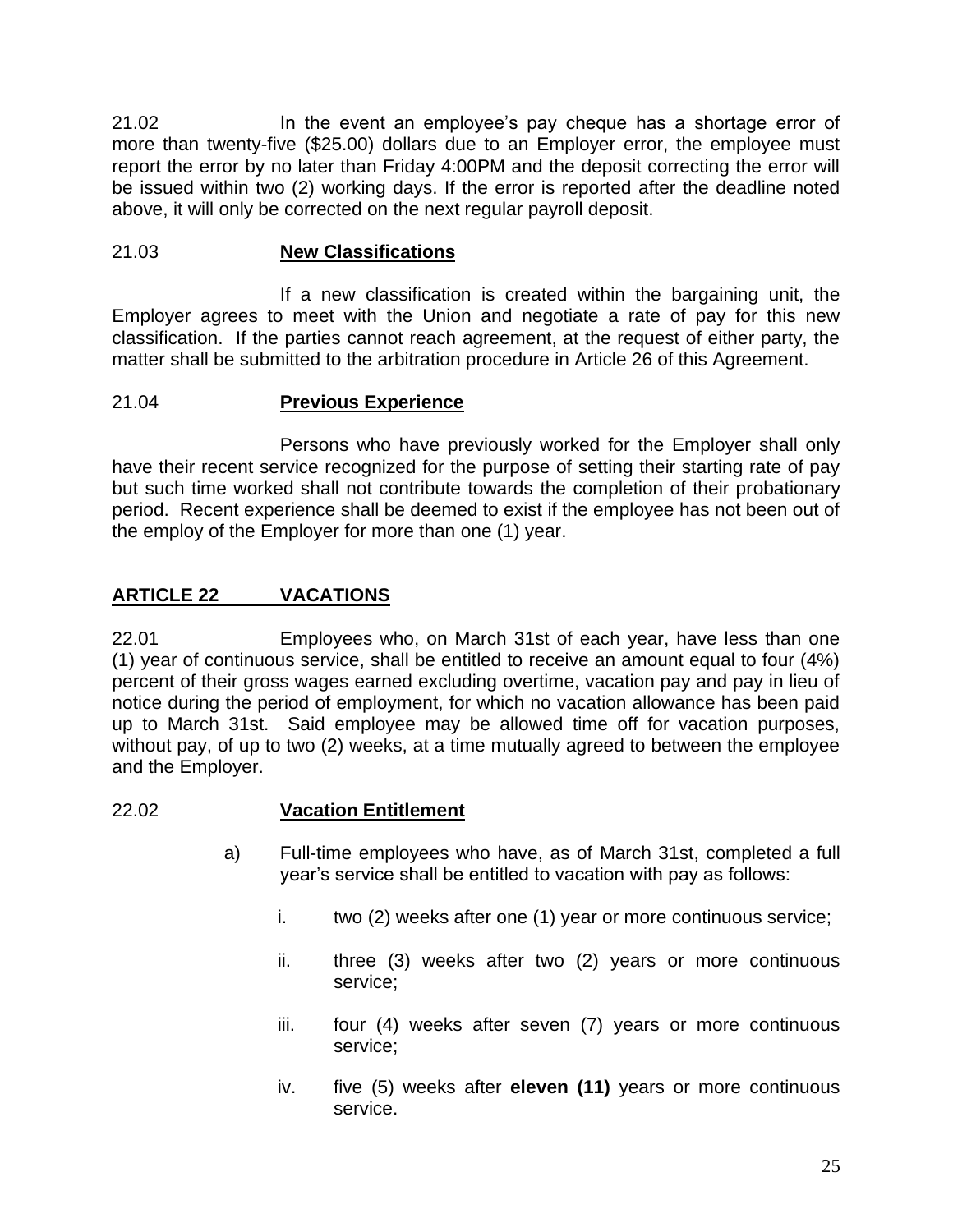21.02 In the event an employee's pay cheque has a shortage error of more than twenty-five ($25.00) dollars due to an Employer error, the employee must report the error by no later than Friday 4:00PM and the deposit correcting the error will be issued within two (2) working days. If the error is reported after the deadline noted above, it will only be corrected on the next regular payroll deposit.

21.03 **New Classifications**

If a new classification is created within the bargaining unit, the Employer agrees to meet with the Union and negotiate a rate of pay for this new classification. If the parties cannot reach agreement, at the request of either party, the matter shall be submitted to the arbitration procedure in Article 26 of this Agreement.

21.04 **Previous Experience**

Persons who have previously worked for the Employer shall only have their recent service recognized for the purpose of setting their starting rate of pay but such time worked shall not contribute towards the completion of their probationary period. Recent experience shall be deemed to exist if the employee has not been out of the employ of the Employer for more than one (1) year.

## ARTICLE 22 VACATIONS

22.01 Employees who, on March 31st of each year, have less than one (1) year of continuous service, shall be entitled to receive an amount equal to four (4%) percent of their gross wages earned excluding overtime, vacation pay and pay in lieu of notice during the period of employment, for which no vacation allowance has been paid up to March 31st. Said employee may be allowed time off for vacation purposes, without pay, of up to two (2) weeks, at a time mutually agreed to between the employee and the Employer.

22.02 **Vacation Entitlement**

a) Full-time employees who have, as of March 31st, completed a full year's service shall be entitled to vacation with pay as follows:

   i. two (2) weeks after one (1) year or more continuous service;

   ii. three (3) weeks after two (2) years or more continuous service;

   iii. four (4) weeks after seven (7) years or more continuous service;

   iv. five (5) weeks after **eleven (11)** years or more continuous service.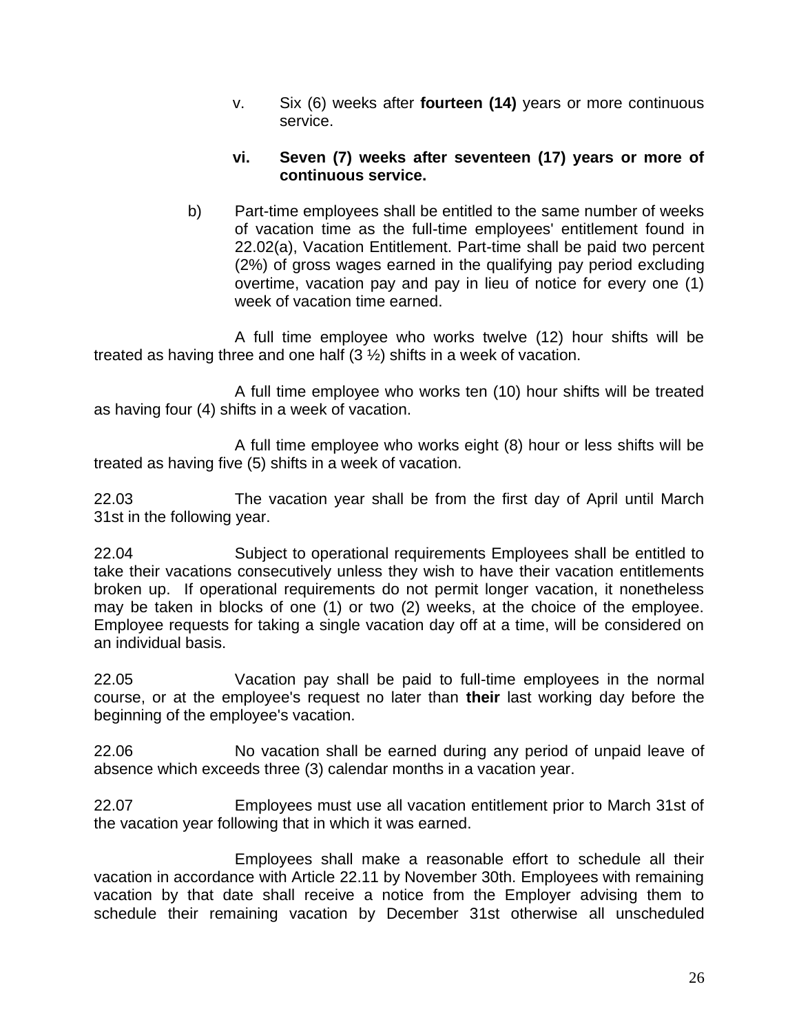v. Six (6) weeks after **fourteen (14)** years or more continuous service.

**vi. Seven (7) weeks after seventeen (17) years or more of continuous service.**

b) Part-time employees shall be entitled to the same number of weeks of vacation time as the full-time employees' entitlement found in 22.02(a), Vacation Entitlement. Part-time shall be paid two percent (2%) of gross wages earned in the qualifying pay period excluding overtime, vacation pay and pay in lieu of notice for every one (1) week of vacation time earned.

A full time employee who works twelve (12) hour shifts will be treated as having three and one half (3 ½) shifts in a week of vacation.

A full time employee who works ten (10) hour shifts will be treated as having four (4) shifts in a week of vacation.

A full time employee who works eight (8) hour or less shifts will be treated as having five (5) shifts in a week of vacation.

22.03 The vacation year shall be from the first day of April until March 31st in the following year.

22.04 Subject to operational requirements Employees shall be entitled to take their vacations consecutively unless they wish to have their vacation entitlements broken up. If operational requirements do not permit longer vacation, it nonetheless may be taken in blocks of one (1) or two (2) weeks, at the choice of the employee. Employee requests for taking a single vacation day off at a time, will be considered on an individual basis.

22.05 Vacation pay shall be paid to full-time employees in the normal course, or at the employee's request no later than **their** last working day before the beginning of the employee's vacation.

22.06 No vacation shall be earned during any period of unpaid leave of absence which exceeds three (3) calendar months in a vacation year.

22.07 Employees must use all vacation entitlement prior to March 31st of the vacation year following that in which it was earned.

Employees shall make a reasonable effort to schedule all their vacation in accordance with Article 22.11 by November 30th. Employees with remaining vacation by that date shall receive a notice from the Employer advising them to schedule their remaining vacation by December 31st otherwise all unscheduled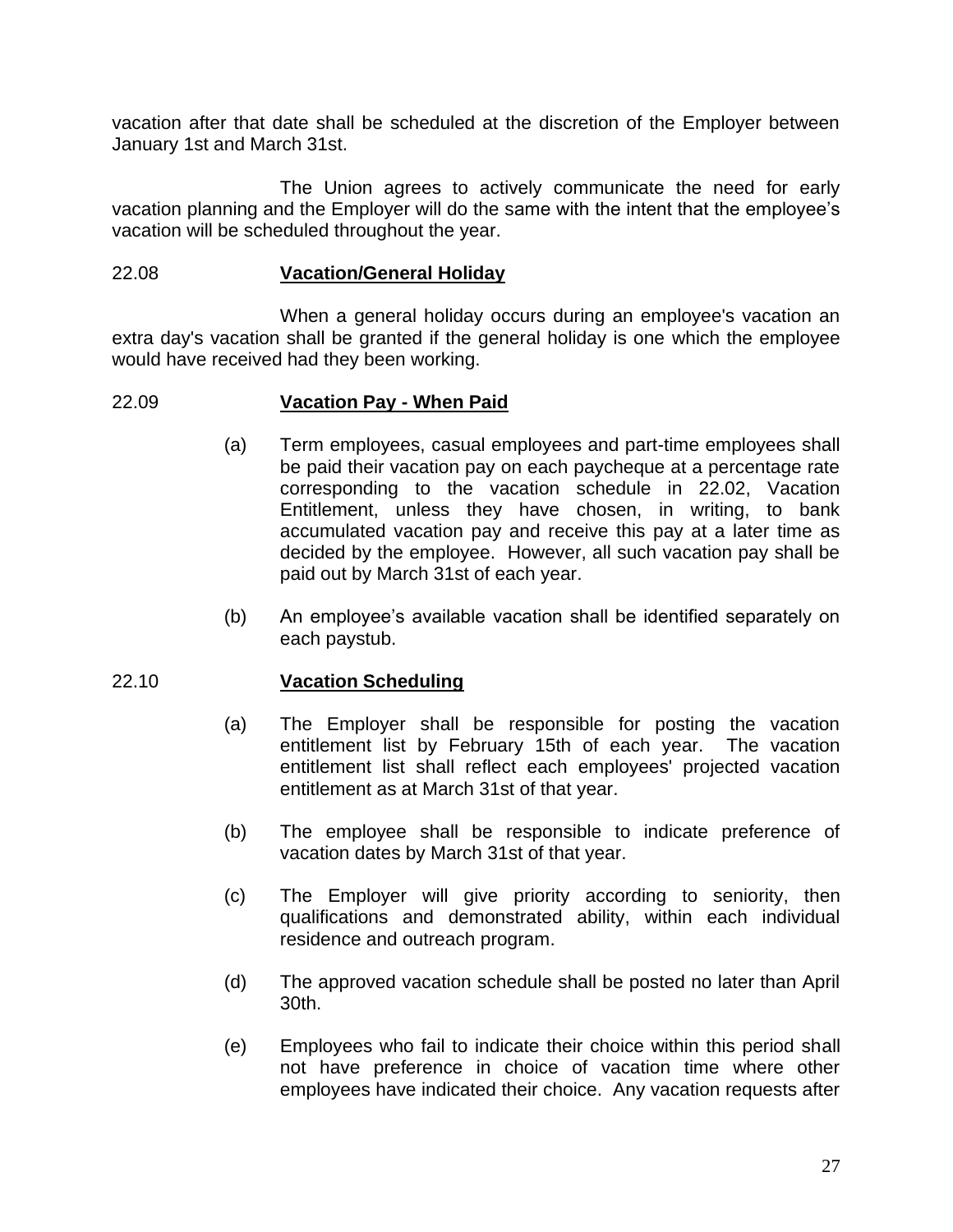vacation after that date shall be scheduled at the discretion of the Employer between January 1st and March 31st.

The Union agrees to actively communicate the need for early vacation planning and the Employer will do the same with the intent that the employee's vacation will be scheduled throughout the year.

22.08 **Vacation/General Holiday**

When a general holiday occurs during an employee's vacation an extra day's vacation shall be granted if the general holiday is one which the employee would have received had they been working.

22.09 **Vacation Pay - When Paid**

(a) Term employees, casual employees and part-time employees shall be paid their vacation pay on each paycheque at a percentage rate corresponding to the vacation schedule in 22.02, Vacation Entitlement, unless they have chosen, in writing, to bank accumulated vacation pay and receive this pay at a later time as decided by the employee. However, all such vacation pay shall be paid out by March 31st of each year.

(b) An employee's available vacation shall be identified separately on each paystub.

22.10 **Vacation Scheduling**

(a) The Employer shall be responsible for posting the vacation entitlement list by February 15th of each year. The vacation entitlement list shall reflect each employees' projected vacation entitlement as at March 31st of that year.

(b) The employee shall be responsible to indicate preference of vacation dates by March 31st of that year.

(c) The Employer will give priority according to seniority, then qualifications and demonstrated ability, within each individual residence and outreach program.

(d) The approved vacation schedule shall be posted no later than April 30th.

(e) Employees who fail to indicate their choice within this period shall not have preference in choice of vacation time where other employees have indicated their choice. Any vacation requests after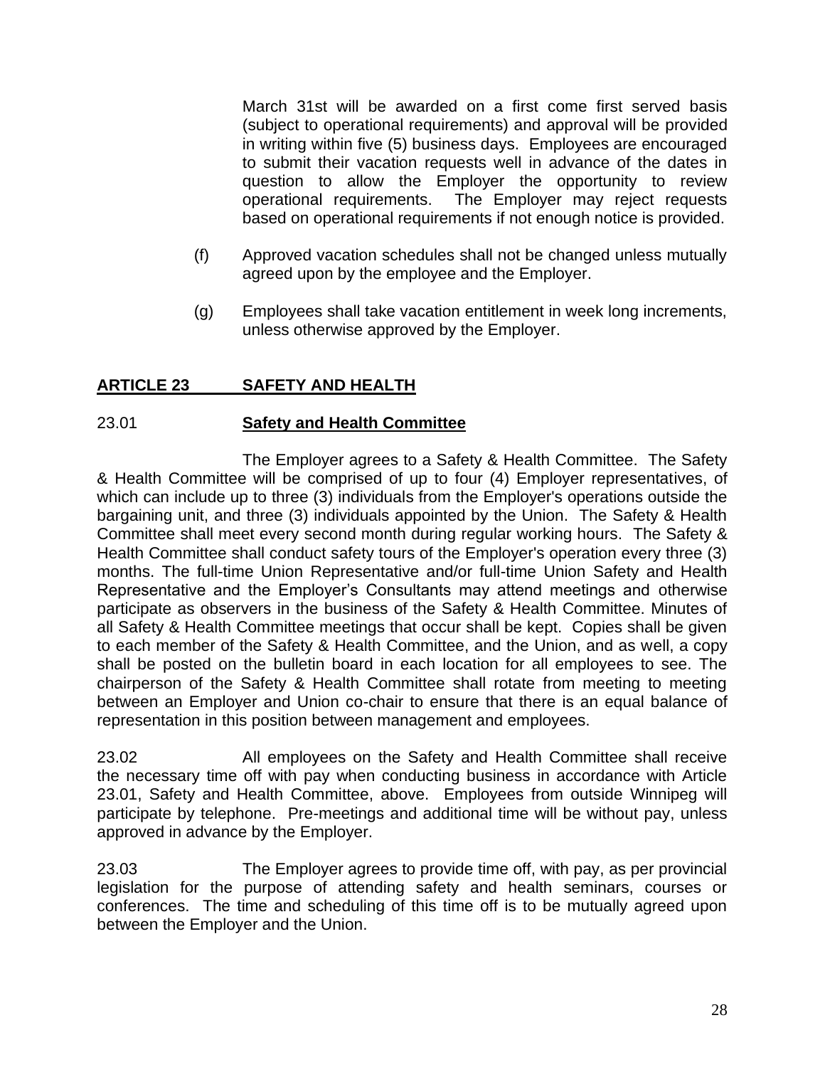March 31st will be awarded on a first come first served basis (subject to operational requirements) and approval will be provided in writing within five (5) business days. Employees are encouraged to submit their vacation requests well in advance of the dates in question to allow the Employer the opportunity to review operational requirements. The Employer may reject requests based on operational requirements if not enough notice is provided.

(f) Approved vacation schedules shall not be changed unless mutually agreed upon by the employee and the Employer.

(g) Employees shall take vacation entitlement in week long increments, unless otherwise approved by the Employer.

## ARTICLE 23 SAFETY AND HEALTH

### 23.01 Safety and Health Committee

The Employer agrees to a Safety & Health Committee. The Safety & Health Committee will be comprised of up to four (4) Employer representatives, of which can include up to three (3) individuals from the Employer's operations outside the bargaining unit, and three (3) individuals appointed by the Union. The Safety & Health Committee shall meet every second month during regular working hours. The Safety & Health Committee shall conduct safety tours of the Employer's operation every three (3) months. The full-time Union Representative and/or full-time Union Safety and Health Representative and the Employer's Consultants may attend meetings and otherwise participate as observers in the business of the Safety & Health Committee. Minutes of all Safety & Health Committee meetings that occur shall be kept. Copies shall be given to each member of the Safety & Health Committee, and the Union, and as well, a copy shall be posted on the bulletin board in each location for all employees to see. The chairperson of the Safety & Health Committee shall rotate from meeting to meeting between an Employer and Union co-chair to ensure that there is an equal balance of representation in this position between management and employees.

23.02 All employees on the Safety and Health Committee shall receive the necessary time off with pay when conducting business in accordance with Article 23.01, Safety and Health Committee, above. Employees from outside Winnipeg will participate by telephone. Pre-meetings and additional time will be without pay, unless approved in advance by the Employer.

23.03 The Employer agrees to provide time off, with pay, as per provincial legislation for the purpose of attending safety and health seminars, courses or conferences. The time and scheduling of this time off is to be mutually agreed upon between the Employer and the Union.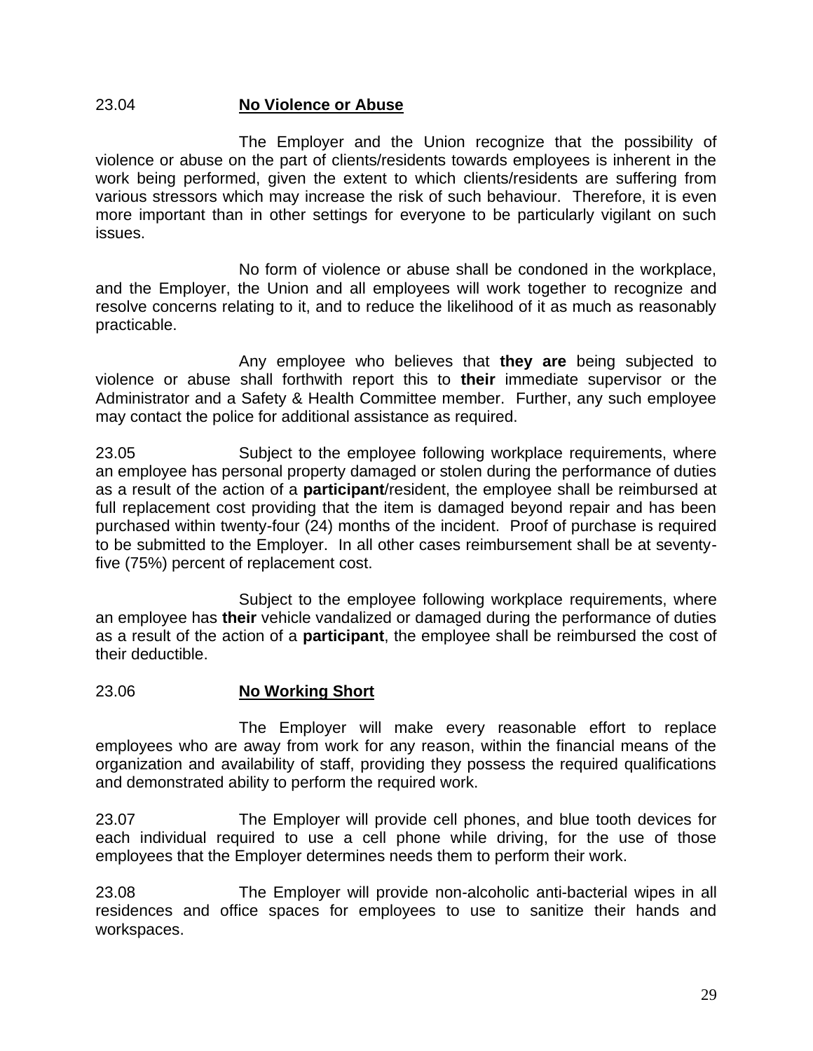23.04 **No Violence or Abuse**

The Employer and the Union recognize that the possibility of violence or abuse on the part of clients/residents towards employees is inherent in the work being performed, given the extent to which clients/residents are suffering from various stressors which may increase the risk of such behaviour. Therefore, it is even more important than in other settings for everyone to be particularly vigilant on such issues.

No form of violence or abuse shall be condoned in the workplace, and the Employer, the Union and all employees will work together to recognize and resolve concerns relating to it, and to reduce the likelihood of it as much as reasonably practicable.

Any employee who believes that **they are** being subjected to violence or abuse shall forthwith report this to **their** immediate supervisor or the Administrator and a Safety & Health Committee member. Further, any such employee may contact the police for additional assistance as required.

23.05 Subject to the employee following workplace requirements, where an employee has personal property damaged or stolen during the performance of duties as a result of the action of a **participant**/resident, the employee shall be reimbursed at full replacement cost providing that the item is damaged beyond repair and has been purchased within twenty-four (24) months of the incident. Proof of purchase is required to be submitted to the Employer. In all other cases reimbursement shall be at seventy-five (75%) percent of replacement cost.

Subject to the employee following workplace requirements, where an employee has **their** vehicle vandalized or damaged during the performance of duties as a result of the action of a **participant**, the employee shall be reimbursed the cost of their deductible.

23.06 **No Working Short**

The Employer will make every reasonable effort to replace employees who are away from work for any reason, within the financial means of the organization and availability of staff, providing they possess the required qualifications and demonstrated ability to perform the required work.

23.07 The Employer will provide cell phones, and blue tooth devices for each individual required to use a cell phone while driving, for the use of those employees that the Employer determines needs them to perform their work.

23.08 The Employer will provide non-alcoholic anti-bacterial wipes in all residences and office spaces for employees to use to sanitize their hands and workspaces.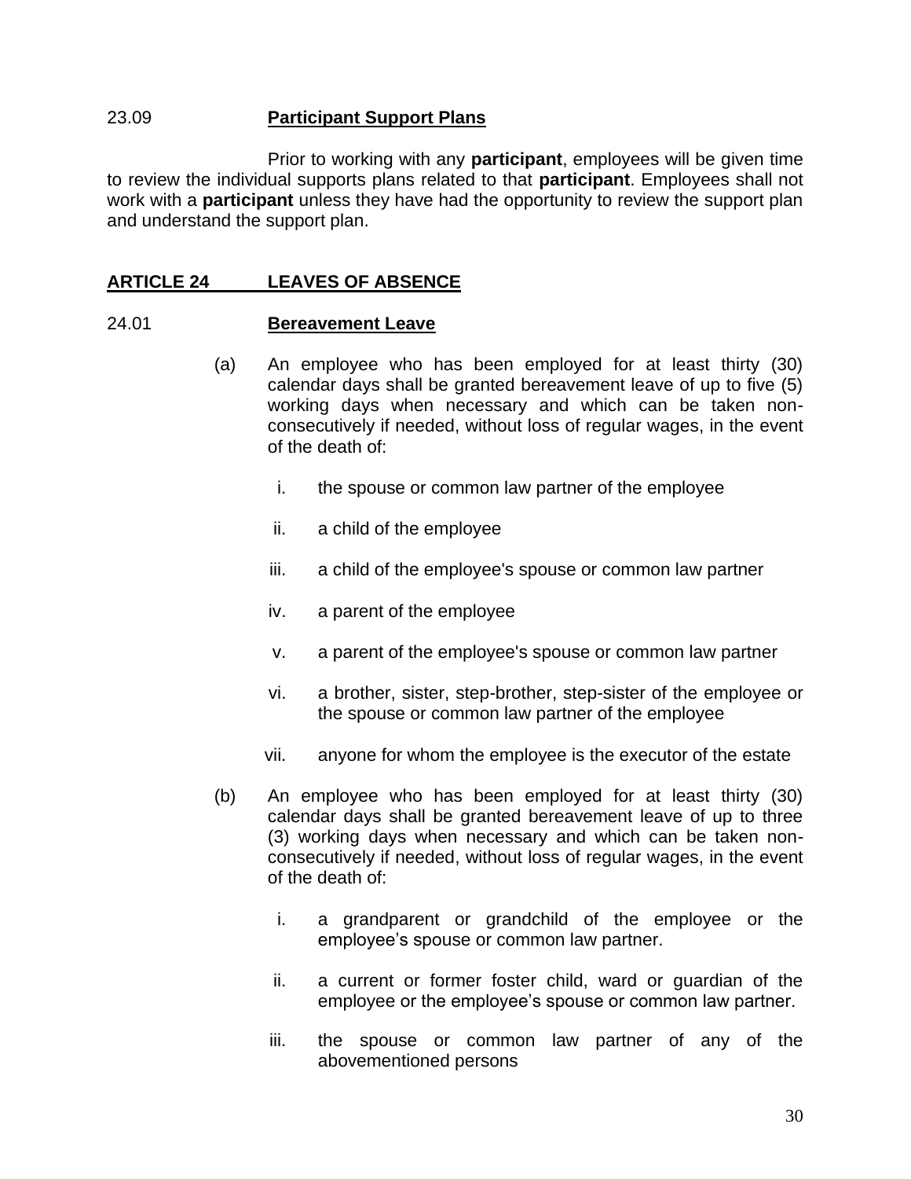23.09 **Participant Support Plans**

Prior to working with any **participant**, employees will be given time to review the individual supports plans related to that **participant**. Employees shall not work with a **participant** unless they have had the opportunity to review the support plan and understand the support plan.

## ARTICLE 24 LEAVES OF ABSENCE

24.01 **Bereavement Leave**

(a) An employee who has been employed for at least thirty (30) calendar days shall be granted bereavement leave of up to five (5) working days when necessary and which can be taken non-consecutively if needed, without loss of regular wages, in the event of the death of:

i. the spouse or common law partner of the employee

ii. a child of the employee

iii. a child of the employee's spouse or common law partner

iv. a parent of the employee

v. a parent of the employee's spouse or common law partner

vi. a brother, sister, step-brother, step-sister of the employee or the spouse or common law partner of the employee

vii. anyone for whom the employee is the executor of the estate

(b) An employee who has been employed for at least thirty (30) calendar days shall be granted bereavement leave of up to three (3) working days when necessary and which can be taken non-consecutively if needed, without loss of regular wages, in the event of the death of:

i. a grandparent or grandchild of the employee or the employee's spouse or common law partner.

ii. a current or former foster child, ward or guardian of the employee or the employee's spouse or common law partner.

iii. the spouse or common law partner of any of the abovementioned persons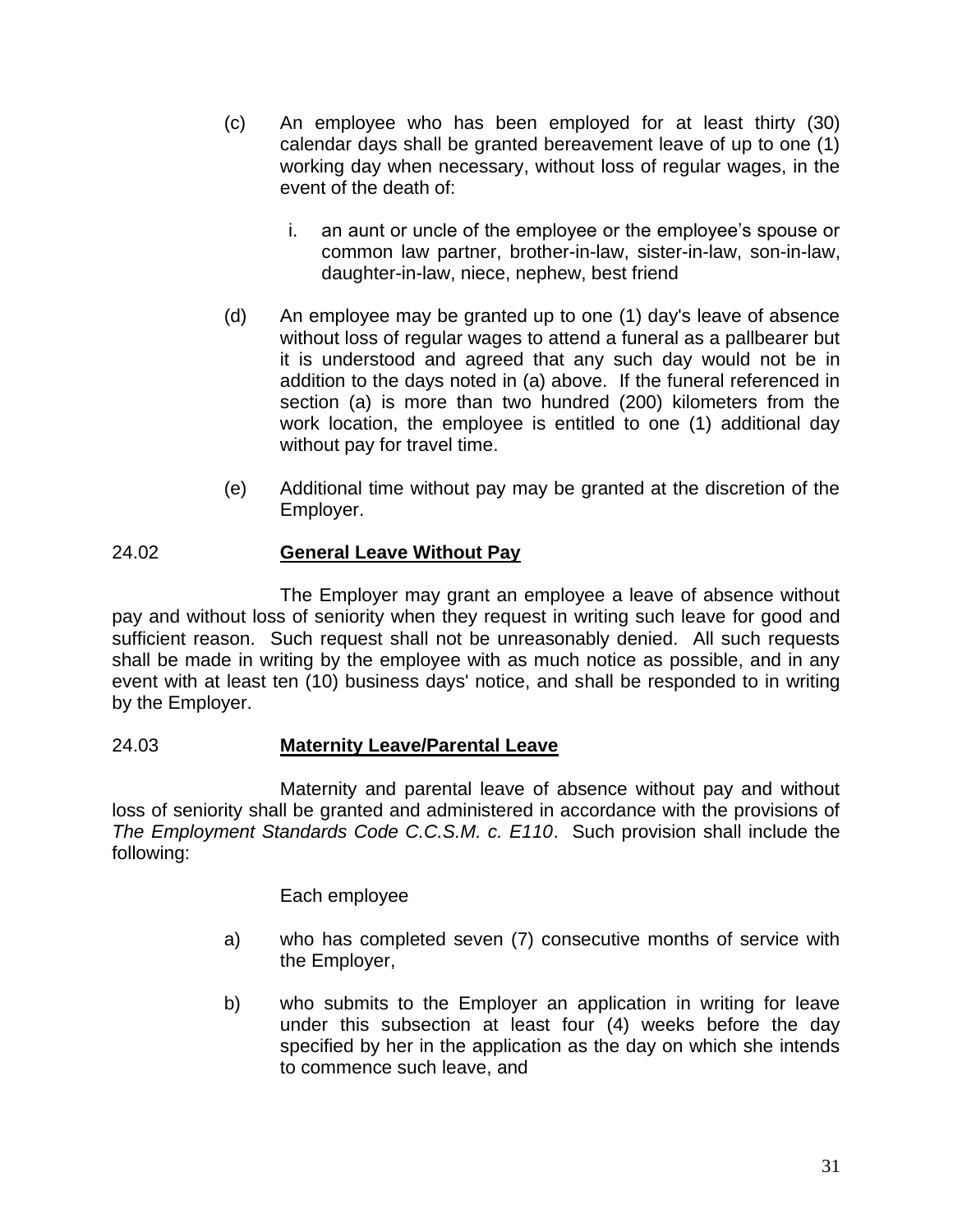(c) An employee who has been employed for at least thirty (30) calendar days shall be granted bereavement leave of up to one (1) working day when necessary, without loss of regular wages, in the event of the death of:

   i. an aunt or uncle of the employee or the employee's spouse or common law partner, brother-in-law, sister-in-law, son-in-law, daughter-in-law, niece, nephew, best friend

(d) An employee may be granted up to one (1) day's leave of absence without loss of regular wages to attend a funeral as a pallbearer but it is understood and agreed that any such day would not be in addition to the days noted in (a) above. If the funeral referenced in section (a) is more than two hundred (200) kilometers from the work location, the employee is entitled to one (1) additional day without pay for travel time.

(e) Additional time without pay may be granted at the discretion of the Employer.

24.02 **General Leave Without Pay**

The Employer may grant an employee a leave of absence without pay and without loss of seniority when they request in writing such leave for good and sufficient reason. Such request shall not be unreasonably denied. All such requests shall be made in writing by the employee with as much notice as possible, and in any event with at least ten (10) business days' notice, and shall be responded to in writing by the Employer.

24.03 **Maternity Leave/Parental Leave**

Maternity and parental leave of absence without pay and without loss of seniority shall be granted and administered in accordance with the provisions of *The Employment Standards Code C.C.S.M. c. E110*. Such provision shall include the following:

Each employee

a) who has completed seven (7) consecutive months of service with the Employer,

b) who submits to the Employer an application in writing for leave under this subsection at least four (4) weeks before the day specified by her in the application as the day on which she intends to commence such leave, and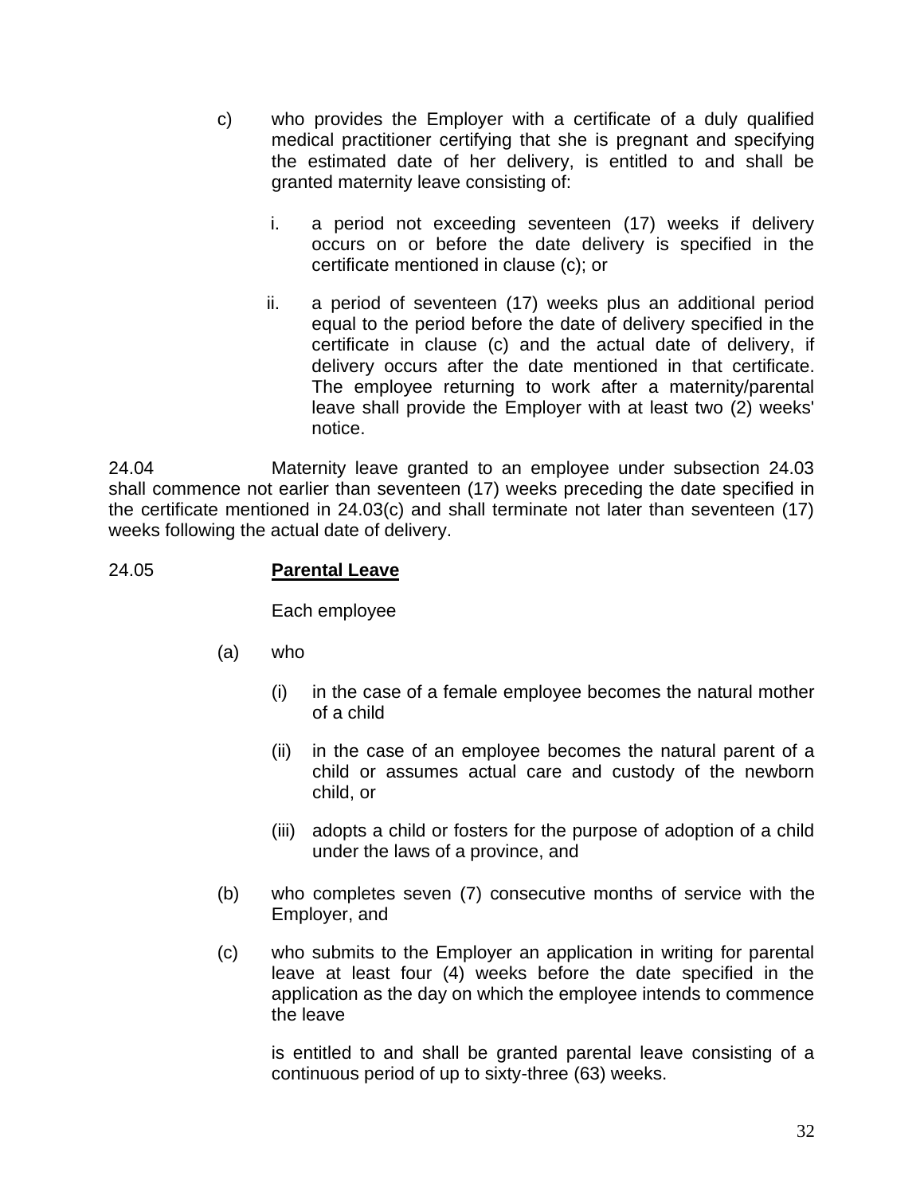c) who provides the Employer with a certificate of a duly qualified medical practitioner certifying that she is pregnant and specifying the estimated date of her delivery, is entitled to and shall be granted maternity leave consisting of:

   i. a period not exceeding seventeen (17) weeks if delivery occurs on or before the date delivery is specified in the certificate mentioned in clause (c); or

   ii. a period of seventeen (17) weeks plus an additional period equal to the period before the date of delivery specified in the certificate in clause (c) and the actual date of delivery, if delivery occurs after the date mentioned in that certificate. The employee returning to work after a maternity/parental leave shall provide the Employer with at least two (2) weeks' notice.

24.04 Maternity leave granted to an employee under subsection 24.03 shall commence not earlier than seventeen (17) weeks preceding the date specified in the certificate mentioned in 24.03(c) and shall terminate not later than seventeen (17) weeks following the actual date of delivery.

24.05 **Parental Leave**

Each employee

(a) who

   (i) in the case of a female employee becomes the natural mother of a child

   (ii) in the case of an employee becomes the natural parent of a child or assumes actual care and custody of the newborn child, or

   (iii) adopts a child or fosters for the purpose of adoption of a child under the laws of a province, and

(b) who completes seven (7) consecutive months of service with the Employer, and

(c) who submits to the Employer an application in writing for parental leave at least four (4) weeks before the date specified in the application as the day on which the employee intends to commence the leave

is entitled to and shall be granted parental leave consisting of a continuous period of up to sixty-three (63) weeks.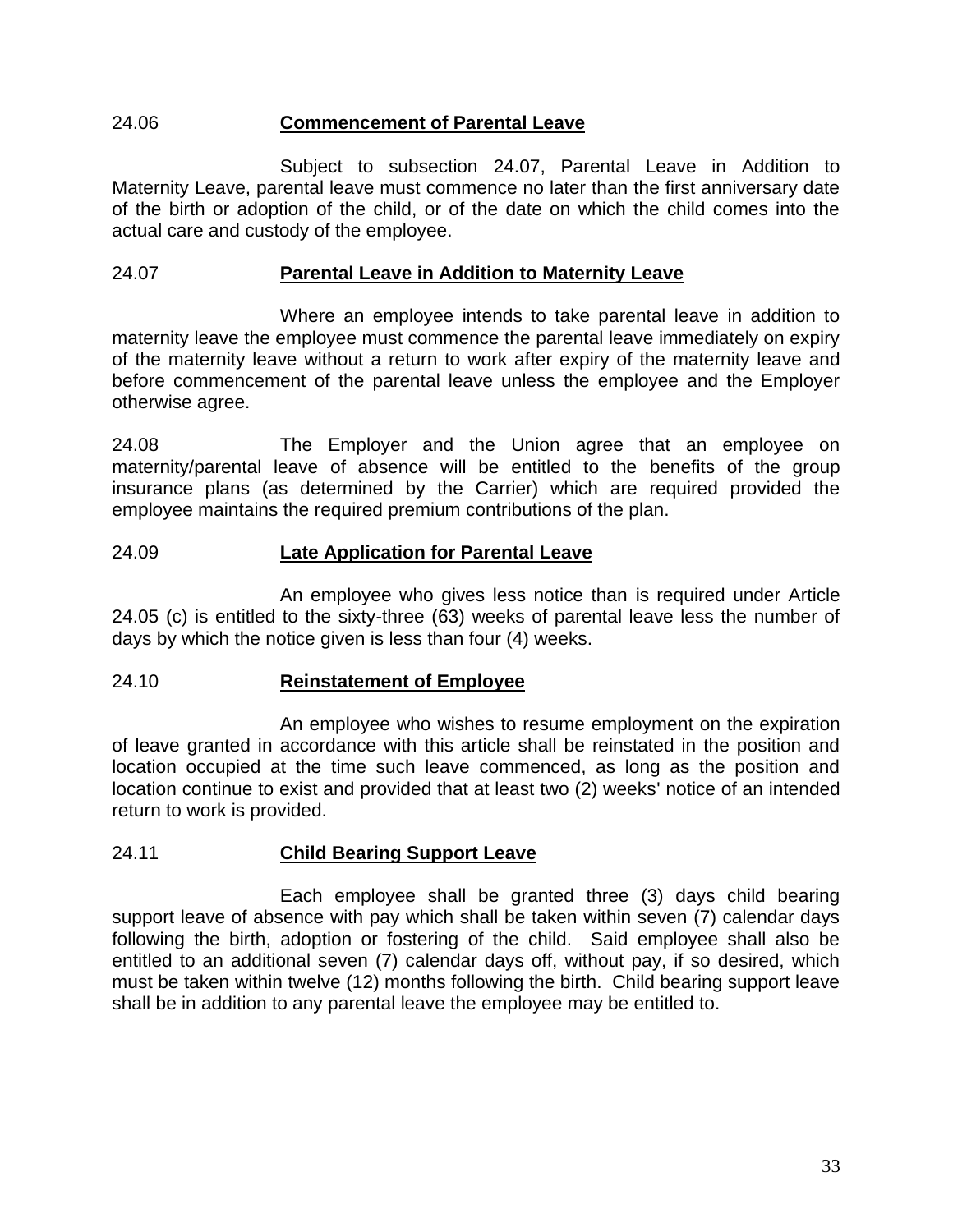24.06 **Commencement of Parental Leave**

Subject to subsection 24.07, Parental Leave in Addition to Maternity Leave, parental leave must commence no later than the first anniversary date of the birth or adoption of the child, or of the date on which the child comes into the actual care and custody of the employee.

24.07 **Parental Leave in Addition to Maternity Leave**

Where an employee intends to take parental leave in addition to maternity leave the employee must commence the parental leave immediately on expiry of the maternity leave without a return to work after expiry of the maternity leave and before commencement of the parental leave unless the employee and the Employer otherwise agree.

24.08 The Employer and the Union agree that an employee on maternity/parental leave of absence will be entitled to the benefits of the group insurance plans (as determined by the Carrier) which are required provided the employee maintains the required premium contributions of the plan.

24.09 **Late Application for Parental Leave**

An employee who gives less notice than is required under Article 24.05 (c) is entitled to the sixty-three (63) weeks of parental leave less the number of days by which the notice given is less than four (4) weeks.

24.10 **Reinstatement of Employee**

An employee who wishes to resume employment on the expiration of leave granted in accordance with this article shall be reinstated in the position and location occupied at the time such leave commenced, as long as the position and location continue to exist and provided that at least two (2) weeks' notice of an intended return to work is provided.

24.11 **Child Bearing Support Leave**

Each employee shall be granted three (3) days child bearing support leave of absence with pay which shall be taken within seven (7) calendar days following the birth, adoption or fostering of the child. Said employee shall also be entitled to an additional seven (7) calendar days off, without pay, if so desired, which must be taken within twelve (12) months following the birth. Child bearing support leave shall be in addition to any parental leave the employee may be entitled to.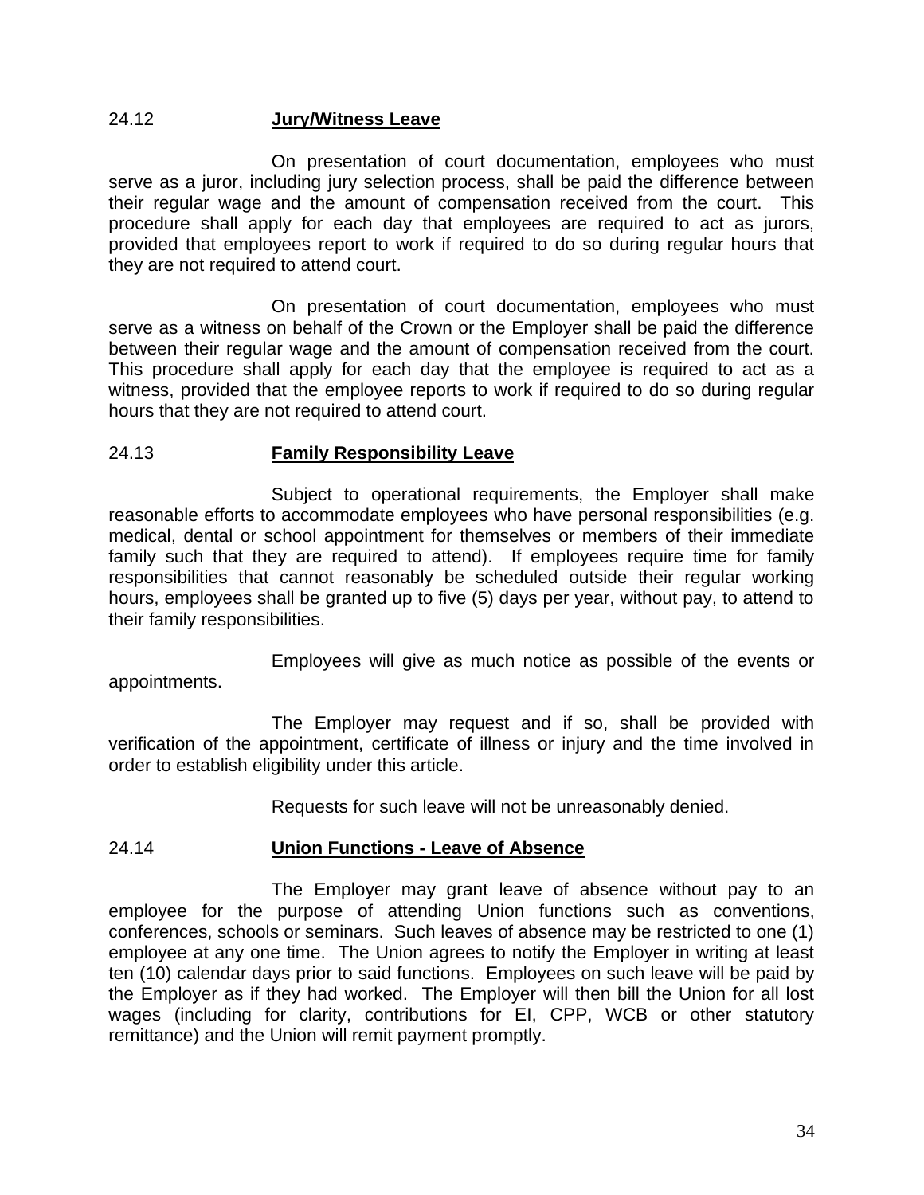### 24.12 **Jury/Witness Leave**

On presentation of court documentation, employees who must serve as a juror, including jury selection process, shall be paid the difference between their regular wage and the amount of compensation received from the court. This procedure shall apply for each day that employees are required to act as jurors, provided that employees report to work if required to do so during regular hours that they are not required to attend court.

On presentation of court documentation, employees who must serve as a witness on behalf of the Crown or the Employer shall be paid the difference between their regular wage and the amount of compensation received from the court. This procedure shall apply for each day that the employee is required to act as a witness, provided that the employee reports to work if required to do so during regular hours that they are not required to attend court.

### 24.13 **Family Responsibility Leave**

Subject to operational requirements, the Employer shall make reasonable efforts to accommodate employees who have personal responsibilities (e.g. medical, dental or school appointment for themselves or members of their immediate family such that they are required to attend). If employees require time for family responsibilities that cannot reasonably be scheduled outside their regular working hours, employees shall be granted up to five (5) days per year, without pay, to attend to their family responsibilities.

Employees will give as much notice as possible of the events or appointments.

The Employer may request and if so, shall be provided with verification of the appointment, certificate of illness or injury and the time involved in order to establish eligibility under this article.

Requests for such leave will not be unreasonably denied.

### 24.14 **Union Functions - Leave of Absence**

The Employer may grant leave of absence without pay to an employee for the purpose of attending Union functions such as conventions, conferences, schools or seminars. Such leaves of absence may be restricted to one (1) employee at any one time. The Union agrees to notify the Employer in writing at least ten (10) calendar days prior to said functions. Employees on such leave will be paid by the Employer as if they had worked. The Employer will then bill the Union for all lost wages (including for clarity, contributions for EI, CPP, WCB or other statutory remittance) and the Union will remit payment promptly.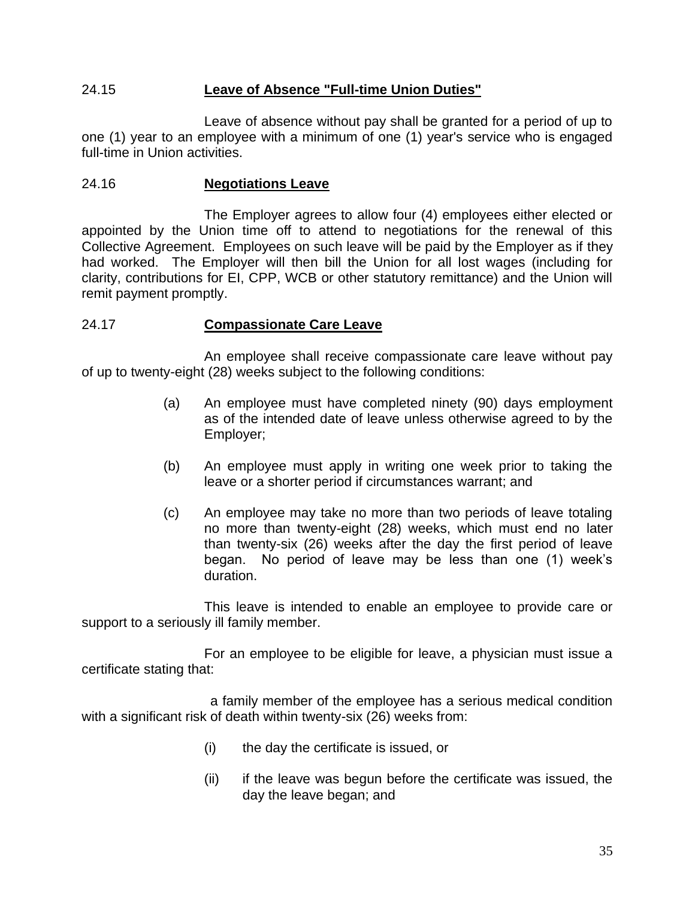### 24.15 **Leave of Absence "Full-time Union Duties"**

Leave of absence without pay shall be granted for a period of up to one (1) year to an employee with a minimum of one (1) year's service who is engaged full-time in Union activities.

### 24.16 **Negotiations Leave**

The Employer agrees to allow four (4) employees either elected or appointed by the Union time off to attend to negotiations for the renewal of this Collective Agreement. Employees on such leave will be paid by the Employer as if they had worked. The Employer will then bill the Union for all lost wages (including for clarity, contributions for EI, CPP, WCB or other statutory remittance) and the Union will remit payment promptly.

### 24.17 **Compassionate Care Leave**

An employee shall receive compassionate care leave without pay of up to twenty-eight (28) weeks subject to the following conditions:

(a) An employee must have completed ninety (90) days employment as of the intended date of leave unless otherwise agreed to by the Employer;

(b) An employee must apply in writing one week prior to taking the leave or a shorter period if circumstances warrant; and

(c) An employee may take no more than two periods of leave totaling no more than twenty-eight (28) weeks, which must end no later than twenty-six (26) weeks after the day the first period of leave began. No period of leave may be less than one (1) week's duration.

This leave is intended to enable an employee to provide care or support to a seriously ill family member.

For an employee to be eligible for leave, a physician must issue a certificate stating that:

a family member of the employee has a serious medical condition with a significant risk of death within twenty-six (26) weeks from:

(i) the day the certificate is issued, or

(ii) if the leave was begun before the certificate was issued, the day the leave began; and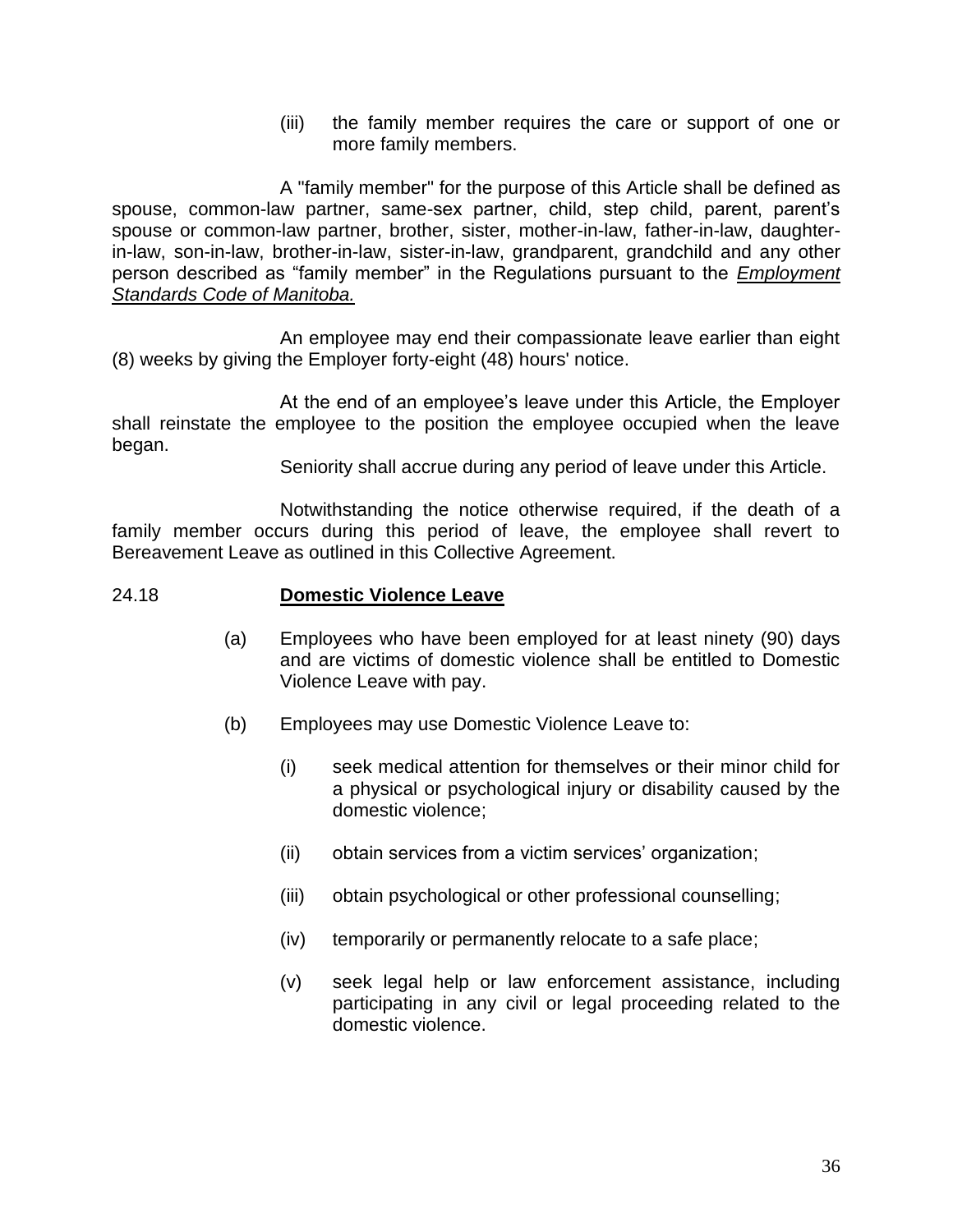(iii) the family member requires the care or support of one or more family members.

A "family member" for the purpose of this Article shall be defined as spouse, common-law partner, same-sex partner, child, step child, parent, parent's spouse or common-law partner, brother, sister, mother-in-law, father-in-law, daughter-in-law, son-in-law, brother-in-law, sister-in-law, grandparent, grandchild and any other person described as "family member" in the Regulations pursuant to the ***Employment Standards Code of Manitoba.***

An employee may end their compassionate leave earlier than eight (8) weeks by giving the Employer forty-eight (48) hours' notice.

At the end of an employee's leave under this Article, the Employer shall reinstate the employee to the position the employee occupied when the leave began.

Seniority shall accrue during any period of leave under this Article.

Notwithstanding the notice otherwise required, if the death of a family member occurs during this period of leave, the employee shall revert to Bereavement Leave as outlined in this Collective Agreement.

24.18 **Domestic Violence Leave**

(a) Employees who have been employed for at least ninety (90) days and are victims of domestic violence shall be entitled to Domestic Violence Leave with pay.

(b) Employees may use Domestic Violence Leave to:

(i) seek medical attention for themselves or their minor child for a physical or psychological injury or disability caused by the domestic violence;

(ii) obtain services from a victim services' organization;

(iii) obtain psychological or other professional counselling;

(iv) temporarily or permanently relocate to a safe place;

(v) seek legal help or law enforcement assistance, including participating in any civil or legal proceeding related to the domestic violence.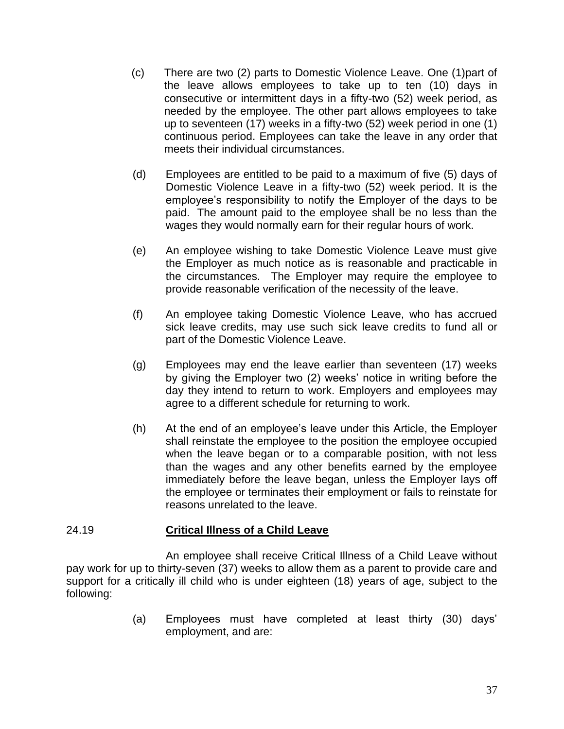(c) There are two (2) parts to Domestic Violence Leave. One (1)part of the leave allows employees to take up to ten (10) days in consecutive or intermittent days in a fifty-two (52) week period, as needed by the employee. The other part allows employees to take up to seventeen (17) weeks in a fifty-two (52) week period in one (1) continuous period. Employees can take the leave in any order that meets their individual circumstances.

(d) Employees are entitled to be paid to a maximum of five (5) days of Domestic Violence Leave in a fifty-two (52) week period. It is the employee's responsibility to notify the Employer of the days to be paid. The amount paid to the employee shall be no less than the wages they would normally earn for their regular hours of work.

(e) An employee wishing to take Domestic Violence Leave must give the Employer as much notice as is reasonable and practicable in the circumstances. The Employer may require the employee to provide reasonable verification of the necessity of the leave.

(f) An employee taking Domestic Violence Leave, who has accrued sick leave credits, may use such sick leave credits to fund all or part of the Domestic Violence Leave.

(g) Employees may end the leave earlier than seventeen (17) weeks by giving the Employer two (2) weeks' notice in writing before the day they intend to return to work. Employers and employees may agree to a different schedule for returning to work.

(h) At the end of an employee's leave under this Article, the Employer shall reinstate the employee to the position the employee occupied when the leave began or to a comparable position, with not less than the wages and any other benefits earned by the employee immediately before the leave began, unless the Employer lays off the employee or terminates their employment or fails to reinstate for reasons unrelated to the leave.

## 24.19 Critical Illness of a Child Leave

An employee shall receive Critical Illness of a Child Leave without pay work for up to thirty-seven (37) weeks to allow them as a parent to provide care and support for a critically ill child who is under eighteen (18) years of age, subject to the following:

(a) Employees must have completed at least thirty (30) days' employment, and are: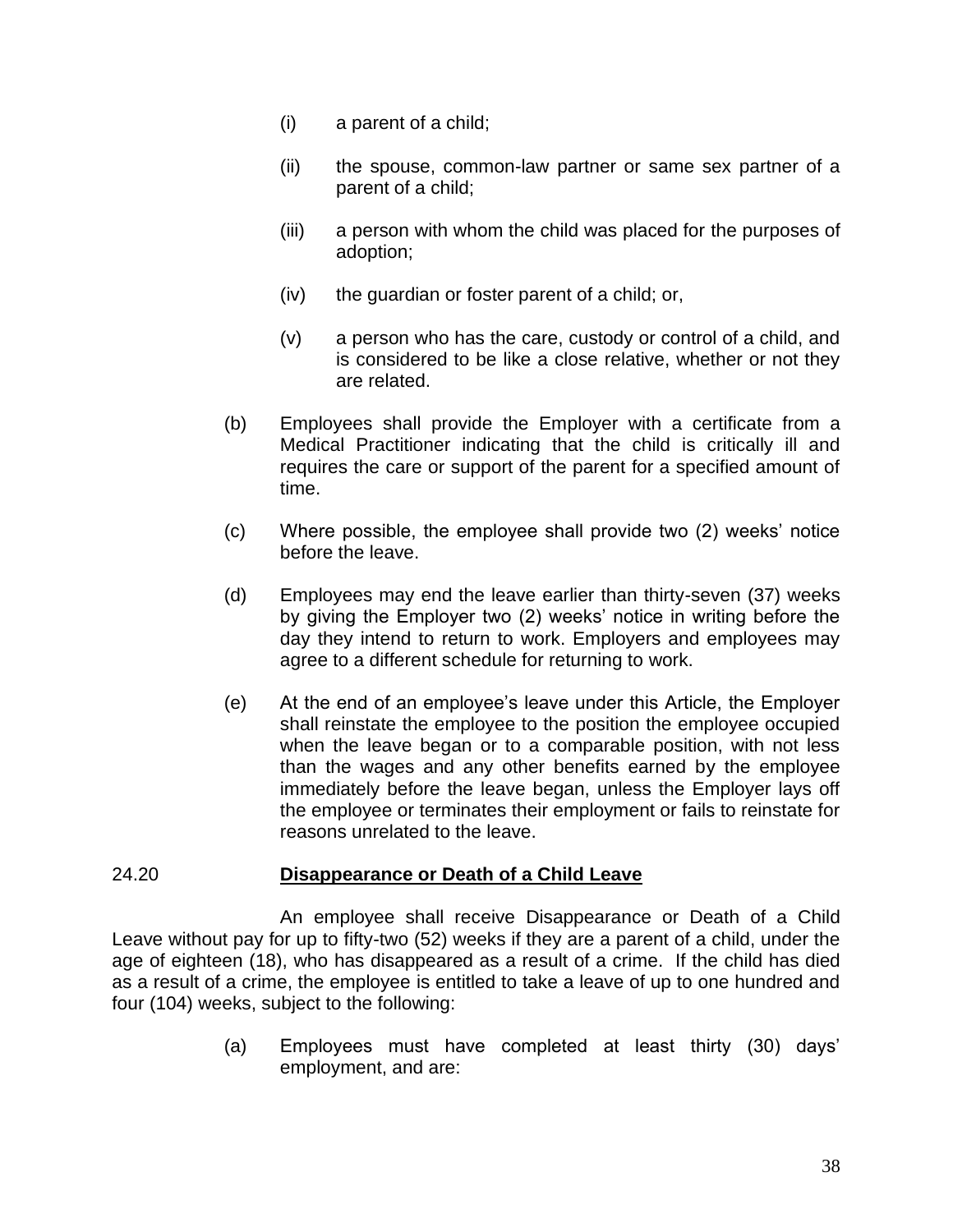(i) a parent of a child;

(ii) the spouse, common-law partner or same sex partner of a parent of a child;

(iii) a person with whom the child was placed for the purposes of adoption;

(iv) the guardian or foster parent of a child; or,

(v) a person who has the care, custody or control of a child, and is considered to be like a close relative, whether or not they are related.

(b) Employees shall provide the Employer with a certificate from a Medical Practitioner indicating that the child is critically ill and requires the care or support of the parent for a specified amount of time.

(c) Where possible, the employee shall provide two (2) weeks' notice before the leave.

(d) Employees may end the leave earlier than thirty-seven (37) weeks by giving the Employer two (2) weeks' notice in writing before the day they intend to return to work. Employers and employees may agree to a different schedule for returning to work.

(e) At the end of an employee's leave under this Article, the Employer shall reinstate the employee to the position the employee occupied when the leave began or to a comparable position, with not less than the wages and any other benefits earned by the employee immediately before the leave began, unless the Employer lays off the employee or terminates their employment or fails to reinstate for reasons unrelated to the leave.

### 24.20 Disappearance or Death of a Child Leave

An employee shall receive Disappearance or Death of a Child Leave without pay for up to fifty-two (52) weeks if they are a parent of a child, under the age of eighteen (18), who has disappeared as a result of a crime. If the child has died as a result of a crime, the employee is entitled to take a leave of up to one hundred and four (104) weeks, subject to the following:

(a) Employees must have completed at least thirty (30) days' employment, and are: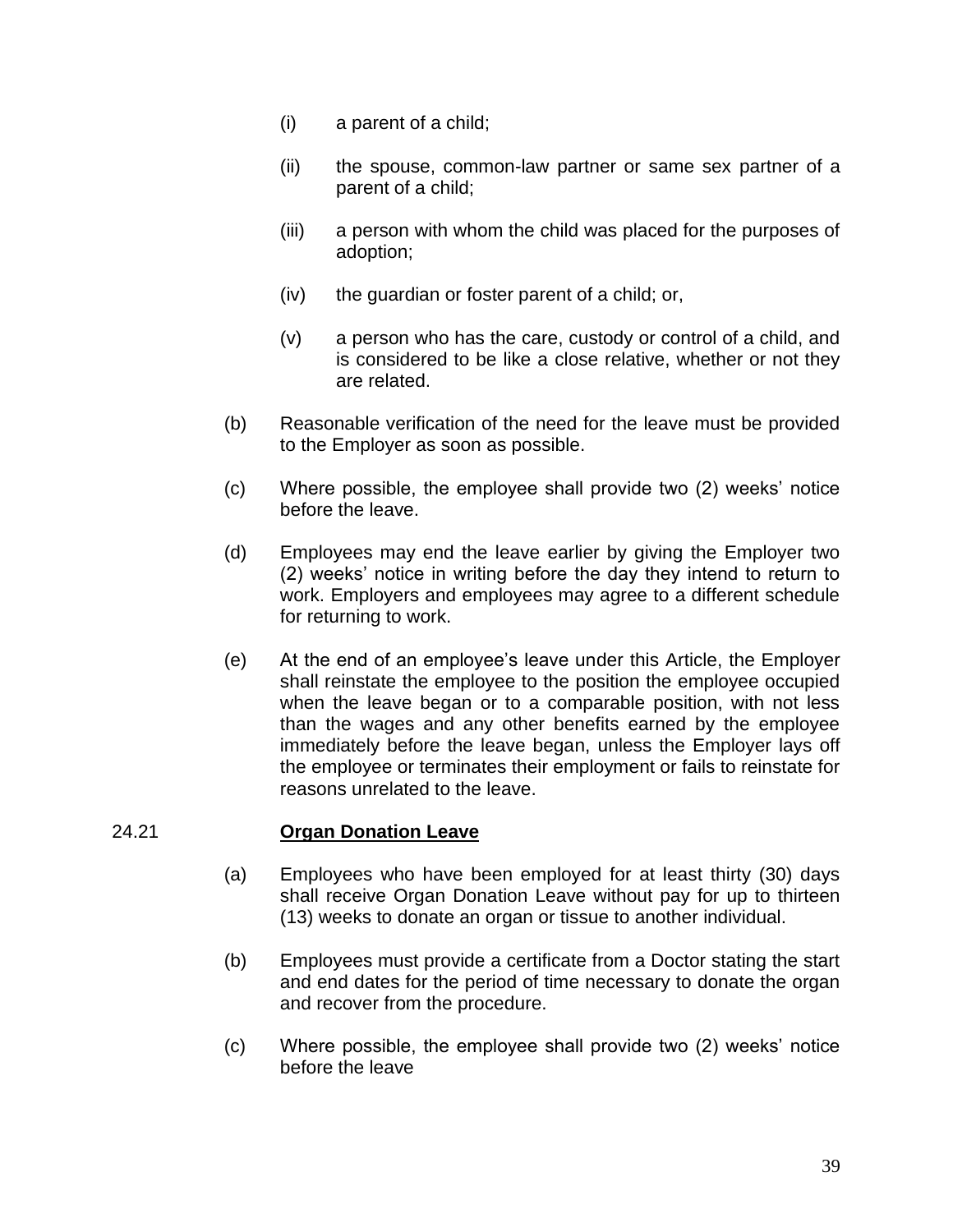(i) a parent of a child;

(ii) the spouse, common-law partner or same sex partner of a parent of a child;

(iii) a person with whom the child was placed for the purposes of adoption;

(iv) the guardian or foster parent of a child; or,

(v) a person who has the care, custody or control of a child, and is considered to be like a close relative, whether or not they are related.

(b) Reasonable verification of the need for the leave must be provided to the Employer as soon as possible.

(c) Where possible, the employee shall provide two (2) weeks' notice before the leave.

(d) Employees may end the leave earlier by giving the Employer two (2) weeks' notice in writing before the day they intend to return to work. Employers and employees may agree to a different schedule for returning to work.

(e) At the end of an employee's leave under this Article, the Employer shall reinstate the employee to the position the employee occupied when the leave began or to a comparable position, with not less than the wages and any other benefits earned by the employee immediately before the leave began, unless the Employer lays off the employee or terminates their employment or fails to reinstate for reasons unrelated to the leave.

24.21 **Organ Donation Leave**

(a) Employees who have been employed for at least thirty (30) days shall receive Organ Donation Leave without pay for up to thirteen (13) weeks to donate an organ or tissue to another individual.

(b) Employees must provide a certificate from a Doctor stating the start and end dates for the period of time necessary to donate the organ and recover from the procedure.

(c) Where possible, the employee shall provide two (2) weeks' notice before the leave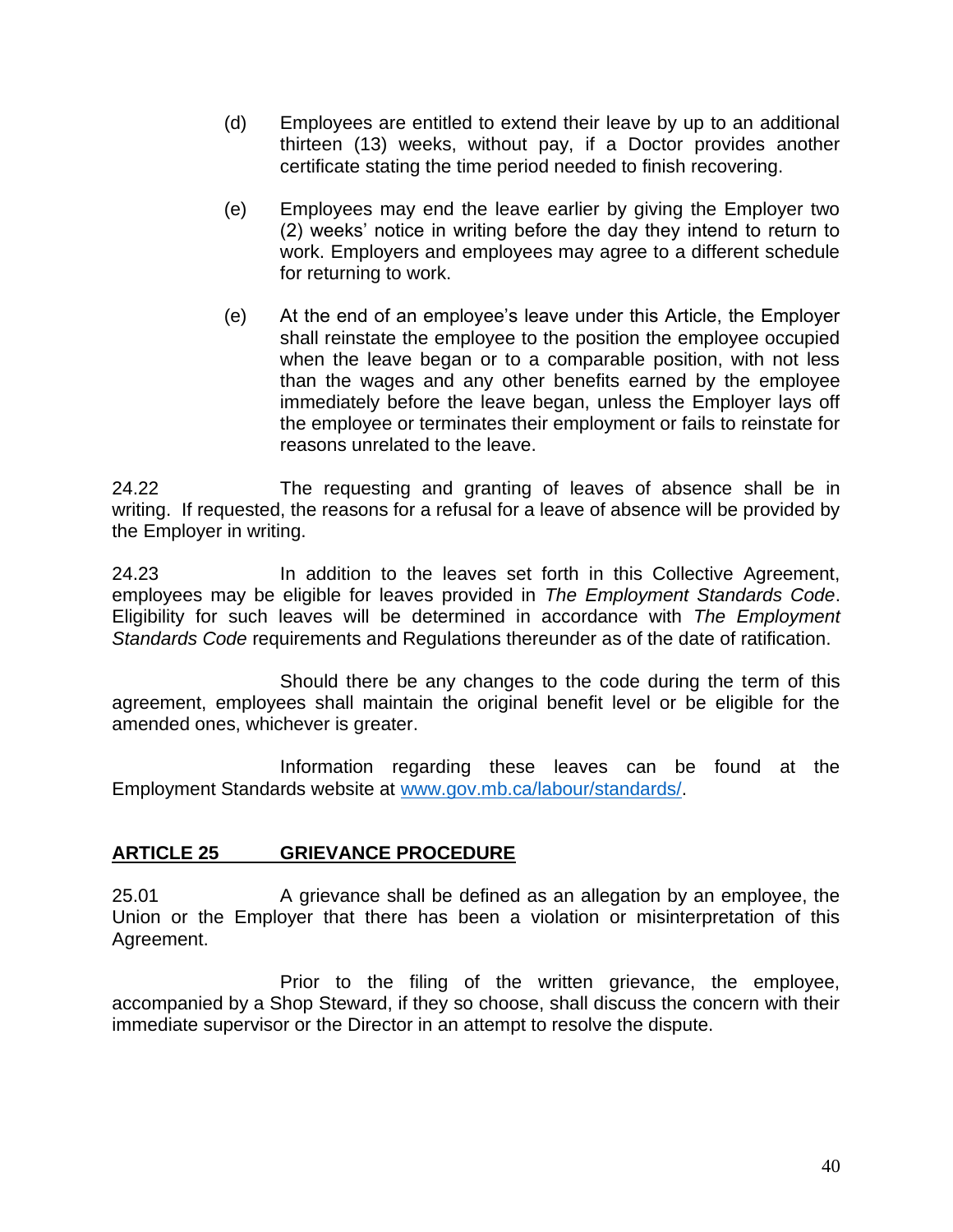(d) Employees are entitled to extend their leave by up to an additional thirteen (13) weeks, without pay, if a Doctor provides another certificate stating the time period needed to finish recovering.

(e) Employees may end the leave earlier by giving the Employer two (2) weeks' notice in writing before the day they intend to return to work. Employers and employees may agree to a different schedule for returning to work.

(e) At the end of an employee's leave under this Article, the Employer shall reinstate the employee to the position the employee occupied when the leave began or to a comparable position, with not less than the wages and any other benefits earned by the employee immediately before the leave began, unless the Employer lays off the employee or terminates their employment or fails to reinstate for reasons unrelated to the leave.

24.22 The requesting and granting of leaves of absence shall be in writing. If requested, the reasons for a refusal for a leave of absence will be provided by the Employer in writing.

24.23 In addition to the leaves set forth in this Collective Agreement, employees may be eligible for leaves provided in *The Employment Standards Code*. Eligibility for such leaves will be determined in accordance with *The Employment Standards Code* requirements and Regulations thereunder as of the date of ratification.

Should there be any changes to the code during the term of this agreement, employees shall maintain the original benefit level or be eligible for the amended ones, whichever is greater.

Information regarding these leaves can be found at the Employment Standards website at www.gov.mb.ca/labour/standards/.

## ARTICLE 25 GRIEVANCE PROCEDURE

25.01 A grievance shall be defined as an allegation by an employee, the Union or the Employer that there has been a violation or misinterpretation of this Agreement.

Prior to the filing of the written grievance, the employee, accompanied by a Shop Steward, if they so choose, shall discuss the concern with their immediate supervisor or the Director in an attempt to resolve the dispute.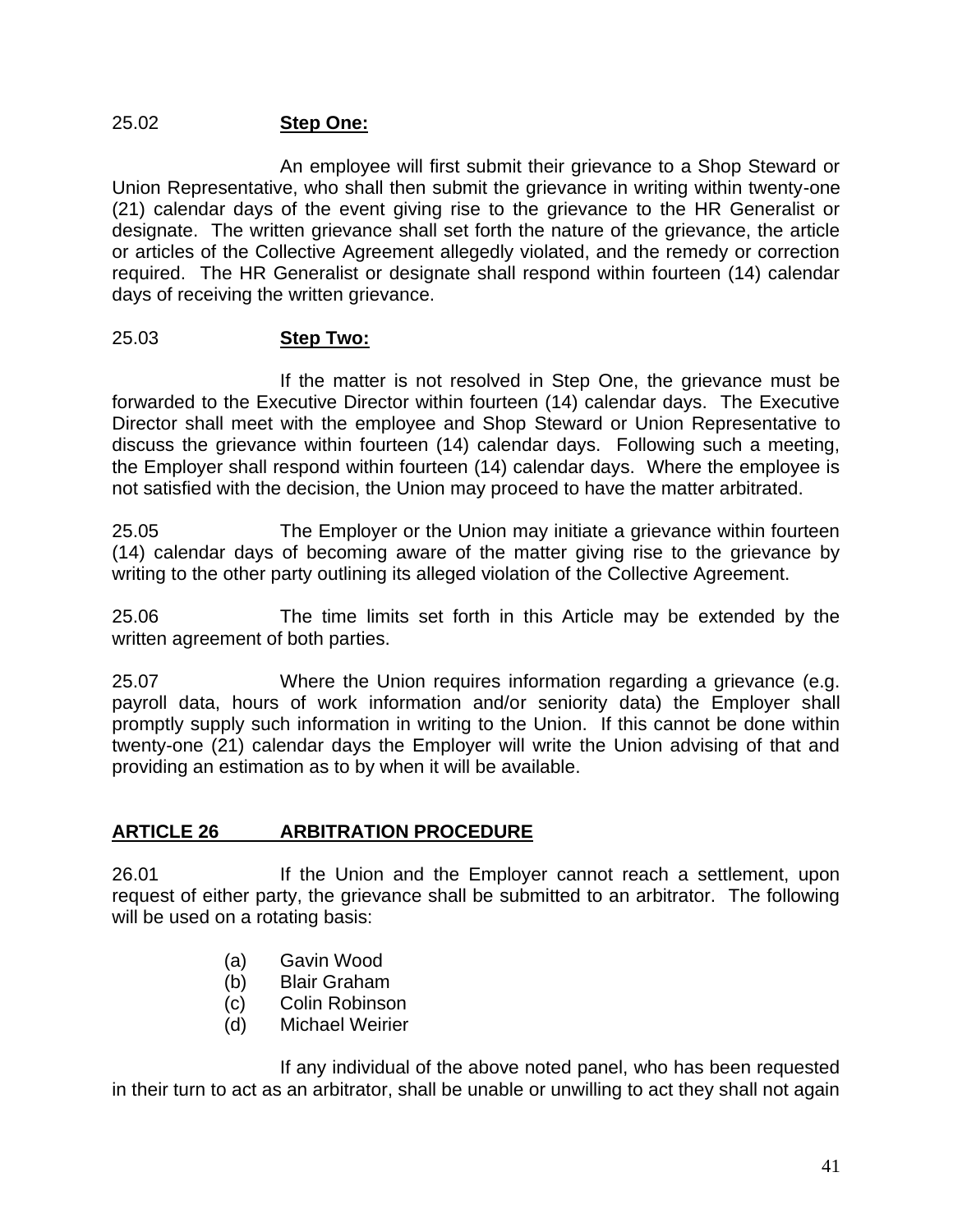25.02 **Step One:**

An employee will first submit their grievance to a Shop Steward or Union Representative, who shall then submit the grievance in writing within twenty-one (21) calendar days of the event giving rise to the grievance to the HR Generalist or designate. The written grievance shall set forth the nature of the grievance, the article or articles of the Collective Agreement allegedly violated, and the remedy or correction required. The HR Generalist or designate shall respond within fourteen (14) calendar days of receiving the written grievance.

25.03 **Step Two:**

If the matter is not resolved in Step One, the grievance must be forwarded to the Executive Director within fourteen (14) calendar days. The Executive Director shall meet with the employee and Shop Steward or Union Representative to discuss the grievance within fourteen (14) calendar days. Following such a meeting, the Employer shall respond within fourteen (14) calendar days. Where the employee is not satisfied with the decision, the Union may proceed to have the matter arbitrated.

25.05 The Employer or the Union may initiate a grievance within fourteen (14) calendar days of becoming aware of the matter giving rise to the grievance by writing to the other party outlining its alleged violation of the Collective Agreement.

25.06 The time limits set forth in this Article may be extended by the written agreement of both parties.

25.07 Where the Union requires information regarding a grievance (e.g. payroll data, hours of work information and/or seniority data) the Employer shall promptly supply such information in writing to the Union. If this cannot be done within twenty-one (21) calendar days the Employer will write the Union advising of that and providing an estimation as to by when it will be available.

## ARTICLE 26 ARBITRATION PROCEDURE

26.01 If the Union and the Employer cannot reach a settlement, upon request of either party, the grievance shall be submitted to an arbitrator. The following will be used on a rotating basis:

- (a) Gavin Wood
- (b) Blair Graham
- (c) Colin Robinson
- (d) Michael Weirier

If any individual of the above noted panel, who has been requested in their turn to act as an arbitrator, shall be unable or unwilling to act they shall not again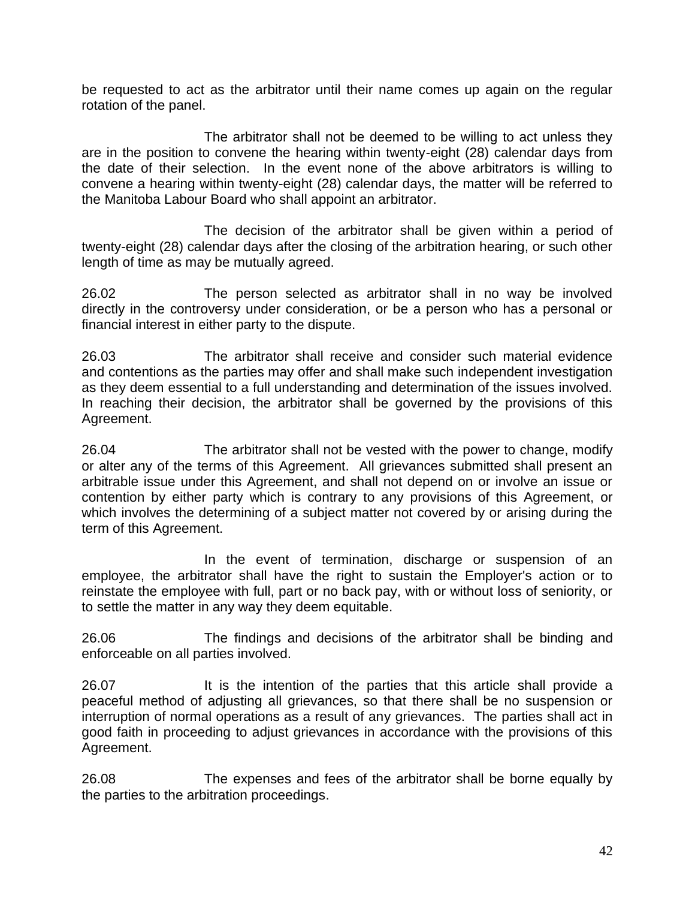be requested to act as the arbitrator until their name comes up again on the regular rotation of the panel.

The arbitrator shall not be deemed to be willing to act unless they are in the position to convene the hearing within twenty-eight (28) calendar days from the date of their selection. In the event none of the above arbitrators is willing to convene a hearing within twenty-eight (28) calendar days, the matter will be referred to the Manitoba Labour Board who shall appoint an arbitrator.

The decision of the arbitrator shall be given within a period of twenty-eight (28) calendar days after the closing of the arbitration hearing, or such other length of time as may be mutually agreed.

26.02 The person selected as arbitrator shall in no way be involved directly in the controversy under consideration, or be a person who has a personal or financial interest in either party to the dispute.

26.03 The arbitrator shall receive and consider such material evidence and contentions as the parties may offer and shall make such independent investigation as they deem essential to a full understanding and determination of the issues involved. In reaching their decision, the arbitrator shall be governed by the provisions of this Agreement.

26.04 The arbitrator shall not be vested with the power to change, modify or alter any of the terms of this Agreement. All grievances submitted shall present an arbitrable issue under this Agreement, and shall not depend on or involve an issue or contention by either party which is contrary to any provisions of this Agreement, or which involves the determining of a subject matter not covered by or arising during the term of this Agreement.

In the event of termination, discharge or suspension of an employee, the arbitrator shall have the right to sustain the Employer's action or to reinstate the employee with full, part or no back pay, with or without loss of seniority, or to settle the matter in any way they deem equitable.

26.06 The findings and decisions of the arbitrator shall be binding and enforceable on all parties involved.

26.07 It is the intention of the parties that this article shall provide a peaceful method of adjusting all grievances, so that there shall be no suspension or interruption of normal operations as a result of any grievances. The parties shall act in good faith in proceeding to adjust grievances in accordance with the provisions of this Agreement.

26.08 The expenses and fees of the arbitrator shall be borne equally by the parties to the arbitration proceedings.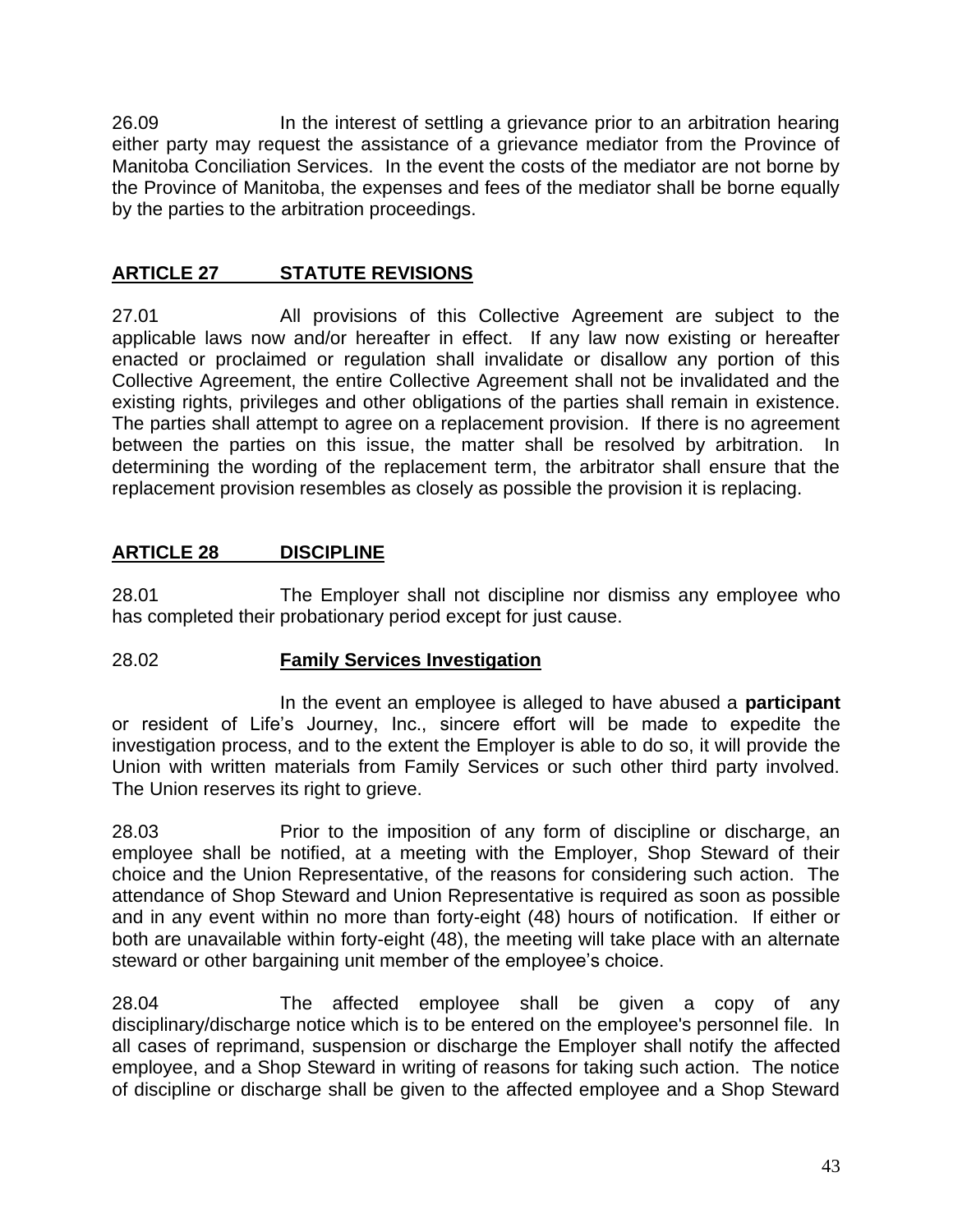26.09 In the interest of settling a grievance prior to an arbitration hearing either party may request the assistance of a grievance mediator from the Province of Manitoba Conciliation Services. In the event the costs of the mediator are not borne by the Province of Manitoba, the expenses and fees of the mediator shall be borne equally by the parties to the arbitration proceedings.

## ARTICLE 27 STATUTE REVISIONS

27.01 All provisions of this Collective Agreement are subject to the applicable laws now and/or hereafter in effect. If any law now existing or hereafter enacted or proclaimed or regulation shall invalidate or disallow any portion of this Collective Agreement, the entire Collective Agreement shall not be invalidated and the existing rights, privileges and other obligations of the parties shall remain in existence. The parties shall attempt to agree on a replacement provision. If there is no agreement between the parties on this issue, the matter shall be resolved by arbitration. In determining the wording of the replacement term, the arbitrator shall ensure that the replacement provision resembles as closely as possible the provision it is replacing.

## ARTICLE 28 DISCIPLINE

28.01 The Employer shall not discipline nor dismiss any employee who has completed their probationary period except for just cause.

28.02 **Family Services Investigation**

In the event an employee is alleged to have abused a **participant** or resident of Life's Journey, Inc., sincere effort will be made to expedite the investigation process, and to the extent the Employer is able to do so, it will provide the Union with written materials from Family Services or such other third party involved. The Union reserves its right to grieve.

28.03 Prior to the imposition of any form of discipline or discharge, an employee shall be notified, at a meeting with the Employer, Shop Steward of their choice and the Union Representative, of the reasons for considering such action. The attendance of Shop Steward and Union Representative is required as soon as possible and in any event within no more than forty-eight (48) hours of notification. If either or both are unavailable within forty-eight (48), the meeting will take place with an alternate steward or other bargaining unit member of the employee's choice.

28.04 The affected employee shall be given a copy of any disciplinary/discharge notice which is to be entered on the employee's personnel file. In all cases of reprimand, suspension or discharge the Employer shall notify the affected employee, and a Shop Steward in writing of reasons for taking such action. The notice of discipline or discharge shall be given to the affected employee and a Shop Steward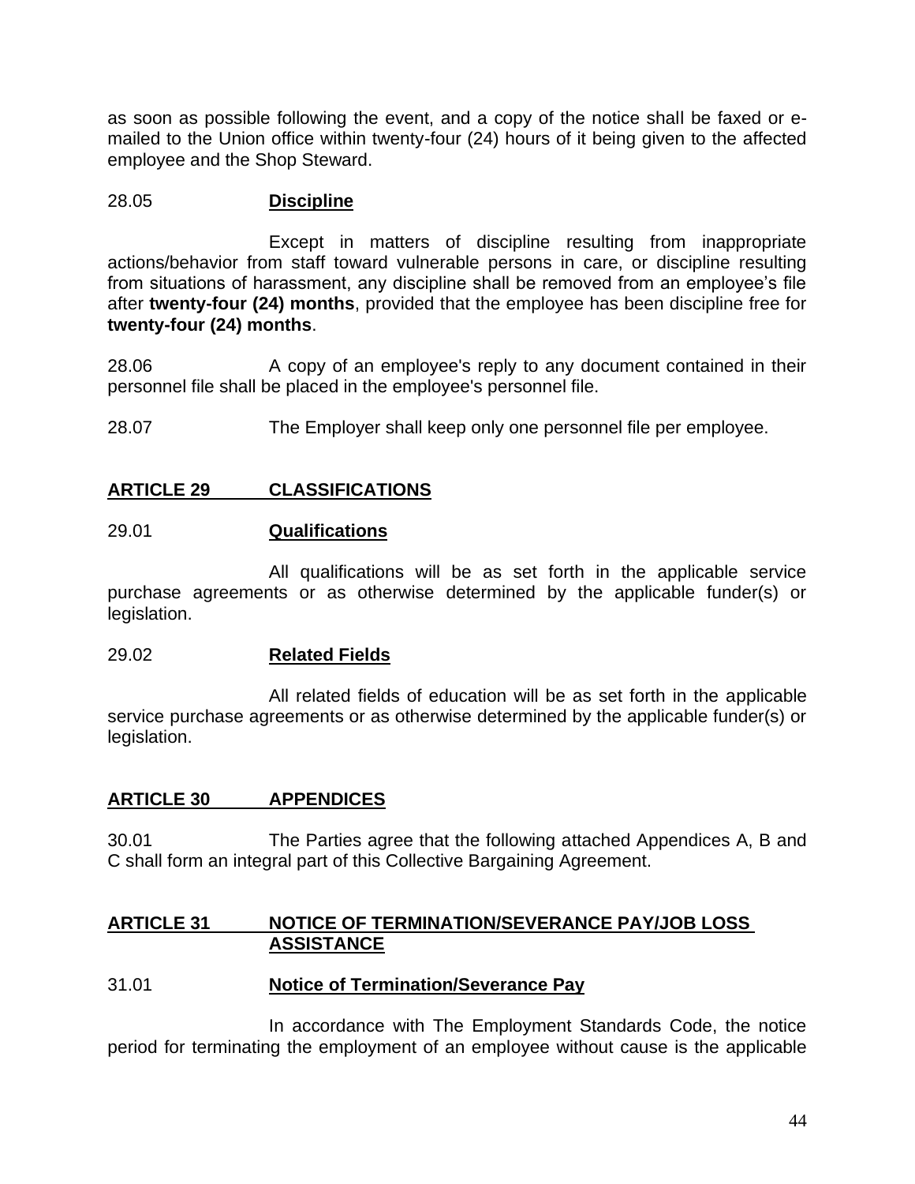as soon as possible following the event, and a copy of the notice shall be faxed or e-mailed to the Union office within twenty-four (24) hours of it being given to the affected employee and the Shop Steward.

28.05 **Discipline**

Except in matters of discipline resulting from inappropriate actions/behavior from staff toward vulnerable persons in care, or discipline resulting from situations of harassment, any discipline shall be removed from an employee's file after **twenty-four (24) months**, provided that the employee has been discipline free for **twenty-four (24) months**.

28.06 A copy of an employee's reply to any document contained in their personnel file shall be placed in the employee's personnel file.

28.07 The Employer shall keep only one personnel file per employee.

## ARTICLE 29 CLASSIFICATIONS

29.01 **Qualifications**

All qualifications will be as set forth in the applicable service purchase agreements or as otherwise determined by the applicable funder(s) or legislation.

29.02 **Related Fields**

All related fields of education will be as set forth in the applicable service purchase agreements or as otherwise determined by the applicable funder(s) or legislation.

## ARTICLE 30 APPENDICES

30.01 The Parties agree that the following attached Appendices A, B and C shall form an integral part of this Collective Bargaining Agreement.

## ARTICLE 31 NOTICE OF TERMINATION/SEVERANCE PAY/JOB LOSS ASSISTANCE

31.01 **Notice of Termination/Severance Pay**

In accordance with The Employment Standards Code, the notice period for terminating the employment of an employee without cause is the applicable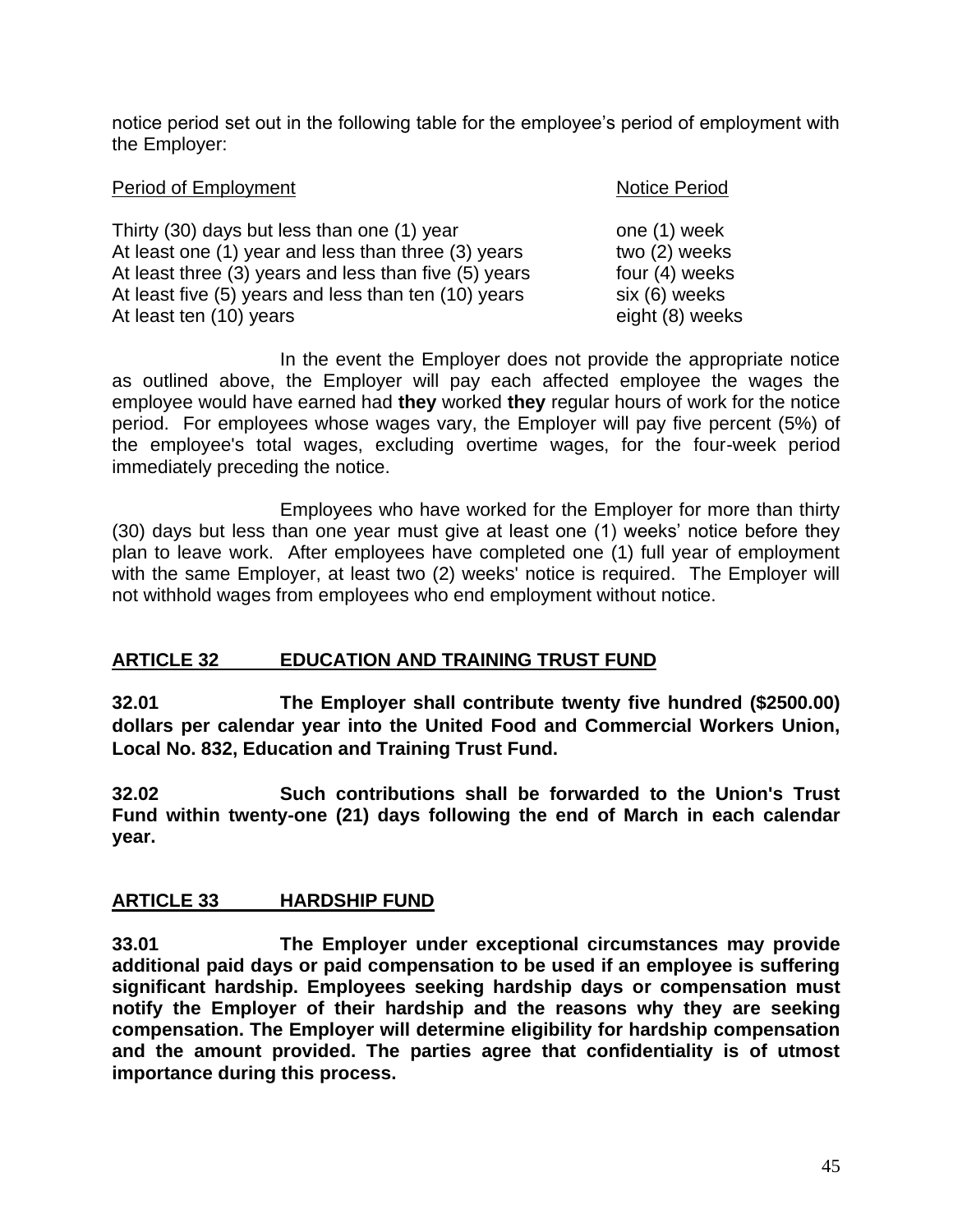notice period set out in the following table for the employee's period of employment with the Employer:

| Period of Employment | Notice Period |
|---|---|
| Thirty (30) days but less than one (1) year | one (1) week |
| At least one (1) year and less than three (3) years | two (2) weeks |
| At least three (3) years and less than five (5) years | four (4) weeks |
| At least five (5) years and less than ten (10) years | six (6) weeks |
| At least ten (10) years | eight (8) weeks |

In the event the Employer does not provide the appropriate notice as outlined above, the Employer will pay each affected employee the wages the employee would have earned had **they** worked **they** regular hours of work for the notice period. For employees whose wages vary, the Employer will pay five percent (5%) of the employee's total wages, excluding overtime wages, for the four-week period immediately preceding the notice.

Employees who have worked for the Employer for more than thirty (30) days but less than one year must give at least one (1) weeks' notice before they plan to leave work. After employees have completed one (1) full year of employment with the same Employer, at least two (2) weeks' notice is required. The Employer will not withhold wages from employees who end employment without notice.

## ARTICLE 32 EDUCATION AND TRAINING TRUST FUND

**32.01 The Employer shall contribute twenty five hundred ($2500.00) dollars per calendar year into the United Food and Commercial Workers Union, Local No. 832, Education and Training Trust Fund.**

**32.02 Such contributions shall be forwarded to the Union's Trust Fund within twenty-one (21) days following the end of March in each calendar year.**

## ARTICLE 33 HARDSHIP FUND

**33.01 The Employer under exceptional circumstances may provide additional paid days or paid compensation to be used if an employee is suffering significant hardship. Employees seeking hardship days or compensation must notify the Employer of their hardship and the reasons why they are seeking compensation. The Employer will determine eligibility for hardship compensation and the amount provided. The parties agree that confidentiality is of utmost importance during this process.**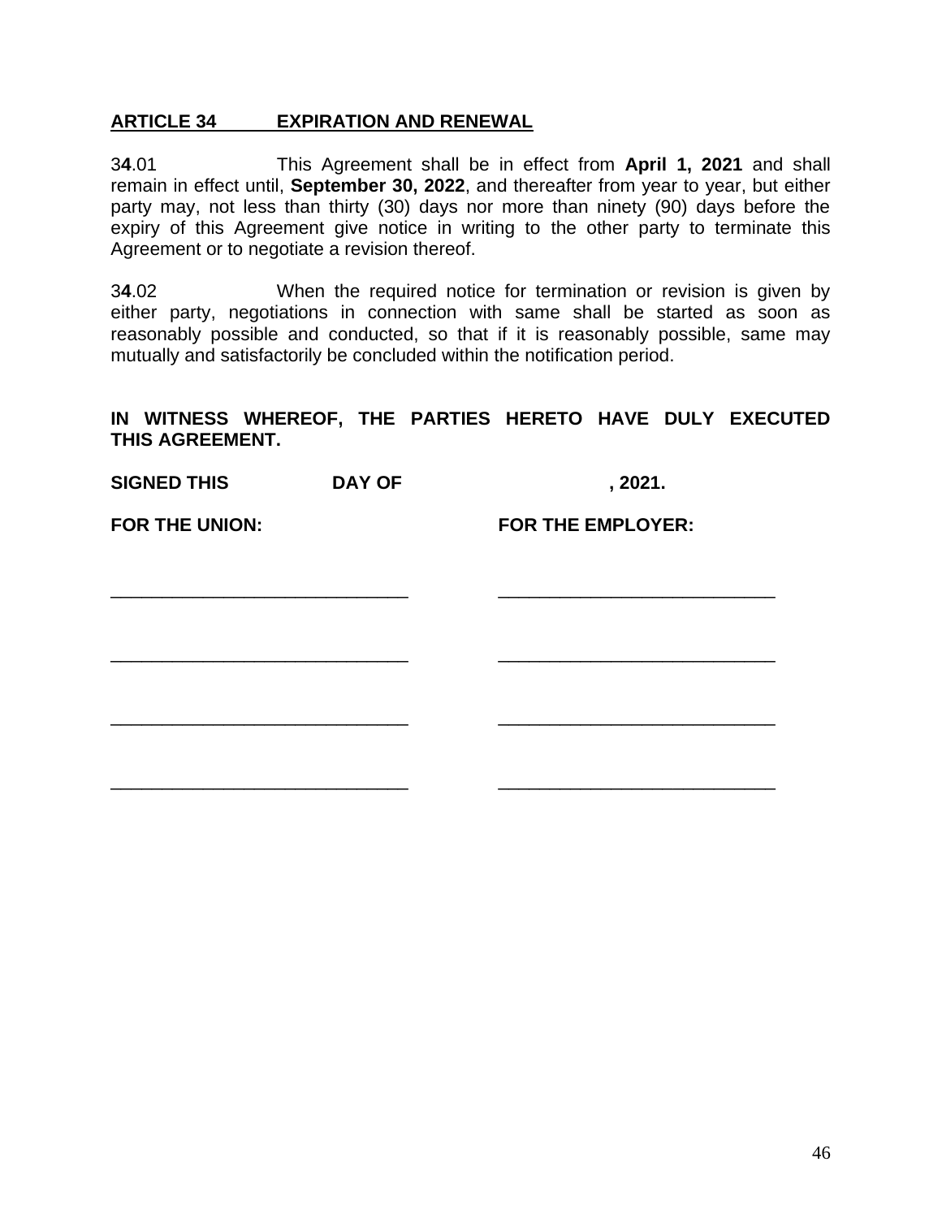## ARTICLE 34 EXPIRATION AND RENEWAL

3**4**.01 This Agreement shall be in effect from **April 1, 2021** and shall remain in effect until, **September 30, 2022**, and thereafter from year to year, but either party may, not less than thirty (30) days nor more than ninety (90) days before the expiry of this Agreement give notice in writing to the other party to terminate this Agreement or to negotiate a revision thereof.

3**4**.02 When the required notice for termination or revision is given by either party, negotiations in connection with same shall be started as soon as reasonably possible and conducted, so that if it is reasonably possible, same may mutually and satisfactorily be concluded within the notification period.

**IN WITNESS WHEREOF, THE PARTIES HERETO HAVE DULY EXECUTED THIS AGREEMENT.**

**SIGNED THIS DAY OF , 2021.**

| **FOR THE UNION:** | **FOR THE EMPLOYER:** |
|---|---|
| ____________________________ | ____________________________ |
| ____________________________ | ____________________________ |
| ____________________________ | ____________________________ |
| ____________________________ | ____________________________ |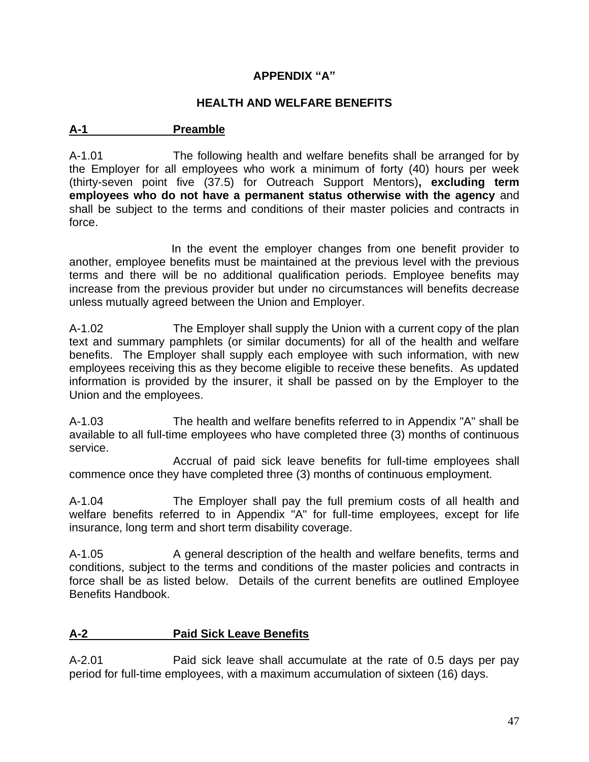# APPENDIX "A"

## HEALTH AND WELFARE BENEFITS

### A-1 Preamble

A-1.01 The following health and welfare benefits shall be arranged for by the Employer for all employees who work a minimum of forty (40) hours per week (thirty-seven point five (37.5) for Outreach Support Mentors)**, excluding term employees who do not have a permanent status otherwise with the agency** and shall be subject to the terms and conditions of their master policies and contracts in force.

In the event the employer changes from one benefit provider to another, employee benefits must be maintained at the previous level with the previous terms and there will be no additional qualification periods. Employee benefits may increase from the previous provider but under no circumstances will benefits decrease unless mutually agreed between the Union and Employer.

A-1.02 The Employer shall supply the Union with a current copy of the plan text and summary pamphlets (or similar documents) for all of the health and welfare benefits. The Employer shall supply each employee with such information, with new employees receiving this as they become eligible to receive these benefits. As updated information is provided by the insurer, it shall be passed on by the Employer to the Union and the employees.

A-1.03 The health and welfare benefits referred to in Appendix "A" shall be available to all full-time employees who have completed three (3) months of continuous service.

Accrual of paid sick leave benefits for full-time employees shall commence once they have completed three (3) months of continuous employment.

A-1.04 The Employer shall pay the full premium costs of all health and welfare benefits referred to in Appendix "A" for full-time employees, except for life insurance, long term and short term disability coverage.

A-1.05 A general description of the health and welfare benefits, terms and conditions, subject to the terms and conditions of the master policies and contracts in force shall be as listed below. Details of the current benefits are outlined Employee Benefits Handbook.

### A-2 Paid Sick Leave Benefits

A-2.01 Paid sick leave shall accumulate at the rate of 0.5 days per pay period for full-time employees, with a maximum accumulation of sixteen (16) days.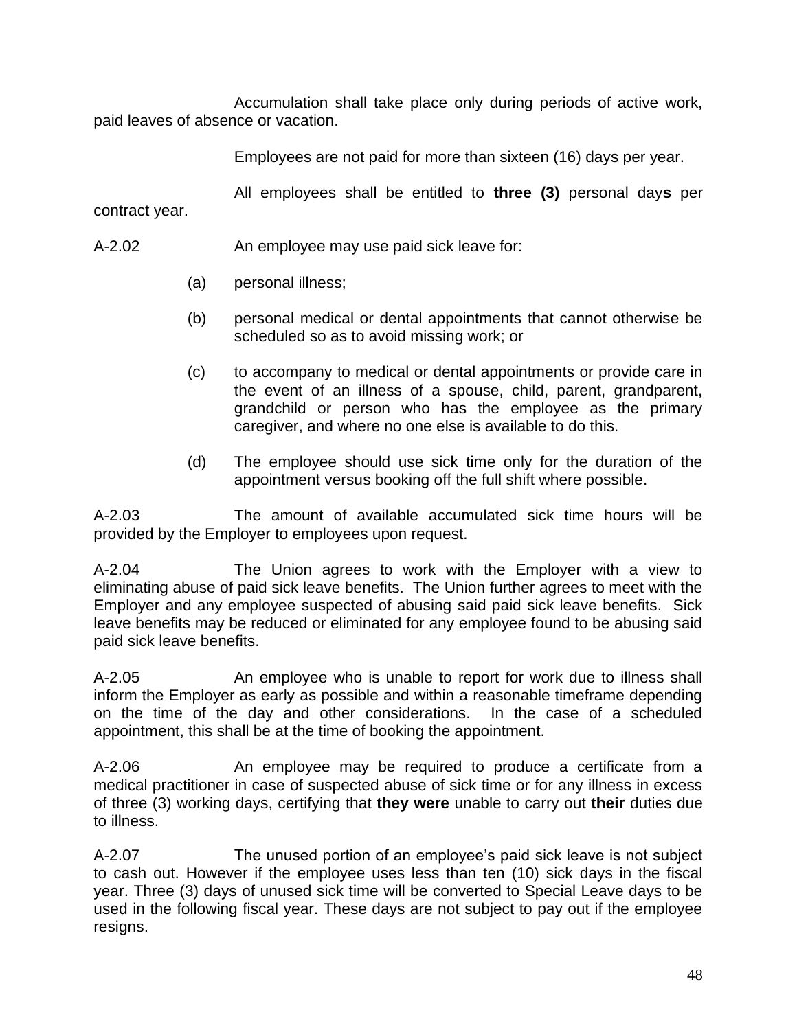Accumulation shall take place only during periods of active work, paid leaves of absence or vacation.

Employees are not paid for more than sixteen (16) days per year.

All employees shall be entitled to **three (3)** personal day**s** per contract year.

A-2.02 An employee may use paid sick leave for:

(a) personal illness;

(b) personal medical or dental appointments that cannot otherwise be scheduled so as to avoid missing work; or

(c) to accompany to medical or dental appointments or provide care in the event of an illness of a spouse, child, parent, grandparent, grandchild or person who has the employee as the primary caregiver, and where no one else is available to do this.

(d) The employee should use sick time only for the duration of the appointment versus booking off the full shift where possible.

A-2.03 The amount of available accumulated sick time hours will be provided by the Employer to employees upon request.

A-2.04 The Union agrees to work with the Employer with a view to eliminating abuse of paid sick leave benefits. The Union further agrees to meet with the Employer and any employee suspected of abusing said paid sick leave benefits. Sick leave benefits may be reduced or eliminated for any employee found to be abusing said paid sick leave benefits.

A-2.05 An employee who is unable to report for work due to illness shall inform the Employer as early as possible and within a reasonable timeframe depending on the time of the day and other considerations. In the case of a scheduled appointment, this shall be at the time of booking the appointment.

A-2.06 An employee may be required to produce a certificate from a medical practitioner in case of suspected abuse of sick time or for any illness in excess of three (3) working days, certifying that **they were** unable to carry out **their** duties due to illness.

A-2.07 The unused portion of an employee's paid sick leave is not subject to cash out. However if the employee uses less than ten (10) sick days in the fiscal year. Three (3) days of unused sick time will be converted to Special Leave days to be used in the following fiscal year. These days are not subject to pay out if the employee resigns.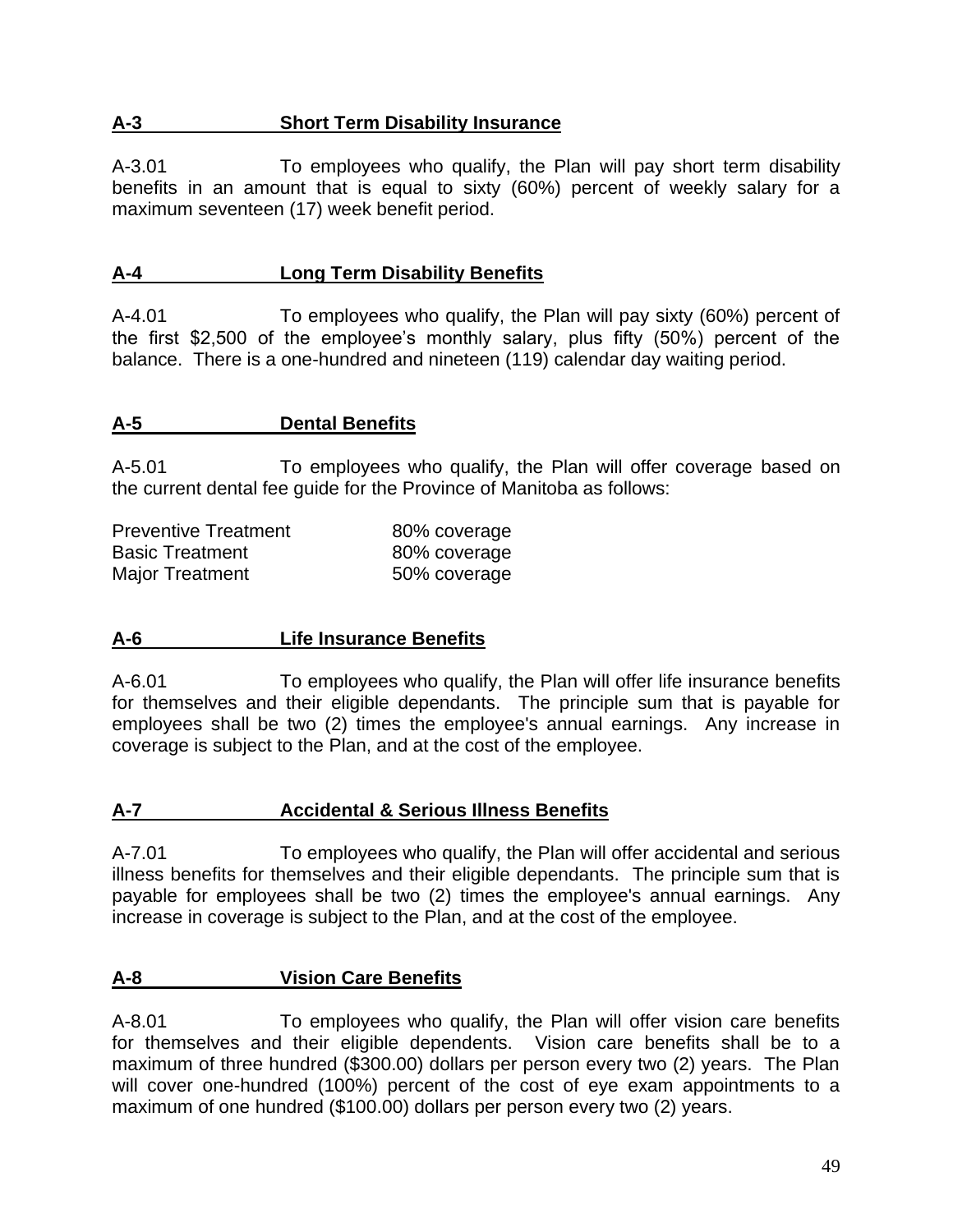## A-3 Short Term Disability Insurance

A-3.01 To employees who qualify, the Plan will pay short term disability benefits in an amount that is equal to sixty (60%) percent of weekly salary for a maximum seventeen (17) week benefit period.

## A-4 Long Term Disability Benefits

A-4.01 To employees who qualify, the Plan will pay sixty (60%) percent of the first $2,500 of the employee's monthly salary, plus fifty (50%) percent of the balance. There is a one-hundred and nineteen (119) calendar day waiting period.

## A-5 Dental Benefits

A-5.01 To employees who qualify, the Plan will offer coverage based on the current dental fee guide for the Province of Manitoba as follows:

| | |
|---|---|
| Preventive Treatment | 80% coverage |
| Basic Treatment | 80% coverage |
| Major Treatment | 50% coverage |

## A-6 Life Insurance Benefits

A-6.01 To employees who qualify, the Plan will offer life insurance benefits for themselves and their eligible dependants. The principle sum that is payable for employees shall be two (2) times the employee's annual earnings. Any increase in coverage is subject to the Plan, and at the cost of the employee.

## A-7 Accidental & Serious Illness Benefits

A-7.01 To employees who qualify, the Plan will offer accidental and serious illness benefits for themselves and their eligible dependants. The principle sum that is payable for employees shall be two (2) times the employee's annual earnings. Any increase in coverage is subject to the Plan, and at the cost of the employee.

## A-8 Vision Care Benefits

A-8.01 To employees who qualify, the Plan will offer vision care benefits for themselves and their eligible dependents. Vision care benefits shall be to a maximum of three hundred ($300.00) dollars per person every two (2) years. The Plan will cover one-hundred (100%) percent of the cost of eye exam appointments to a maximum of one hundred ($100.00) dollars per person every two (2) years.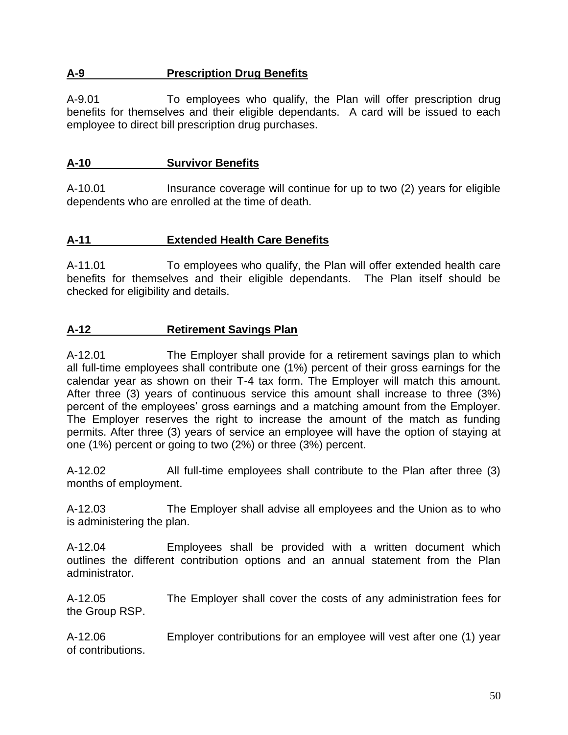## A-9 Prescription Drug Benefits

A-9.01 To employees who qualify, the Plan will offer prescription drug benefits for themselves and their eligible dependants. A card will be issued to each employee to direct bill prescription drug purchases.

## A-10 Survivor Benefits

A-10.01 Insurance coverage will continue for up to two (2) years for eligible dependents who are enrolled at the time of death.

## A-11 Extended Health Care Benefits

A-11.01 To employees who qualify, the Plan will offer extended health care benefits for themselves and their eligible dependants. The Plan itself should be checked for eligibility and details.

## A-12 Retirement Savings Plan

A-12.01 The Employer shall provide for a retirement savings plan to which all full-time employees shall contribute one (1%) percent of their gross earnings for the calendar year as shown on their T-4 tax form. The Employer will match this amount. After three (3) years of continuous service this amount shall increase to three (3%) percent of the employees' gross earnings and a matching amount from the Employer. The Employer reserves the right to increase the amount of the match as funding permits. After three (3) years of service an employee will have the option of staying at one (1%) percent or going to two (2%) or three (3%) percent.

A-12.02 All full-time employees shall contribute to the Plan after three (3) months of employment.

A-12.03 The Employer shall advise all employees and the Union as to who is administering the plan.

A-12.04 Employees shall be provided with a written document which outlines the different contribution options and an annual statement from the Plan administrator.

A-12.05 The Employer shall cover the costs of any administration fees for the Group RSP.

A-12.06 Employer contributions for an employee will vest after one (1) year of contributions.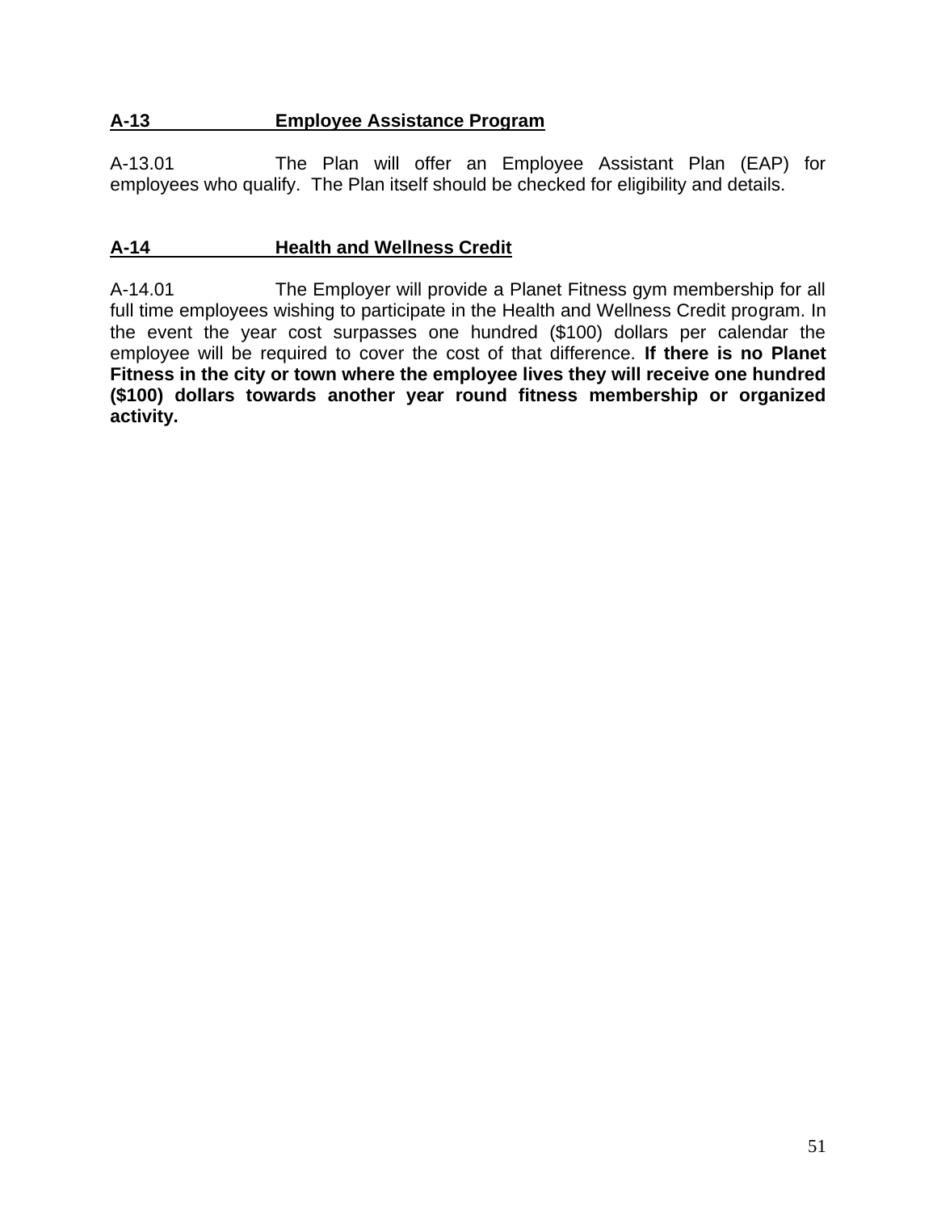## A-13 Employee Assistance Program

A-13.01 The Plan will offer an Employee Assistant Plan (EAP) for employees who qualify. The Plan itself should be checked for eligibility and details.

## A-14 Health and Wellness Credit

A-14.01 The Employer will provide a Planet Fitness gym membership for all full time employees wishing to participate in the Health and Wellness Credit program. In the event the year cost surpasses one hundred ($100) dollars per calendar the employee will be required to cover the cost of that difference. **If there is no Planet Fitness in the city or town where the employee lives they will receive one hundred ($100) dollars towards another year round fitness membership or organized activity.**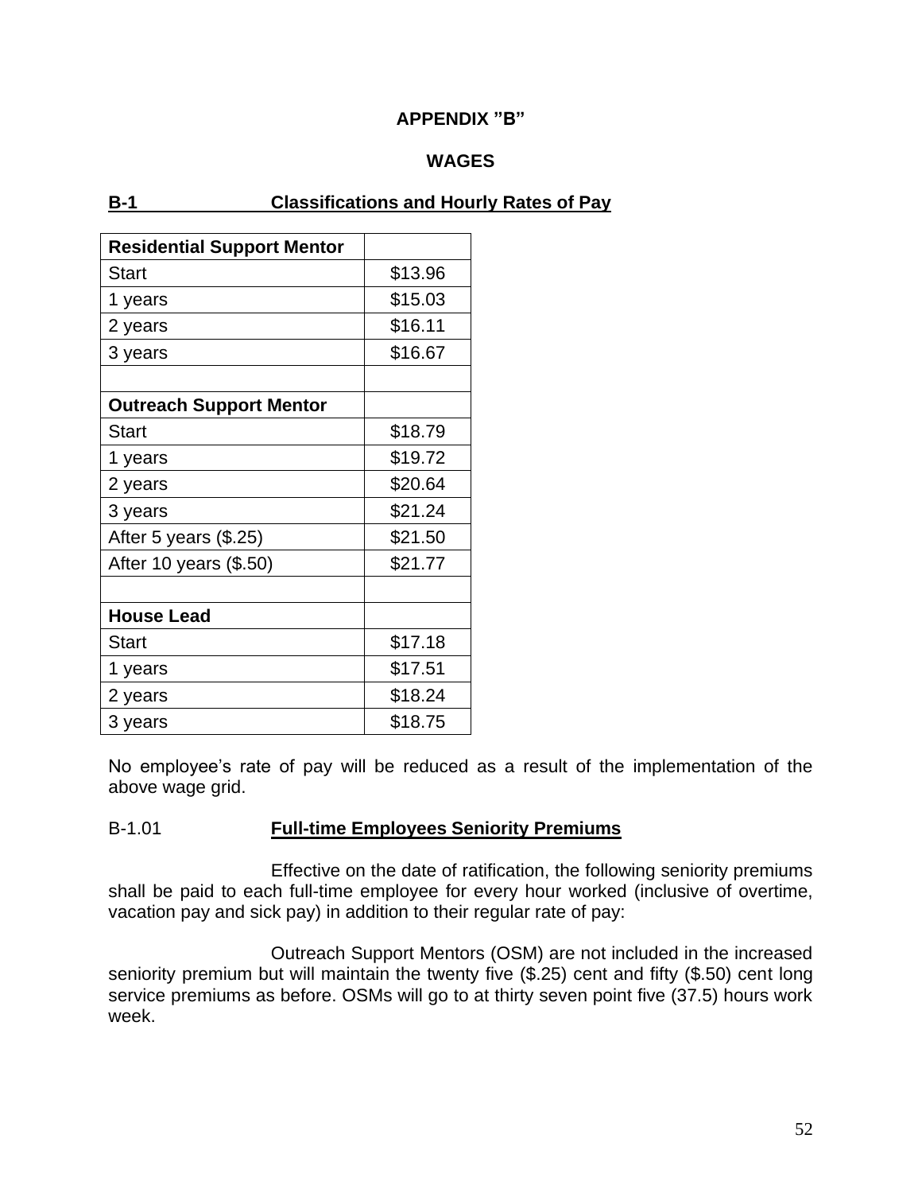# APPENDIX "B"

## WAGES

**B-1 Classifications and Hourly Rates of Pay**

| **Residential Support Mentor** | |
|---|---|
| Start | $13.96 |
| 1 years | $15.03 |
| 2 years | $16.11 |
| 3 years | $16.67 |
| | |
| **Outreach Support Mentor** | |
| Start | $18.79 |
| 1 years | $19.72 |
| 2 years | $20.64 |
| 3 years | $21.24 |
| After 5 years ($.25) | $21.50 |
| After 10 years ($.50) | $21.77 |
| | |
| **House Lead** | |
| Start | $17.18 |
| 1 years | $17.51 |
| 2 years | $18.24 |
| 3 years | $18.75 |

No employee's rate of pay will be reduced as a result of the implementation of the above wage grid.

B-1.01 **Full-time Employees Seniority Premiums**

Effective on the date of ratification, the following seniority premiums shall be paid to each full-time employee for every hour worked (inclusive of overtime, vacation pay and sick pay) in addition to their regular rate of pay:

Outreach Support Mentors (OSM) are not included in the increased seniority premium but will maintain the twenty five ($.25) cent and fifty ($.50) cent long service premiums as before. OSMs will go to at thirty seven point five (37.5) hours work week.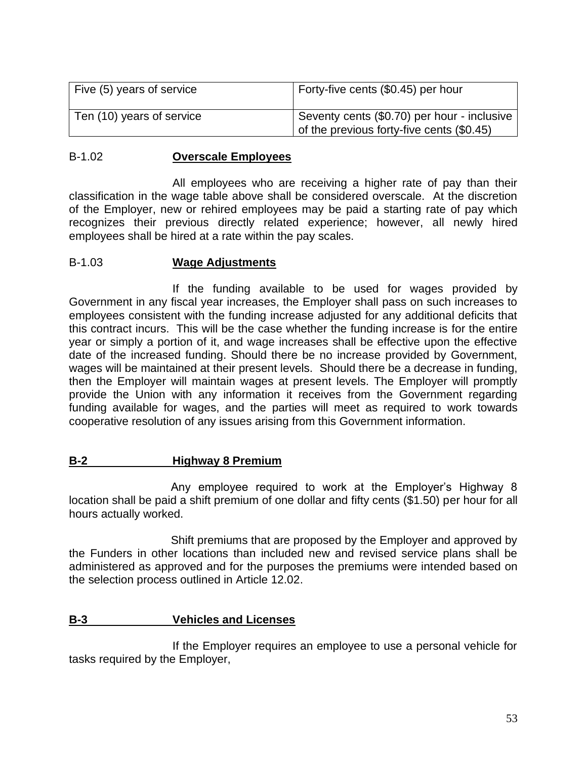| Five (5) years of service | Forty-five cents ($0.45) per hour |
|---|---|
| Ten (10) years of service | Seventy cents ($0.70) per hour - inclusive of the previous forty-five cents ($0.45) |

B-1.02 **Overscale Employees**

All employees who are receiving a higher rate of pay than their classification in the wage table above shall be considered overscale. At the discretion of the Employer, new or rehired employees may be paid a starting rate of pay which recognizes their previous directly related experience; however, all newly hired employees shall be hired at a rate within the pay scales.

B-1.03 **Wage Adjustments**

If the funding available to be used for wages provided by Government in any fiscal year increases, the Employer shall pass on such increases to employees consistent with the funding increase adjusted for any additional deficits that this contract incurs. This will be the case whether the funding increase is for the entire year or simply a portion of it, and wage increases shall be effective upon the effective date of the increased funding. Should there be no increase provided by Government, wages will be maintained at their present levels. Should there be a decrease in funding, then the Employer will maintain wages at present levels. The Employer will promptly provide the Union with any information it receives from the Government regarding funding available for wages, and the parties will meet as required to work towards cooperative resolution of any issues arising from this Government information.

## B-2 Highway 8 Premium

Any employee required to work at the Employer's Highway 8 location shall be paid a shift premium of one dollar and fifty cents ($1.50) per hour for all hours actually worked.

Shift premiums that are proposed by the Employer and approved by the Funders in other locations than included new and revised service plans shall be administered as approved and for the purposes the premiums were intended based on the selection process outlined in Article 12.02.

## B-3 Vehicles and Licenses

If the Employer requires an employee to use a personal vehicle for tasks required by the Employer,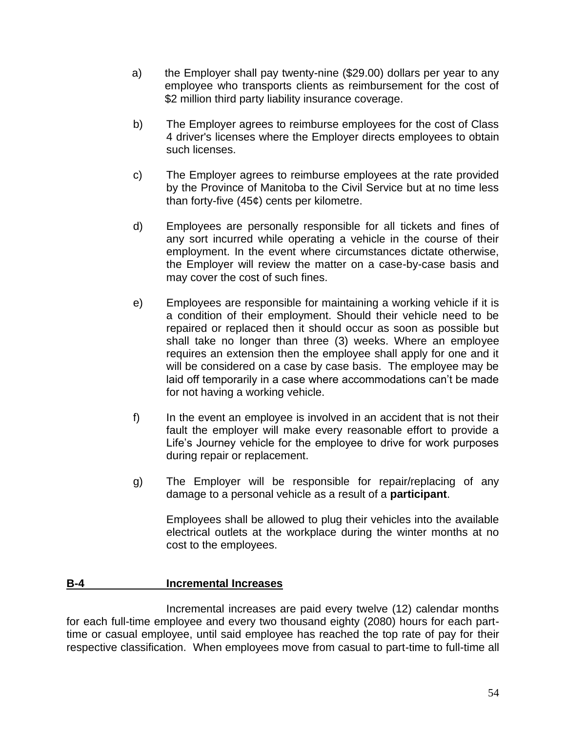a) the Employer shall pay twenty-nine ($29.00) dollars per year to any employee who transports clients as reimbursement for the cost of $2 million third party liability insurance coverage.

b) The Employer agrees to reimburse employees for the cost of Class 4 driver's licenses where the Employer directs employees to obtain such licenses.

c) The Employer agrees to reimburse employees at the rate provided by the Province of Manitoba to the Civil Service but at no time less than forty-five (45¢) cents per kilometre.

d) Employees are personally responsible for all tickets and fines of any sort incurred while operating a vehicle in the course of their employment. In the event where circumstances dictate otherwise, the Employer will review the matter on a case-by-case basis and may cover the cost of such fines.

e) Employees are responsible for maintaining a working vehicle if it is a condition of their employment. Should their vehicle need to be repaired or replaced then it should occur as soon as possible but shall take no longer than three (3) weeks. Where an employee requires an extension then the employee shall apply for one and it will be considered on a case by case basis. The employee may be laid off temporarily in a case where accommodations can't be made for not having a working vehicle.

f) In the event an employee is involved in an accident that is not their fault the employer will make every reasonable effort to provide a Life's Journey vehicle for the employee to drive for work purposes during repair or replacement.

g) The Employer will be responsible for repair/replacing of any damage to a personal vehicle as a result of a **participant**.

Employees shall be allowed to plug their vehicles into the available electrical outlets at the workplace during the winter months at no cost to the employees.

## B-4 Incremental Increases

Incremental increases are paid every twelve (12) calendar months for each full-time employee and every two thousand eighty (2080) hours for each part-time or casual employee, until said employee has reached the top rate of pay for their respective classification. When employees move from casual to part-time to full-time all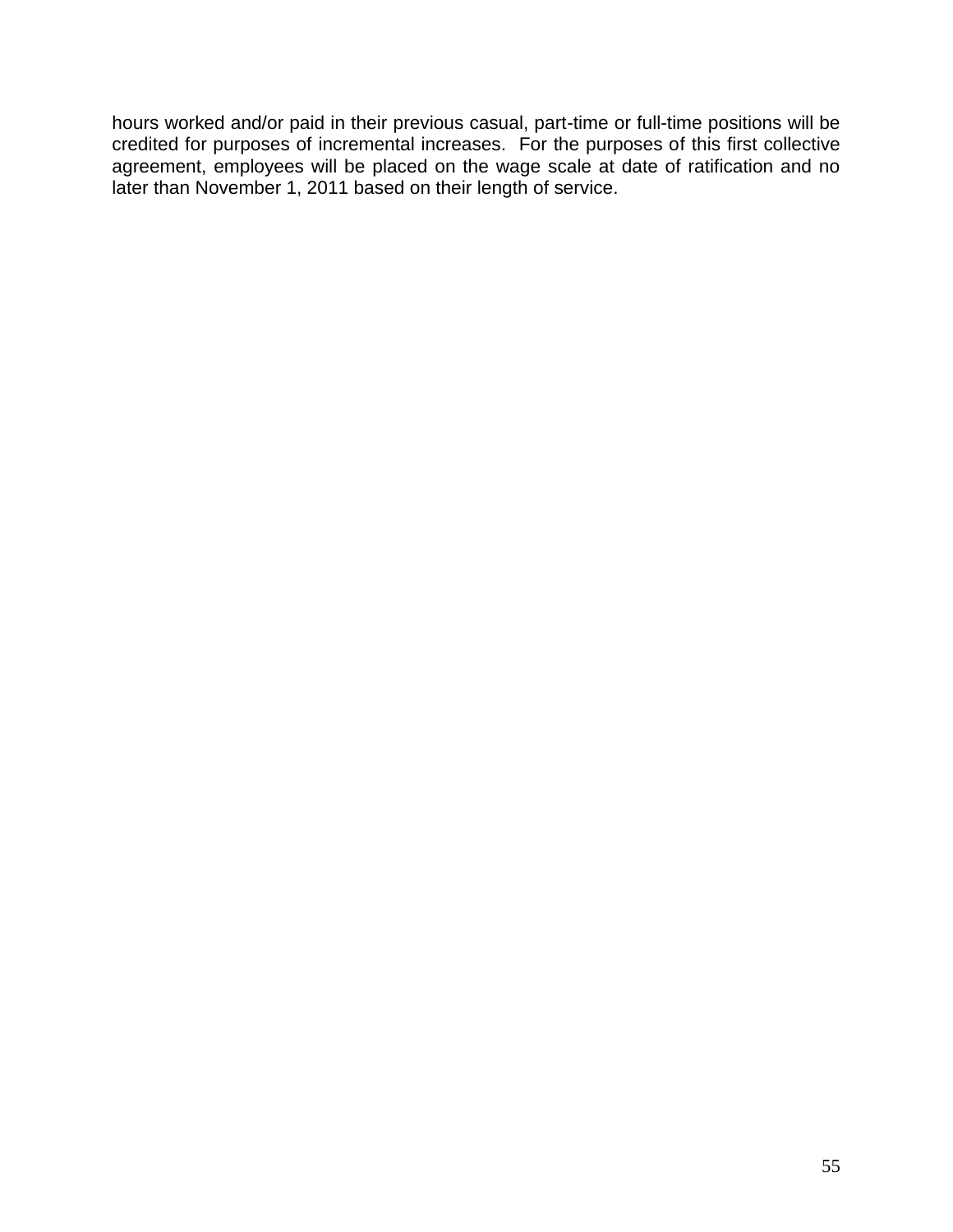hours worked and/or paid in their previous casual, part-time or full-time positions will be credited for purposes of incremental increases. For the purposes of this first collective agreement, employees will be placed on the wage scale at date of ratification and no later than November 1, 2011 based on their length of service.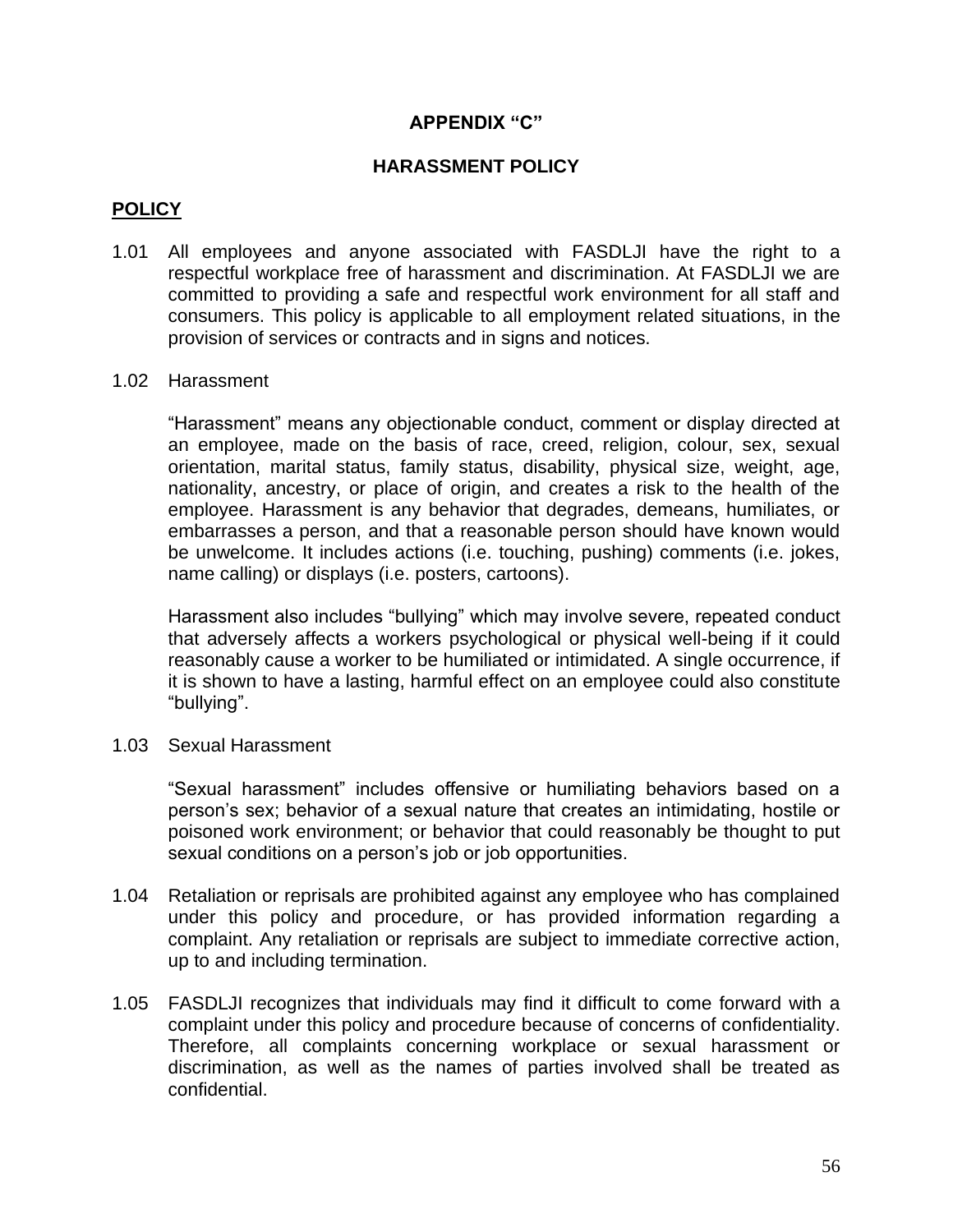## APPENDIX "C"

## HARASSMENT POLICY

### POLICY

1.01 All employees and anyone associated with FASDLJI have the right to a respectful workplace free of harassment and discrimination. At FASDLJI we are committed to providing a safe and respectful work environment for all staff and consumers. This policy is applicable to all employment related situations, in the provision of services or contracts and in signs and notices.

1.02 Harassment

"Harassment" means any objectionable conduct, comment or display directed at an employee, made on the basis of race, creed, religion, colour, sex, sexual orientation, marital status, family status, disability, physical size, weight, age, nationality, ancestry, or place of origin, and creates a risk to the health of the employee. Harassment is any behavior that degrades, demeans, humiliates, or embarrasses a person, and that a reasonable person should have known would be unwelcome. It includes actions (i.e. touching, pushing) comments (i.e. jokes, name calling) or displays (i.e. posters, cartoons).

Harassment also includes "bullying" which may involve severe, repeated conduct that adversely affects a workers psychological or physical well-being if it could reasonably cause a worker to be humiliated or intimidated. A single occurrence, if it is shown to have a lasting, harmful effect on an employee could also constitute "bullying".

1.03 Sexual Harassment

"Sexual harassment" includes offensive or humiliating behaviors based on a person's sex; behavior of a sexual nature that creates an intimidating, hostile or poisoned work environment; or behavior that could reasonably be thought to put sexual conditions on a person's job or job opportunities.

1.04 Retaliation or reprisals are prohibited against any employee who has complained under this policy and procedure, or has provided information regarding a complaint. Any retaliation or reprisals are subject to immediate corrective action, up to and including termination.

1.05 FASDLJI recognizes that individuals may find it difficult to come forward with a complaint under this policy and procedure because of concerns of confidentiality. Therefore, all complaints concerning workplace or sexual harassment or discrimination, as well as the names of parties involved shall be treated as confidential.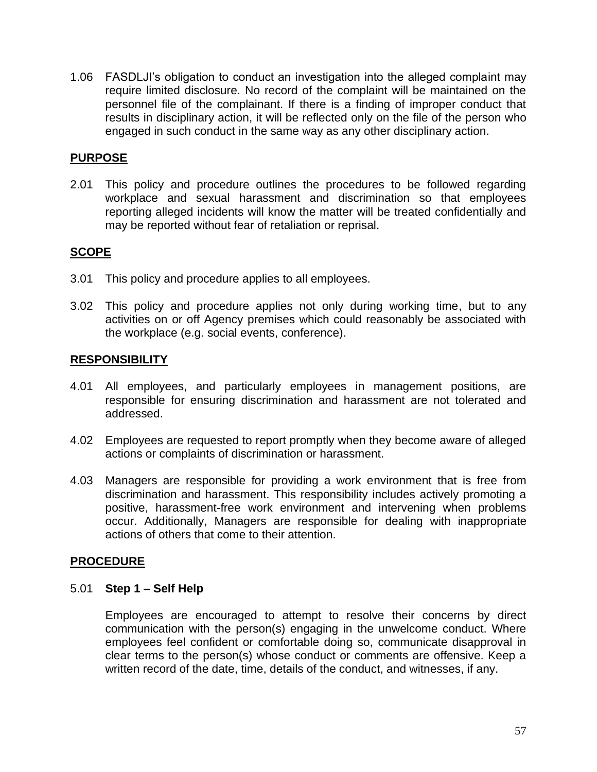1.06 FASDLJI's obligation to conduct an investigation into the alleged complaint may require limited disclosure. No record of the complaint will be maintained on the personnel file of the complainant. If there is a finding of improper conduct that results in disciplinary action, it will be reflected only on the file of the person who engaged in such conduct in the same way as any other disciplinary action.

## PURPOSE

2.01 This policy and procedure outlines the procedures to be followed regarding workplace and sexual harassment and discrimination so that employees reporting alleged incidents will know the matter will be treated confidentially and may be reported without fear of retaliation or reprisal.

## SCOPE

3.01 This policy and procedure applies to all employees.

3.02 This policy and procedure applies not only during working time, but to any activities on or off Agency premises which could reasonably be associated with the workplace (e.g. social events, conference).

## RESPONSIBILITY

4.01 All employees, and particularly employees in management positions, are responsible for ensuring discrimination and harassment are not tolerated and addressed.

4.02 Employees are requested to report promptly when they become aware of alleged actions or complaints of discrimination or harassment.

4.03 Managers are responsible for providing a work environment that is free from discrimination and harassment. This responsibility includes actively promoting a positive, harassment-free work environment and intervening when problems occur. Additionally, Managers are responsible for dealing with inappropriate actions of others that come to their attention.

## PROCEDURE

5.01 **Step 1 – Self Help**

Employees are encouraged to attempt to resolve their concerns by direct communication with the person(s) engaging in the unwelcome conduct. Where employees feel confident or comfortable doing so, communicate disapproval in clear terms to the person(s) whose conduct or comments are offensive. Keep a written record of the date, time, details of the conduct, and witnesses, if any.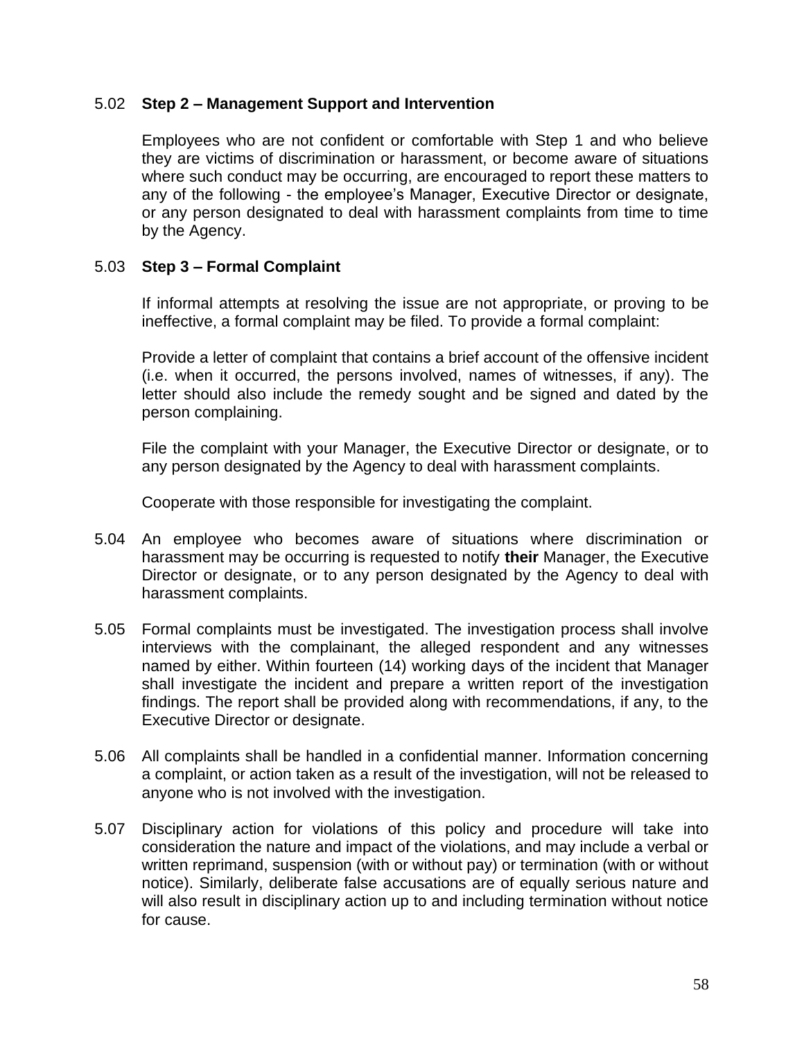5.02 **Step 2 – Management Support and Intervention**

Employees who are not confident or comfortable with Step 1 and who believe they are victims of discrimination or harassment, or become aware of situations where such conduct may be occurring, are encouraged to report these matters to any of the following - the employee's Manager, Executive Director or designate, or any person designated to deal with harassment complaints from time to time by the Agency.

5.03 **Step 3 – Formal Complaint**

If informal attempts at resolving the issue are not appropriate, or proving to be ineffective, a formal complaint may be filed. To provide a formal complaint:

Provide a letter of complaint that contains a brief account of the offensive incident (i.e. when it occurred, the persons involved, names of witnesses, if any). The letter should also include the remedy sought and be signed and dated by the person complaining.

File the complaint with your Manager, the Executive Director or designate, or to any person designated by the Agency to deal with harassment complaints.

Cooperate with those responsible for investigating the complaint.

5.04 An employee who becomes aware of situations where discrimination or harassment may be occurring is requested to notify **their** Manager, the Executive Director or designate, or to any person designated by the Agency to deal with harassment complaints.

5.05 Formal complaints must be investigated. The investigation process shall involve interviews with the complainant, the alleged respondent and any witnesses named by either. Within fourteen (14) working days of the incident that Manager shall investigate the incident and prepare a written report of the investigation findings. The report shall be provided along with recommendations, if any, to the Executive Director or designate.

5.06 All complaints shall be handled in a confidential manner. Information concerning a complaint, or action taken as a result of the investigation, will not be released to anyone who is not involved with the investigation.

5.07 Disciplinary action for violations of this policy and procedure will take into consideration the nature and impact of the violations, and may include a verbal or written reprimand, suspension (with or without pay) or termination (with or without notice). Similarly, deliberate false accusations are of equally serious nature and will also result in disciplinary action up to and including termination without notice for cause.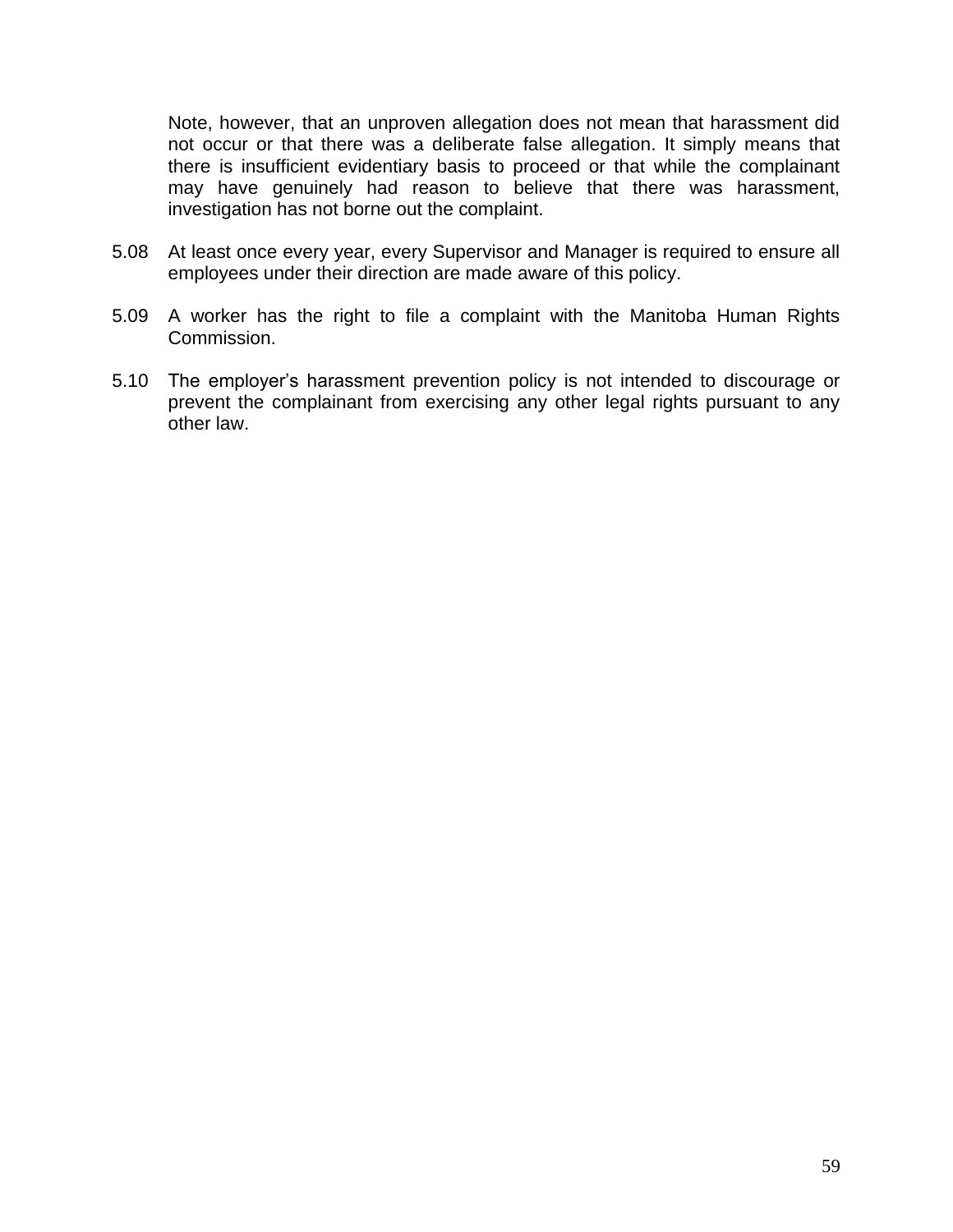Note, however, that an unproven allegation does not mean that harassment did not occur or that there was a deliberate false allegation. It simply means that there is insufficient evidentiary basis to proceed or that while the complainant may have genuinely had reason to believe that there was harassment, investigation has not borne out the complaint.

5.08 At least once every year, every Supervisor and Manager is required to ensure all employees under their direction are made aware of this policy.

5.09 A worker has the right to file a complaint with the Manitoba Human Rights Commission.

5.10 The employer's harassment prevention policy is not intended to discourage or prevent the complainant from exercising any other legal rights pursuant to any other law.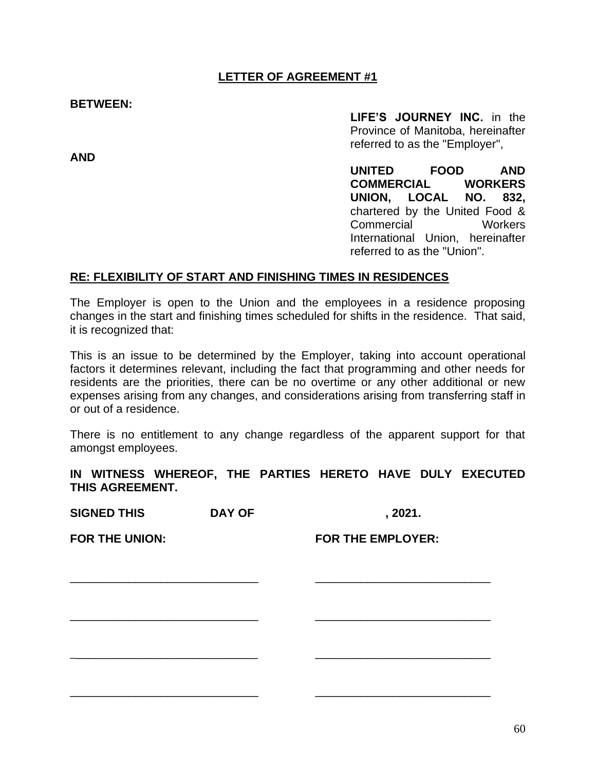**LETTER OF AGREEMENT #1**

**BETWEEN:**

**LIFE'S JOURNEY INC.** in the Province of Manitoba, hereinafter referred to as the "Employer",

**AND**

**UNITED FOOD AND COMMERCIAL WORKERS UNION, LOCAL NO. 832,** chartered by the United Food & Commercial Workers International Union, hereinafter referred to as the "Union".

**RE: FLEXIBILITY OF START AND FINISHING TIMES IN RESIDENCES**

The Employer is open to the Union and the employees in a residence proposing changes in the start and finishing times scheduled for shifts in the residence. That said, it is recognized that:

This is an issue to be determined by the Employer, taking into account operational factors it determines relevant, including the fact that programming and other needs for residents are the priorities, there can be no overtime or any other additional or new expenses arising from any changes, and considerations arising from transferring staff in or out of a residence.

There is no entitlement to any change regardless of the apparent support for that amongst employees.

**IN WITNESS WHEREOF, THE PARTIES HERETO HAVE DULY EXECUTED THIS AGREEMENT.**

**SIGNED THIS ______ DAY OF ______________, 2021.**

| **FOR THE UNION:** | **FOR THE EMPLOYER:** |
|---|---|
| ______________________________ | ______________________________ |
| ______________________________ | ______________________________ |
| ______________________________ | ______________________________ |
| ______________________________ | ______________________________ |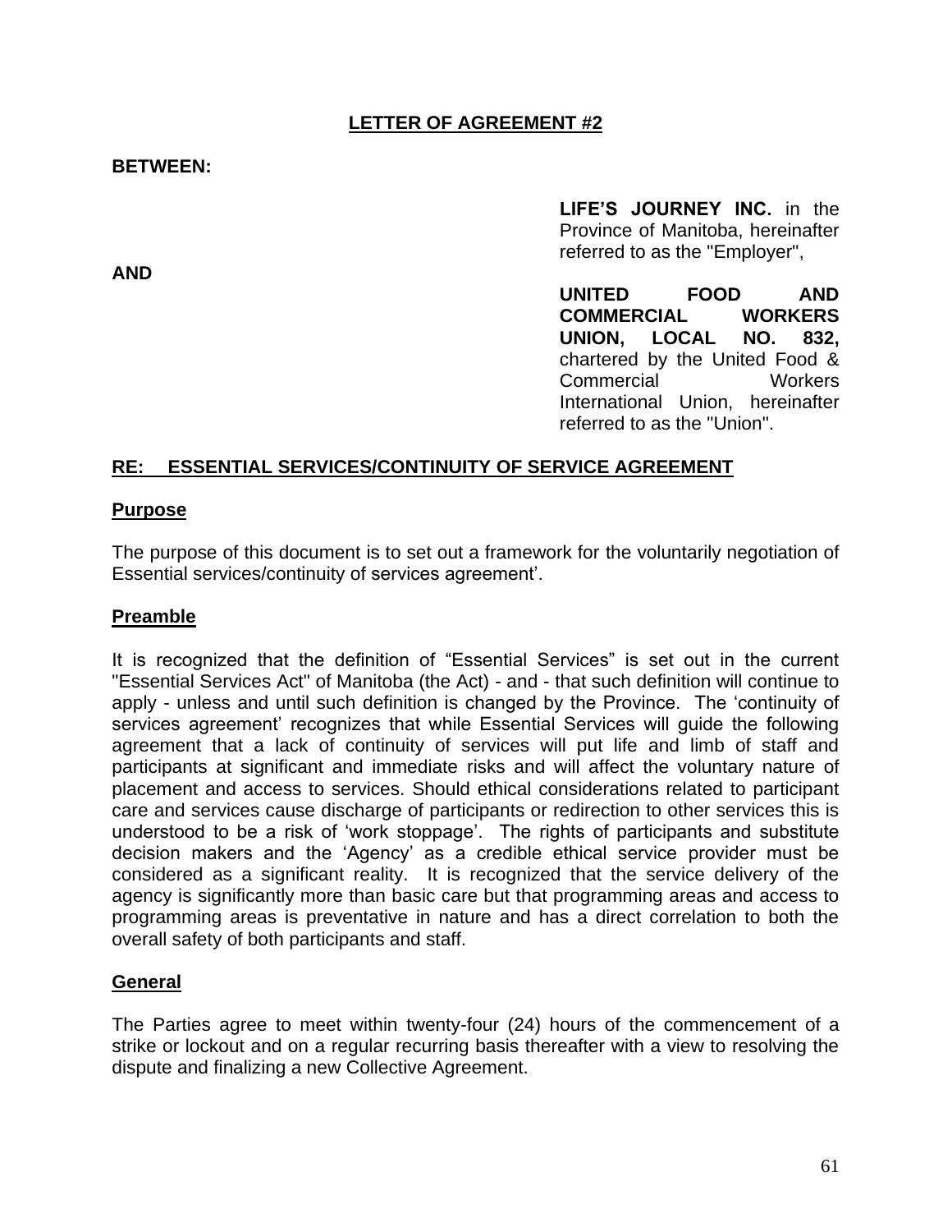# LETTER OF AGREEMENT #2

**BETWEEN:**

**LIFE'S JOURNEY INC.** in the Province of Manitoba, hereinafter referred to as the "Employer",

**AND**

**UNITED FOOD AND COMMERCIAL WORKERS UNION, LOCAL NO. 832,** chartered by the United Food & Commercial Workers International Union, hereinafter referred to as the "Union".

## RE: ESSENTIAL SERVICES/CONTINUITY OF SERVICE AGREEMENT

### Purpose

The purpose of this document is to set out a framework for the voluntarily negotiation of Essential services/continuity of services agreement'.

### Preamble

It is recognized that the definition of "Essential Services" is set out in the current "Essential Services Act" of Manitoba (the Act) - and - that such definition will continue to apply - unless and until such definition is changed by the Province. The 'continuity of services agreement' recognizes that while Essential Services will guide the following agreement that a lack of continuity of services will put life and limb of staff and participants at significant and immediate risks and will affect the voluntary nature of placement and access to services. Should ethical considerations related to participant care and services cause discharge of participants or redirection to other services this is understood to be a risk of 'work stoppage'. The rights of participants and substitute decision makers and the 'Agency' as a credible ethical service provider must be considered as a significant reality. It is recognized that the service delivery of the agency is significantly more than basic care but that programming areas and access to programming areas is preventative in nature and has a direct correlation to both the overall safety of both participants and staff.

### General

The Parties agree to meet within twenty-four (24) hours of the commencement of a strike or lockout and on a regular recurring basis thereafter with a view to resolving the dispute and finalizing a new Collective Agreement.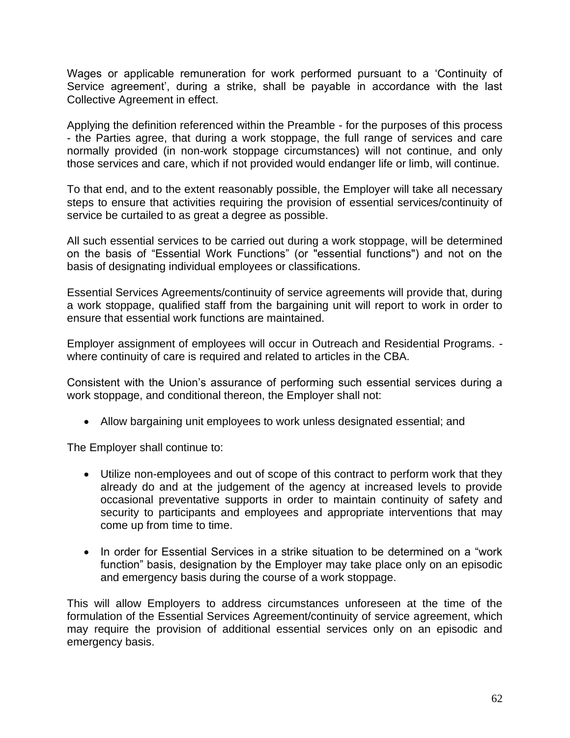Wages or applicable remuneration for work performed pursuant to a 'Continuity of Service agreement', during a strike, shall be payable in accordance with the last Collective Agreement in effect.

Applying the definition referenced within the Preamble - for the purposes of this process - the Parties agree, that during a work stoppage, the full range of services and care normally provided (in non-work stoppage circumstances) will not continue, and only those services and care, which if not provided would endanger life or limb, will continue.

To that end, and to the extent reasonably possible, the Employer will take all necessary steps to ensure that activities requiring the provision of essential services/continuity of service be curtailed to as great a degree as possible.

All such essential services to be carried out during a work stoppage, will be determined on the basis of "Essential Work Functions" (or "essential functions") and not on the basis of designating individual employees or classifications.

Essential Services Agreements/continuity of service agreements will provide that, during a work stoppage, qualified staff from the bargaining unit will report to work in order to ensure that essential work functions are maintained.

Employer assignment of employees will occur in Outreach and Residential Programs. - where continuity of care is required and related to articles in the CBA.

Consistent with the Union's assurance of performing such essential services during a work stoppage, and conditional thereon, the Employer shall not:

- Allow bargaining unit employees to work unless designated essential; and

The Employer shall continue to:

- Utilize non-employees and out of scope of this contract to perform work that they already do and at the judgement of the agency at increased levels to provide occasional preventative supports in order to maintain continuity of safety and security to participants and employees and appropriate interventions that may come up from time to time.
- In order for Essential Services in a strike situation to be determined on a "work function" basis, designation by the Employer may take place only on an episodic and emergency basis during the course of a work stoppage.

This will allow Employers to address circumstances unforeseen at the time of the formulation of the Essential Services Agreement/continuity of service agreement, which may require the provision of additional essential services only on an episodic and emergency basis.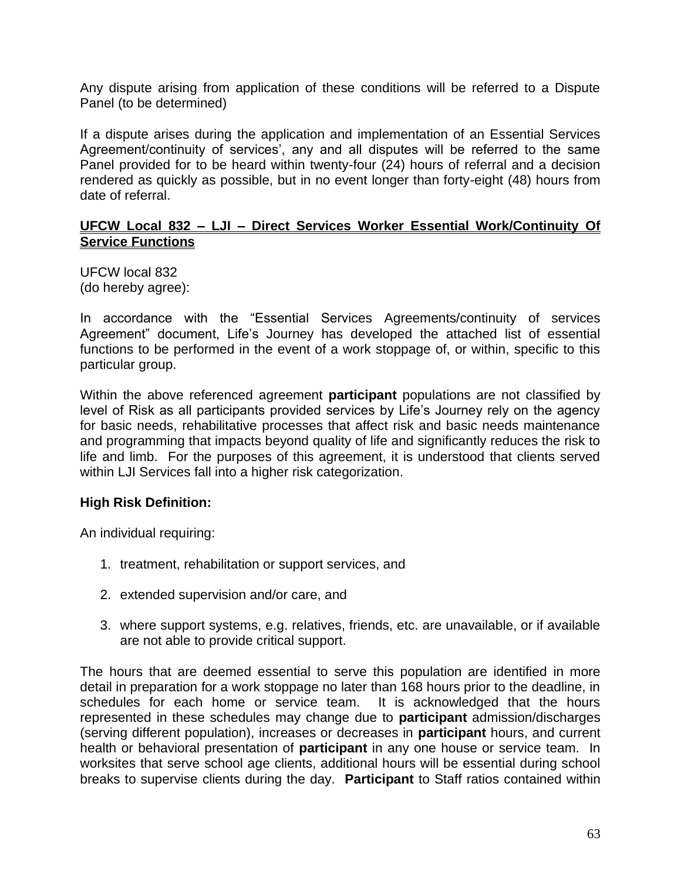Any dispute arising from application of these conditions will be referred to a Dispute Panel (to be determined)

If a dispute arises during the application and implementation of an Essential Services Agreement/continuity of services', any and all disputes will be referred to the same Panel provided for to be heard within twenty-four (24) hours of referral and a decision rendered as quickly as possible, but in no event longer than forty-eight (48) hours from date of referral.

**UFCW Local 832 – LJI – Direct Services Worker Essential Work/Continuity Of Service Functions**

UFCW local 832
(do hereby agree):

In accordance with the "Essential Services Agreements/continuity of services Agreement" document, Life's Journey has developed the attached list of essential functions to be performed in the event of a work stoppage of, or within, specific to this particular group.

Within the above referenced agreement **participant** populations are not classified by level of Risk as all participants provided services by Life's Journey rely on the agency for basic needs, rehabilitative processes that affect risk and basic needs maintenance and programming that impacts beyond quality of life and significantly reduces the risk to life and limb. For the purposes of this agreement, it is understood that clients served within LJI Services fall into a higher risk categorization.

**High Risk Definition:**

An individual requiring:

1. treatment, rehabilitation or support services, and
2. extended supervision and/or care, and
3. where support systems, e.g. relatives, friends, etc. are unavailable, or if available are not able to provide critical support.

The hours that are deemed essential to serve this population are identified in more detail in preparation for a work stoppage no later than 168 hours prior to the deadline, in schedules for each home or service team. It is acknowledged that the hours represented in these schedules may change due to **participant** admission/discharges (serving different population), increases or decreases in **participant** hours, and current health or behavioral presentation of **participant** in any one house or service team. In worksites that serve school age clients, additional hours will be essential during school breaks to supervise clients during the day. **Participant** to Staff ratios contained within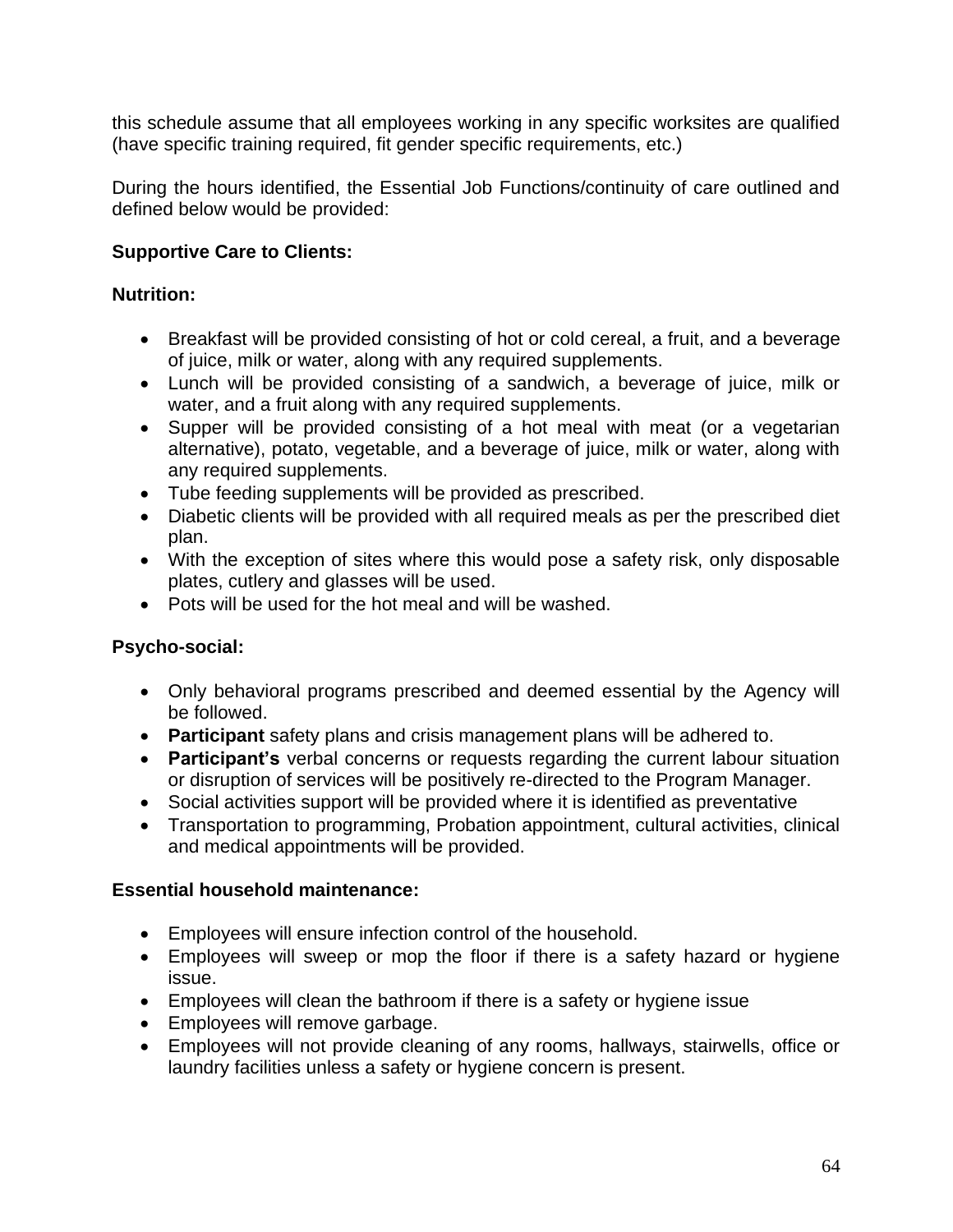this schedule assume that all employees working in any specific worksites are qualified (have specific training required, fit gender specific requirements, etc.)

During the hours identified, the Essential Job Functions/continuity of care outlined and defined below would be provided:

**Supportive Care to Clients:**

**Nutrition:**

- Breakfast will be provided consisting of hot or cold cereal, a fruit, and a beverage of juice, milk or water, along with any required supplements.
- Lunch will be provided consisting of a sandwich, a beverage of juice, milk or water, and a fruit along with any required supplements.
- Supper will be provided consisting of a hot meal with meat (or a vegetarian alternative), potato, vegetable, and a beverage of juice, milk or water, along with any required supplements.
- Tube feeding supplements will be provided as prescribed.
- Diabetic clients will be provided with all required meals as per the prescribed diet plan.
- With the exception of sites where this would pose a safety risk, only disposable plates, cutlery and glasses will be used.
- Pots will be used for the hot meal and will be washed.

**Psycho-social:**

- Only behavioral programs prescribed and deemed essential by the Agency will be followed.
- **Participant** safety plans and crisis management plans will be adhered to.
- **Participant's** verbal concerns or requests regarding the current labour situation or disruption of services will be positively re-directed to the Program Manager.
- Social activities support will be provided where it is identified as preventative
- Transportation to programming, Probation appointment, cultural activities, clinical and medical appointments will be provided.

**Essential household maintenance:**

- Employees will ensure infection control of the household.
- Employees will sweep or mop the floor if there is a safety hazard or hygiene issue.
- Employees will clean the bathroom if there is a safety or hygiene issue
- Employees will remove garbage.
- Employees will not provide cleaning of any rooms, hallways, stairwells, office or laundry facilities unless a safety or hygiene concern is present.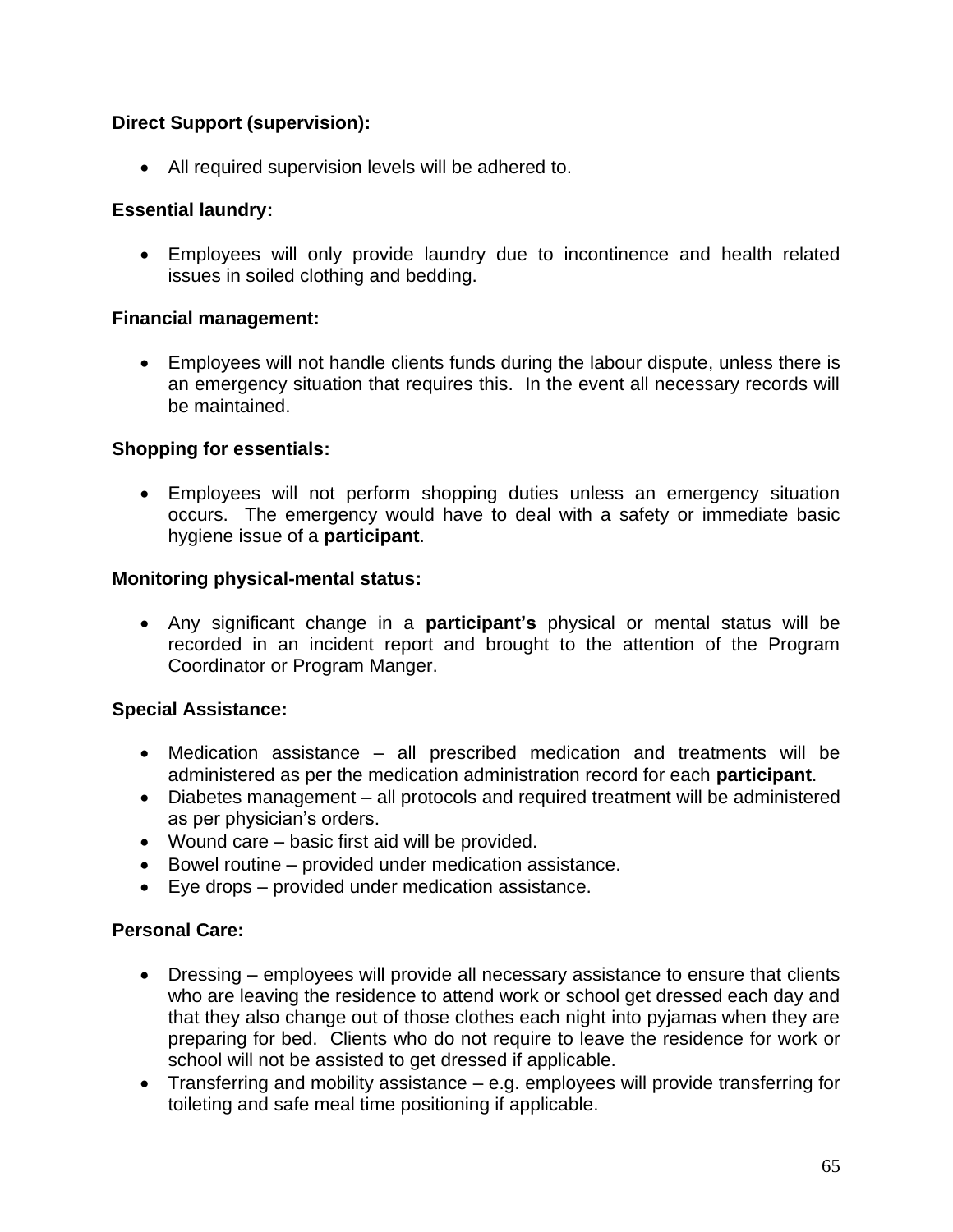**Direct Support (supervision):**

- All required supervision levels will be adhered to.

**Essential laundry:**

- Employees will only provide laundry due to incontinence and health related issues in soiled clothing and bedding.

**Financial management:**

- Employees will not handle clients funds during the labour dispute, unless there is an emergency situation that requires this. In the event all necessary records will be maintained.

**Shopping for essentials:**

- Employees will not perform shopping duties unless an emergency situation occurs. The emergency would have to deal with a safety or immediate basic hygiene issue of a **participant**.

**Monitoring physical-mental status:**

- Any significant change in a **participant's** physical or mental status will be recorded in an incident report and brought to the attention of the Program Coordinator or Program Manger.

**Special Assistance:**

- Medication assistance – all prescribed medication and treatments will be administered as per the medication administration record for each **participant**.
- Diabetes management – all protocols and required treatment will be administered as per physician's orders.
- Wound care – basic first aid will be provided.
- Bowel routine – provided under medication assistance.
- Eye drops – provided under medication assistance.

**Personal Care:**

- Dressing – employees will provide all necessary assistance to ensure that clients who are leaving the residence to attend work or school get dressed each day and that they also change out of those clothes each night into pyjamas when they are preparing for bed. Clients who do not require to leave the residence for work or school will not be assisted to get dressed if applicable.
- Transferring and mobility assistance – e.g. employees will provide transferring for toileting and safe meal time positioning if applicable.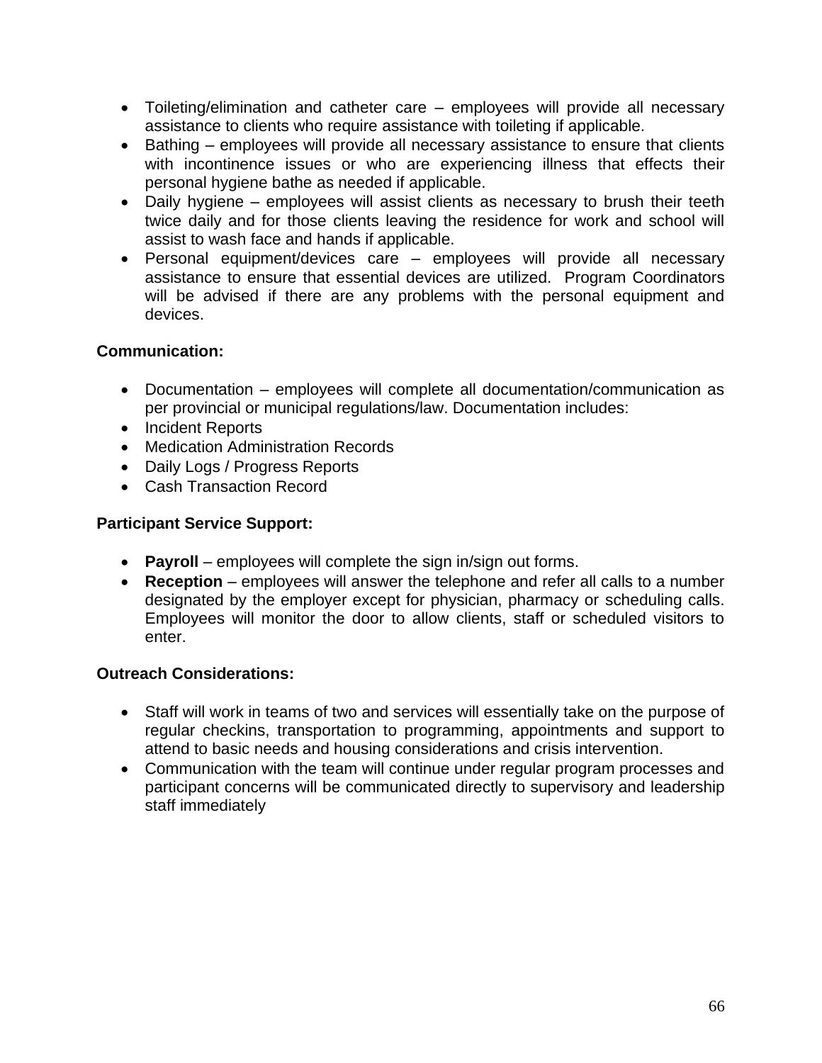- Toileting/elimination and catheter care – employees will provide all necessary assistance to clients who require assistance with toileting if applicable.
- Bathing – employees will provide all necessary assistance to ensure that clients with incontinence issues or who are experiencing illness that effects their personal hygiene bathe as needed if applicable.
- Daily hygiene – employees will assist clients as necessary to brush their teeth twice daily and for those clients leaving the residence for work and school will assist to wash face and hands if applicable.
- Personal equipment/devices care – employees will provide all necessary assistance to ensure that essential devices are utilized. Program Coordinators will be advised if there are any problems with the personal equipment and devices.

**Communication:**

- Documentation – employees will complete all documentation/communication as per provincial or municipal regulations/law. Documentation includes:
- Incident Reports
- Medication Administration Records
- Daily Logs / Progress Reports
- Cash Transaction Record

**Participant Service Support:**

- **Payroll** – employees will complete the sign in/sign out forms.
- **Reception** – employees will answer the telephone and refer all calls to a number designated by the employer except for physician, pharmacy or scheduling calls. Employees will monitor the door to allow clients, staff or scheduled visitors to enter.

**Outreach Considerations:**

- Staff will work in teams of two and services will essentially take on the purpose of regular checkins, transportation to programming, appointments and support to attend to basic needs and housing considerations and crisis intervention.
- Communication with the team will continue under regular program processes and participant concerns will be communicated directly to supervisory and leadership staff immediately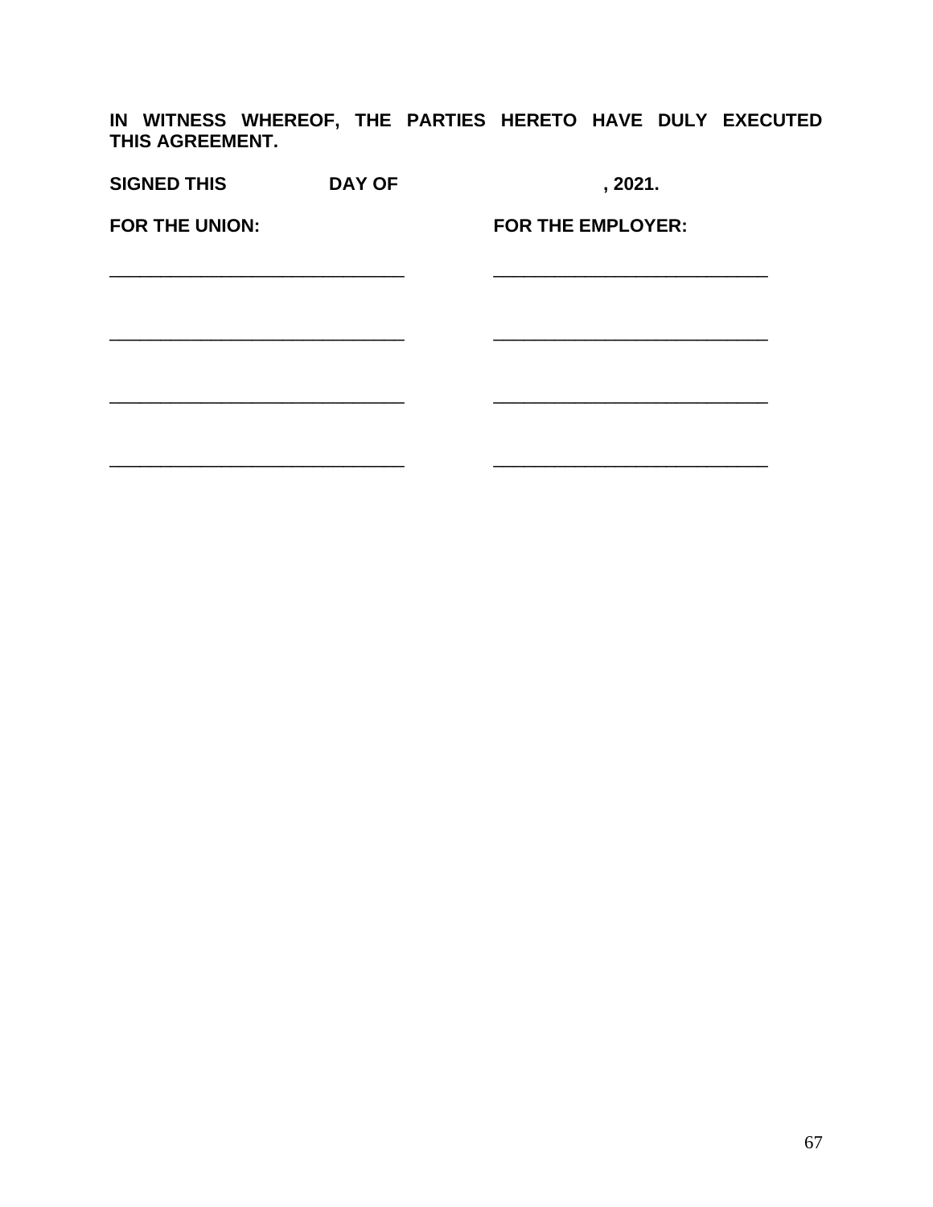**IN WITNESS WHEREOF, THE PARTIES HERETO HAVE DULY EXECUTED THIS AGREEMENT.**

**SIGNED THIS DAY OF , 2021.**

| **FOR THE UNION:** | **FOR THE EMPLOYER:** |
|---|---|
| ______________________________ | ______________________________ |
| ______________________________ | ______________________________ |
| ______________________________ | ______________________________ |
| ______________________________ | ______________________________ |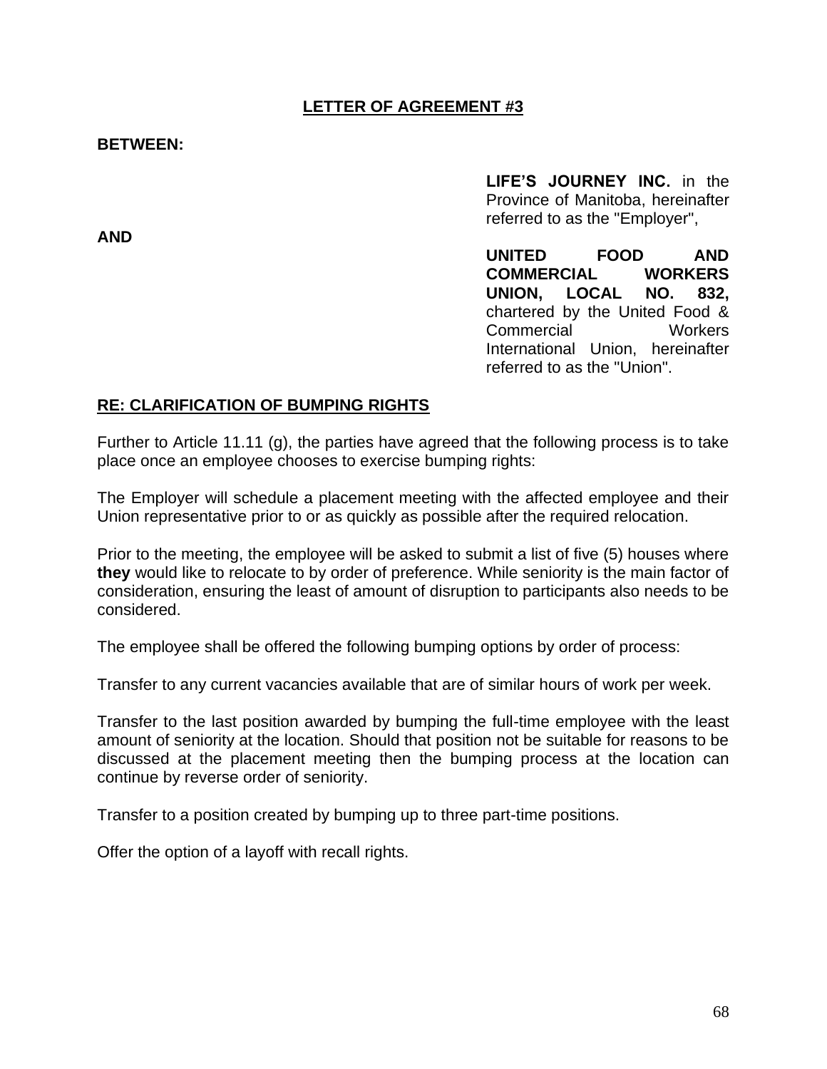## LETTER OF AGREEMENT #3

**BETWEEN:**

**LIFE'S JOURNEY INC.** in the Province of Manitoba, hereinafter referred to as the "Employer",

**AND**

**UNITED FOOD AND COMMERCIAL WORKERS UNION, LOCAL NO. 832,** chartered by the United Food & Commercial Workers International Union, hereinafter referred to as the "Union".

**RE: CLARIFICATION OF BUMPING RIGHTS**

Further to Article 11.11 (g), the parties have agreed that the following process is to take place once an employee chooses to exercise bumping rights:

The Employer will schedule a placement meeting with the affected employee and their Union representative prior to or as quickly as possible after the required relocation.

Prior to the meeting, the employee will be asked to submit a list of five (5) houses where **they** would like to relocate to by order of preference. While seniority is the main factor of consideration, ensuring the least of amount of disruption to participants also needs to be considered.

The employee shall be offered the following bumping options by order of process:

Transfer to any current vacancies available that are of similar hours of work per week.

Transfer to the last position awarded by bumping the full-time employee with the least amount of seniority at the location. Should that position not be suitable for reasons to be discussed at the placement meeting then the bumping process at the location can continue by reverse order of seniority.

Transfer to a position created by bumping up to three part-time positions.

Offer the option of a layoff with recall rights.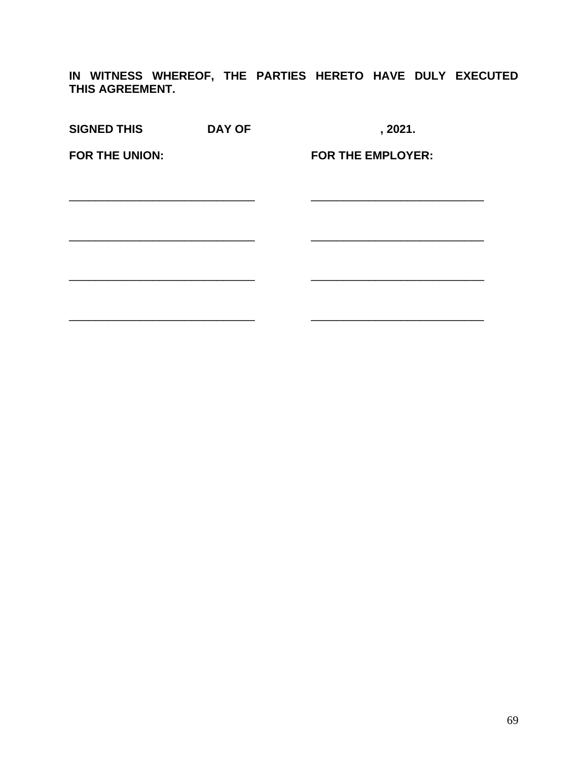**IN WITNESS WHEREOF, THE PARTIES HERETO HAVE DULY EXECUTED THIS AGREEMENT.**

**SIGNED THIS DAY OF , 2021.**

| **FOR THE UNION:** | **FOR THE EMPLOYER:** |
|---|---|
| _______________________________ | _____________________________ |
| _______________________________ | _____________________________ |
| _______________________________ | _____________________________ |
| _______________________________ | _____________________________ |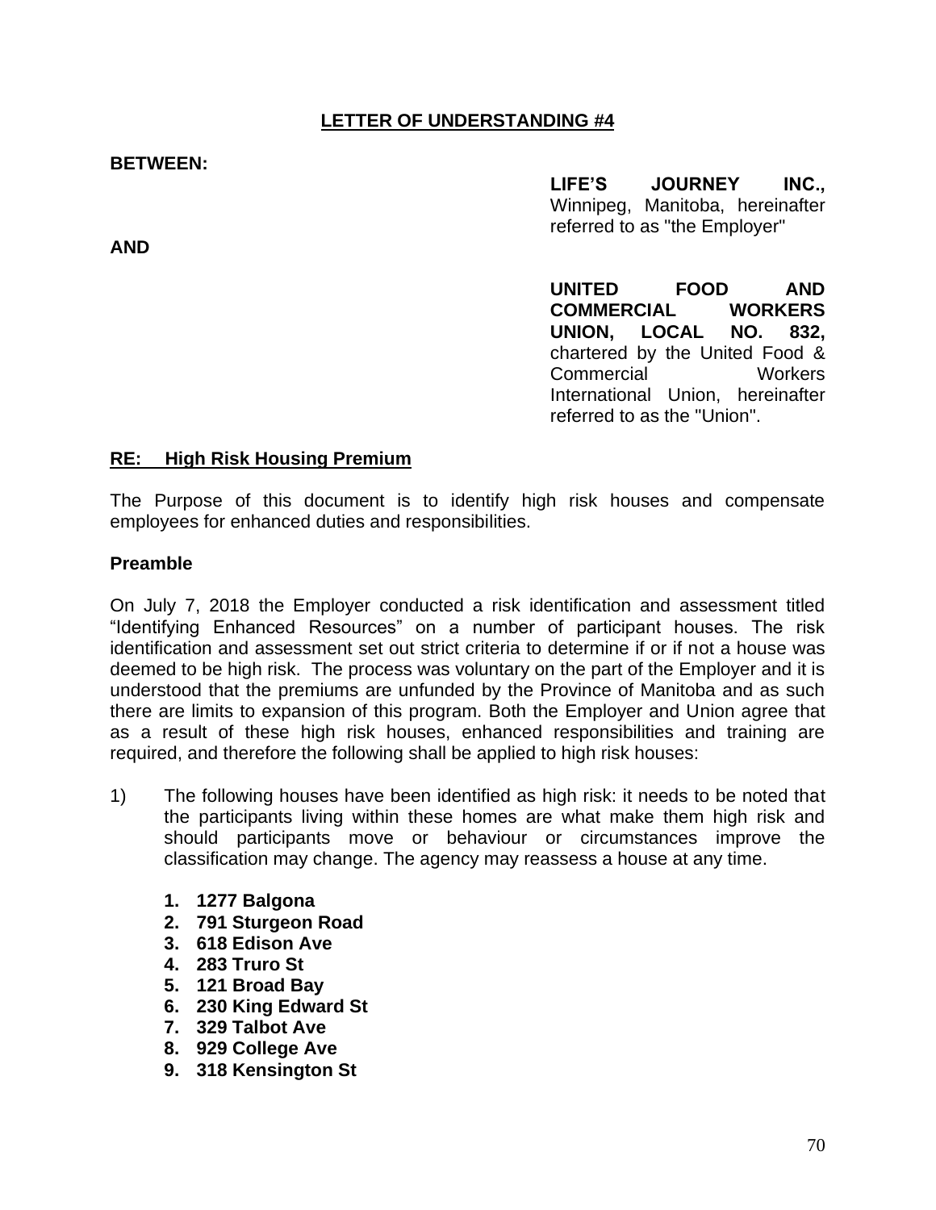## LETTER OF UNDERSTANDING #4

**BETWEEN:**

**LIFE'S JOURNEY INC.,** Winnipeg, Manitoba, hereinafter referred to as "the Employer"

**AND**

**UNITED FOOD AND COMMERCIAL WORKERS UNION, LOCAL NO. 832,** chartered by the United Food & Commercial Workers International Union, hereinafter referred to as the "Union".

**RE: High Risk Housing Premium**

The Purpose of this document is to identify high risk houses and compensate employees for enhanced duties and responsibilities.

**Preamble**

On July 7, 2018 the Employer conducted a risk identification and assessment titled "Identifying Enhanced Resources" on a number of participant houses. The risk identification and assessment set out strict criteria to determine if or if not a house was deemed to be high risk. The process was voluntary on the part of the Employer and it is understood that the premiums are unfunded by the Province of Manitoba and as such there are limits to expansion of this program. Both the Employer and Union agree that as a result of these high risk houses, enhanced responsibilities and training are required, and therefore the following shall be applied to high risk houses:

1) The following houses have been identified as high risk: it needs to be noted that the participants living within these homes are what make them high risk and should participants move or behaviour or circumstances improve the classification may change. The agency may reassess a house at any time.

   1. **1277 Balgona**
   2. **791 Sturgeon Road**
   3. **618 Edison Ave**
   4. **283 Truro St**
   5. **121 Broad Bay**
   6. **230 King Edward St**
   7. **329 Talbot Ave**
   8. **929 College Ave**
   9. **318 Kensington St**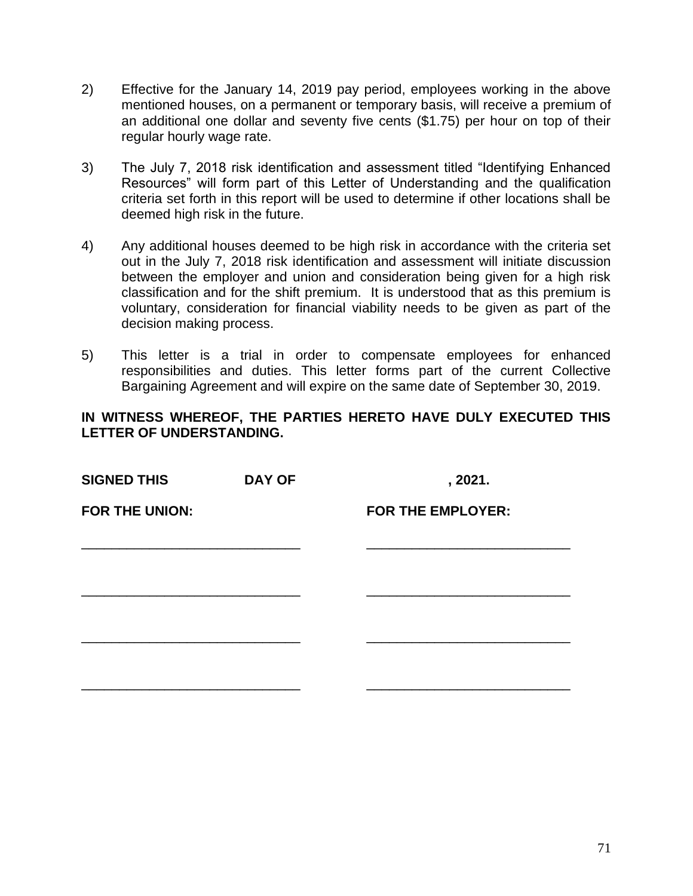2) Effective for the January 14, 2019 pay period, employees working in the above mentioned houses, on a permanent or temporary basis, will receive a premium of an additional one dollar and seventy five cents ($1.75) per hour on top of their regular hourly wage rate.

3) The July 7, 2018 risk identification and assessment titled "Identifying Enhanced Resources" will form part of this Letter of Understanding and the qualification criteria set forth in this report will be used to determine if other locations shall be deemed high risk in the future.

4) Any additional houses deemed to be high risk in accordance with the criteria set out in the July 7, 2018 risk identification and assessment will initiate discussion between the employer and union and consideration being given for a high risk classification and for the shift premium. It is understood that as this premium is voluntary, consideration for financial viability needs to be given as part of the decision making process.

5) This letter is a trial in order to compensate employees for enhanced responsibilities and duties. This letter forms part of the current Collective Bargaining Agreement and will expire on the same date of September 30, 2019.

**IN WITNESS WHEREOF, THE PARTIES HERETO HAVE DULY EXECUTED THIS LETTER OF UNDERSTANDING.**

**SIGNED THIS DAY OF , 2021.**

**FOR THE UNION:** **FOR THE EMPLOYER:**

_____________________________ _____________________________

_____________________________ _____________________________

_____________________________ _____________________________

_____________________________ _____________________________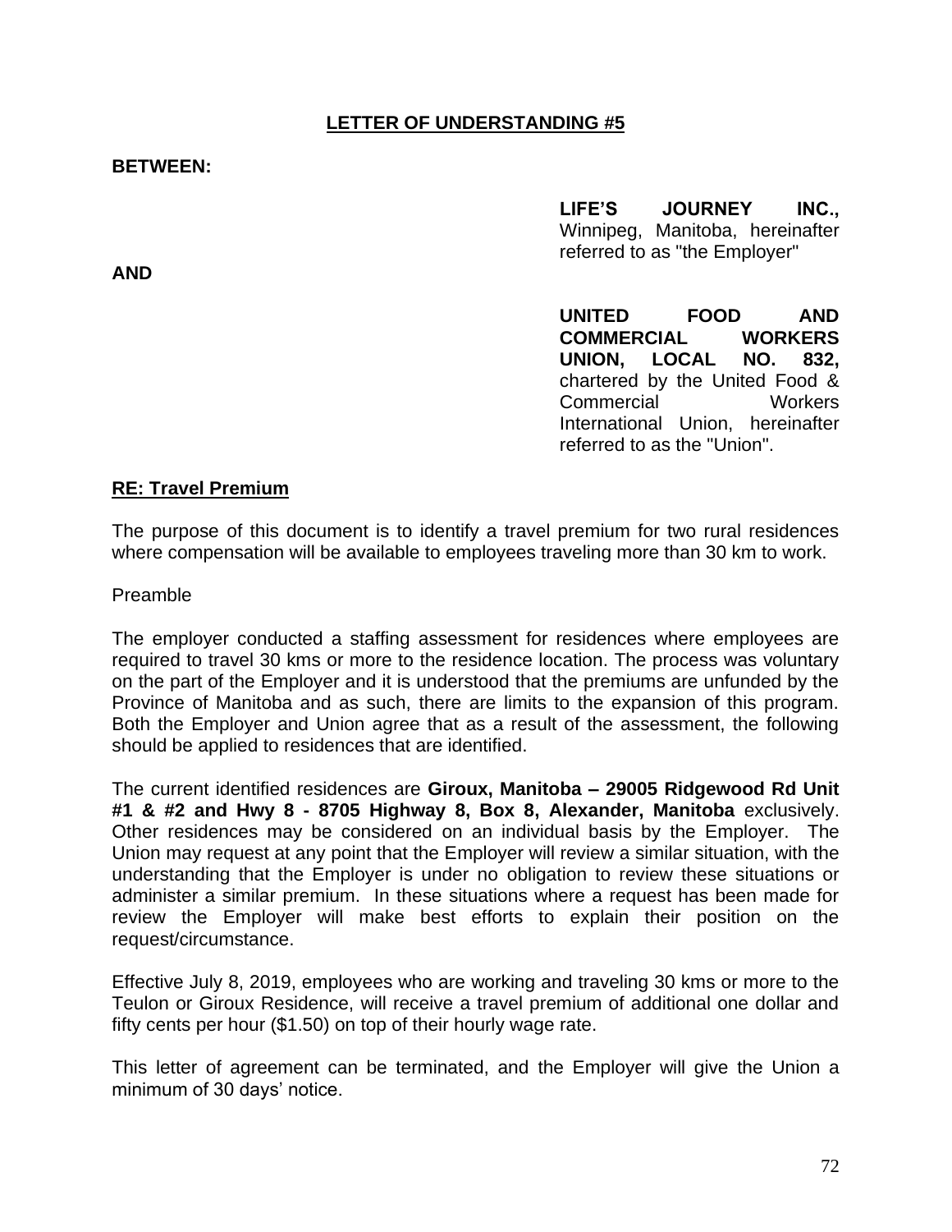## LETTER OF UNDERSTANDING #5

**BETWEEN:**

**LIFE'S JOURNEY INC.,** Winnipeg, Manitoba, hereinafter referred to as "the Employer"

**AND**

**UNITED FOOD AND COMMERCIAL WORKERS UNION, LOCAL NO. 832,** chartered by the United Food & Commercial Workers International Union, hereinafter referred to as the "Union".

### RE: Travel Premium

The purpose of this document is to identify a travel premium for two rural residences where compensation will be available to employees traveling more than 30 km to work.

Preamble

The employer conducted a staffing assessment for residences where employees are required to travel 30 kms or more to the residence location. The process was voluntary on the part of the Employer and it is understood that the premiums are unfunded by the Province of Manitoba and as such, there are limits to the expansion of this program. Both the Employer and Union agree that as a result of the assessment, the following should be applied to residences that are identified.

The current identified residences are **Giroux, Manitoba – 29005 Ridgewood Rd Unit #1 & #2 and Hwy 8 - 8705 Highway 8, Box 8, Alexander, Manitoba** exclusively. Other residences may be considered on an individual basis by the Employer. The Union may request at any point that the Employer will review a similar situation, with the understanding that the Employer is under no obligation to review these situations or administer a similar premium. In these situations where a request has been made for review the Employer will make best efforts to explain their position on the request/circumstance.

Effective July 8, 2019, employees who are working and traveling 30 kms or more to the Teulon or Giroux Residence, will receive a travel premium of additional one dollar and fifty cents per hour ($1.50) on top of their hourly wage rate.

This letter of agreement can be terminated, and the Employer will give the Union a minimum of 30 days' notice.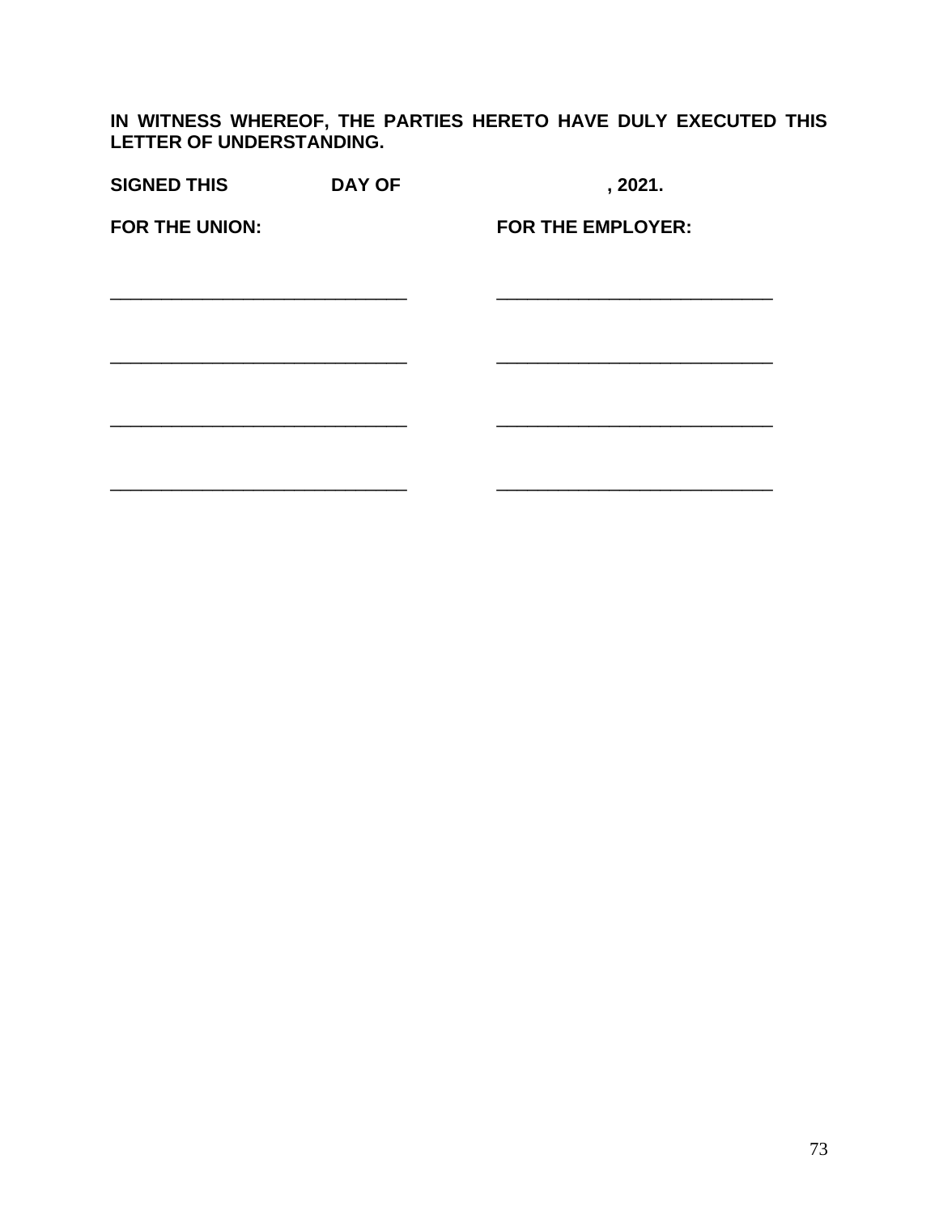**IN WITNESS WHEREOF, THE PARTIES HERETO HAVE DULY EXECUTED THIS LETTER OF UNDERSTANDING.**

**SIGNED THIS DAY OF , 2021.**

| **FOR THE UNION:** | **FOR THE EMPLOYER:** |
|---|---|
| ______________________________ | ______________________________ |
| ______________________________ | ______________________________ |
| ______________________________ | ______________________________ |
| ______________________________ | ______________________________ |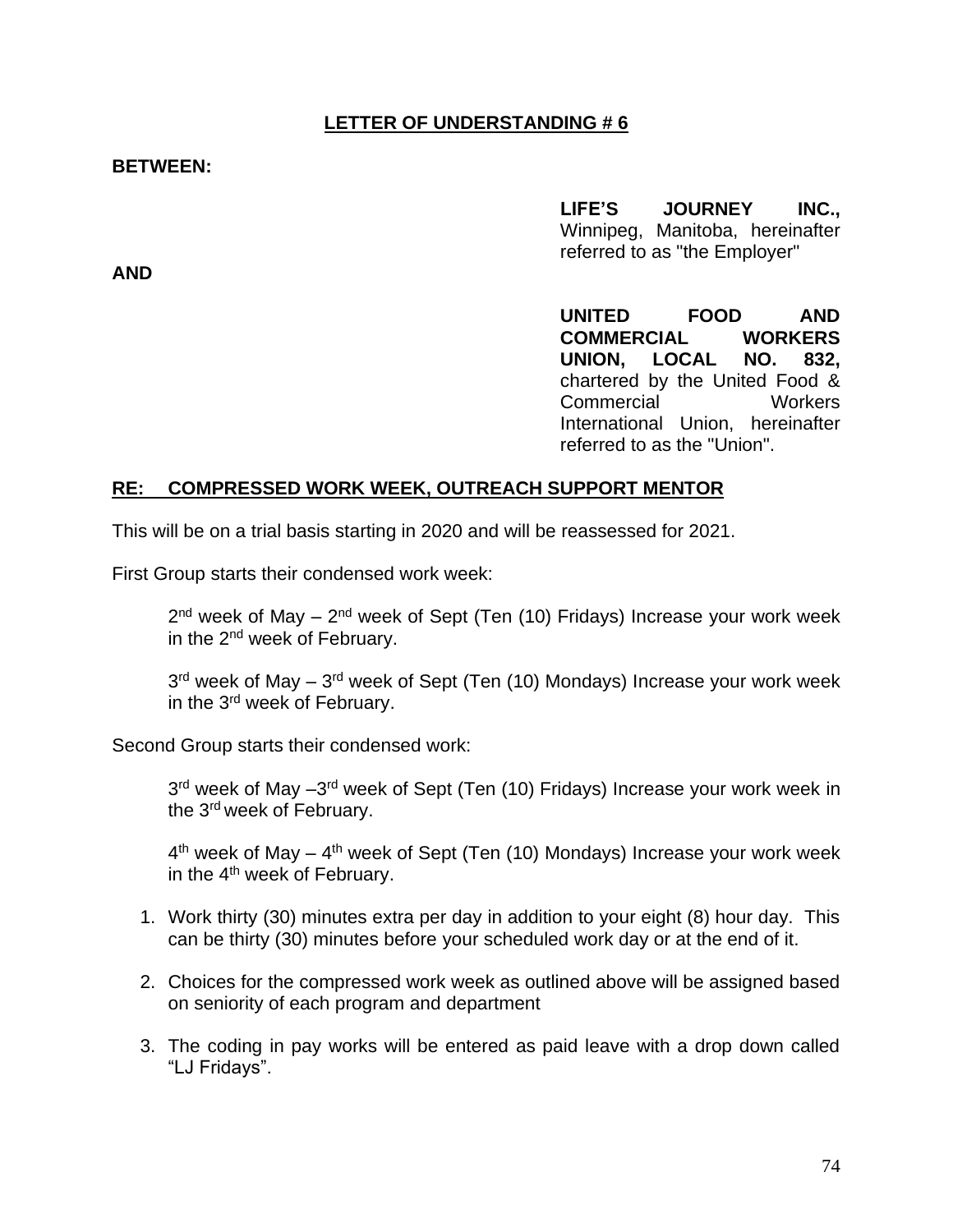## LETTER OF UNDERSTANDING # 6

**BETWEEN:**

**LIFE'S JOURNEY INC.,** Winnipeg, Manitoba, hereinafter referred to as "the Employer"

**AND**

**UNITED FOOD AND COMMERCIAL WORKERS UNION, LOCAL NO. 832,** chartered by the United Food & Commercial Workers International Union, hereinafter referred to as the "Union".

**RE: COMPRESSED WORK WEEK, OUTREACH SUPPORT MENTOR**

This will be on a trial basis starting in 2020 and will be reassessed for 2021.

First Group starts their condensed work week:

> 2nd week of May – 2nd week of Sept (Ten (10) Fridays) Increase your work week in the 2nd week of February.
>
> 3rd week of May – 3rd week of Sept (Ten (10) Mondays) Increase your work week in the 3rd week of February.

Second Group starts their condensed work:

> 3rd week of May –3rd week of Sept (Ten (10) Fridays) Increase your work week in the 3rd week of February.
>
> 4th week of May – 4th week of Sept (Ten (10) Mondays) Increase your work week in the 4th week of February.

1. Work thirty (30) minutes extra per day in addition to your eight (8) hour day. This can be thirty (30) minutes before your scheduled work day or at the end of it.

2. Choices for the compressed work week as outlined above will be assigned based on seniority of each program and department

3. The coding in pay works will be entered as paid leave with a drop down called "LJ Fridays".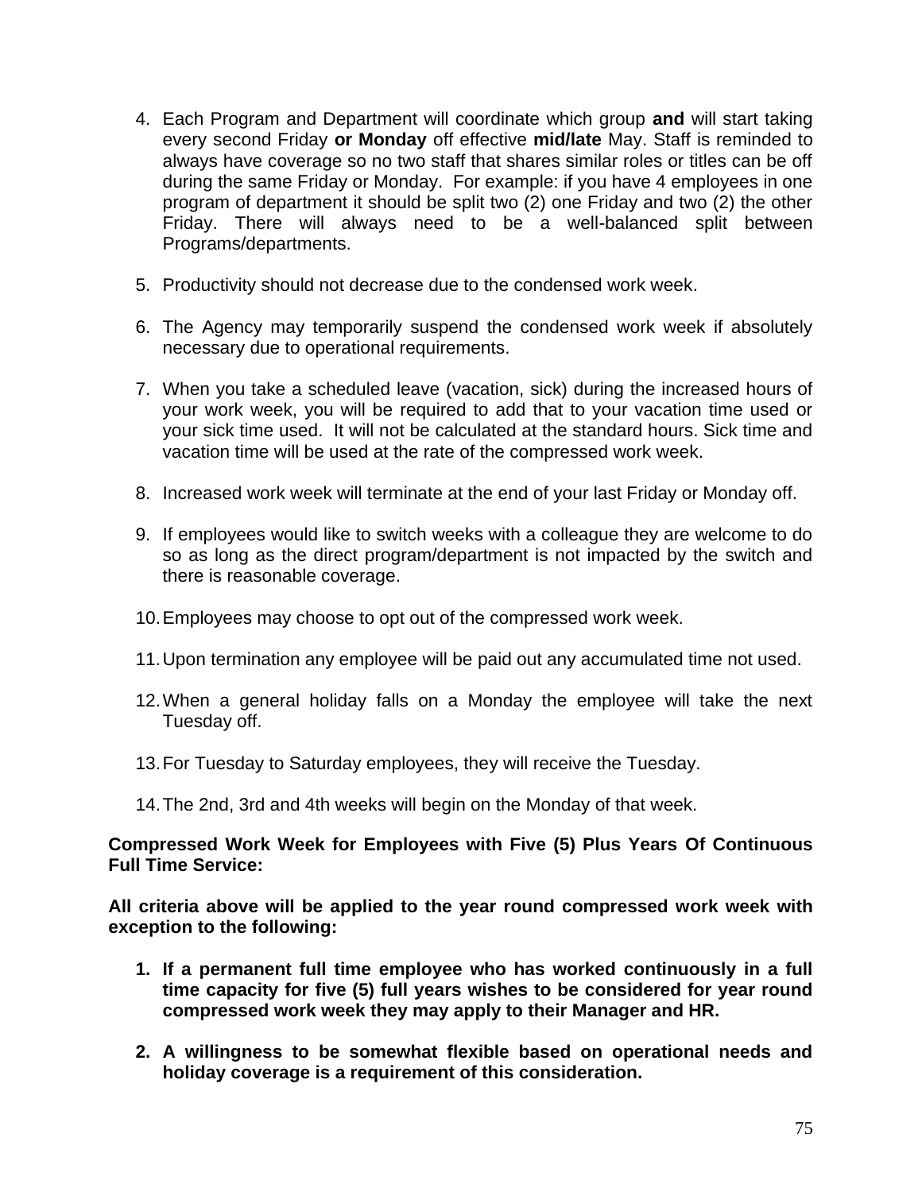4. Each Program and Department will coordinate which group **and** will start taking every second Friday **or Monday** off effective **mid/late** May. Staff is reminded to always have coverage so no two staff that shares similar roles or titles can be off during the same Friday or Monday. For example: if you have 4 employees in one program of department it should be split two (2) one Friday and two (2) the other Friday. There will always need to be a well-balanced split between Programs/departments.

5. Productivity should not decrease due to the condensed work week.

6. The Agency may temporarily suspend the condensed work week if absolutely necessary due to operational requirements.

7. When you take a scheduled leave (vacation, sick) during the increased hours of your work week, you will be required to add that to your vacation time used or your sick time used. It will not be calculated at the standard hours. Sick time and vacation time will be used at the rate of the compressed work week.

8. Increased work week will terminate at the end of your last Friday or Monday off.

9. If employees would like to switch weeks with a colleague they are welcome to do so as long as the direct program/department is not impacted by the switch and there is reasonable coverage.

10. Employees may choose to opt out of the compressed work week.

11. Upon termination any employee will be paid out any accumulated time not used.

12. When a general holiday falls on a Monday the employee will take the next Tuesday off.

13. For Tuesday to Saturday employees, they will receive the Tuesday.

14. The 2nd, 3rd and 4th weeks will begin on the Monday of that week.

**Compressed Work Week for Employees with Five (5) Plus Years Of Continuous Full Time Service:**

**All criteria above will be applied to the year round compressed work week with exception to the following:**

1. **If a permanent full time employee who has worked continuously in a full time capacity for five (5) full years wishes to be considered for year round compressed work week they may apply to their Manager and HR.**

2. **A willingness to be somewhat flexible based on operational needs and holiday coverage is a requirement of this consideration.**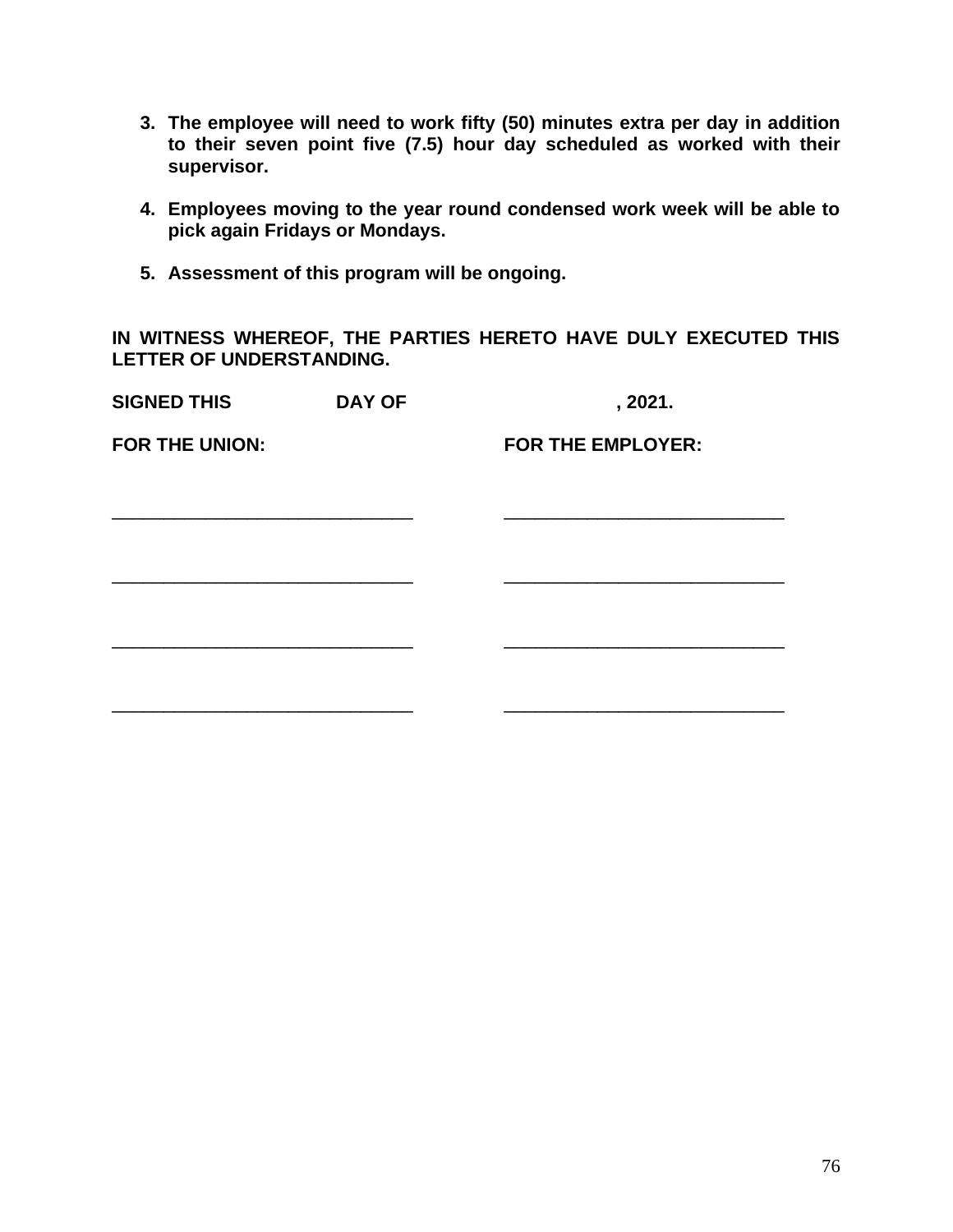3. **The employee will need to work fifty (50) minutes extra per day in addition to their seven point five (7.5) hour day scheduled as worked with their supervisor.**

4. **Employees moving to the year round condensed work week will be able to pick again Fridays or Mondays.**

5. **Assessment of this program will be ongoing.**

**IN WITNESS WHEREOF, THE PARTIES HERETO HAVE DULY EXECUTED THIS LETTER OF UNDERSTANDING.**

**SIGNED THIS DAY OF , 2021.**

| **FOR THE UNION:** | **FOR THE EMPLOYER:** |
| --- | --- |
| ______________________________ | ______________________________ |
| ______________________________ | ______________________________ |
| ______________________________ | ______________________________ |
| ______________________________ | ______________________________ |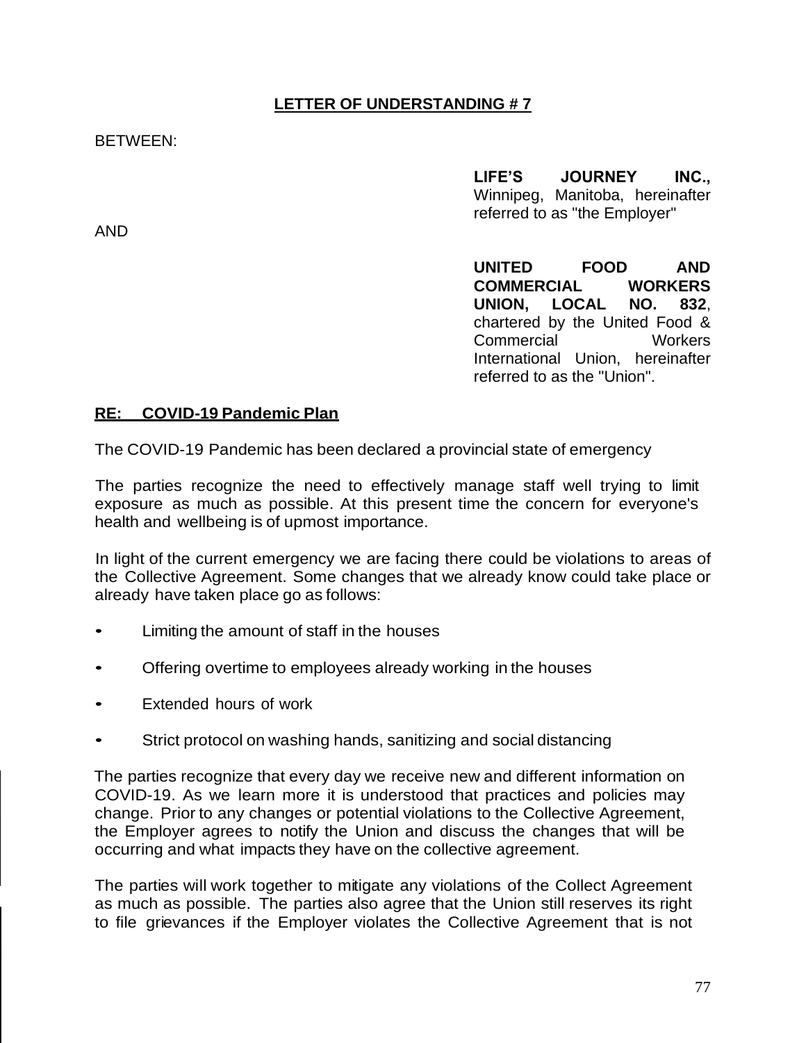## **LETTER OF UNDERSTANDING # 7**

BETWEEN:

**LIFE'S JOURNEY INC.,** Winnipeg, Manitoba, hereinafter referred to as "the Employer"

AND

**UNITED FOOD AND COMMERCIAL WORKERS UNION, LOCAL NO. 832**, chartered by the United Food & Commercial Workers International Union, hereinafter referred to as the "Union".

**RE: COVID-19 Pandemic Plan**

The COVID-19 Pandemic has been declared a provincial state of emergency

The parties recognize the need to effectively manage staff well trying to limit exposure as much as possible. At this present time the concern for everyone's health and wellbeing is of upmost importance.

In light of the current emergency we are facing there could be violations to areas of the Collective Agreement. Some changes that we already know could take place or already have taken place go as follows:

- Limiting the amount of staff in the houses
- Offering overtime to employees already working in the houses
- Extended hours of work
- Strict protocol on washing hands, sanitizing and social distancing

The parties recognize that every day we receive new and different information on COVID-19. As we learn more it is understood that practices and policies may change. Prior to any changes or potential violations to the Collective Agreement, the Employer agrees to notify the Union and discuss the changes that will be occurring and what impacts they have on the collective agreement.

The parties will work together to mitigate any violations of the Collect Agreement as much as possible. The parties also agree that the Union still reserves its right to file grievances if the Employer violates the Collective Agreement that is not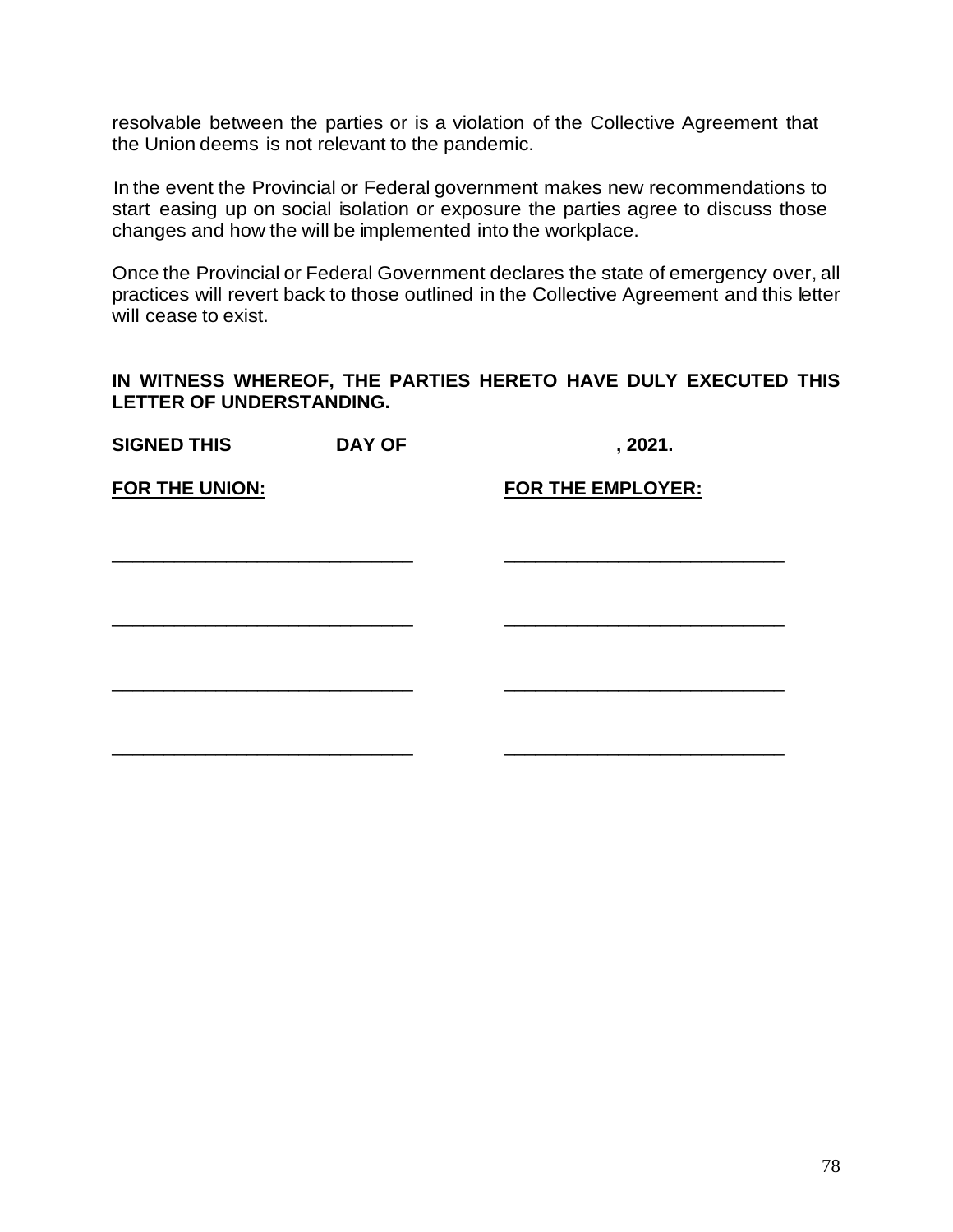resolvable between the parties or is a violation of the Collective Agreement that the Union deems is not relevant to the pandemic.

In the event the Provincial or Federal government makes new recommendations to start easing up on social isolation or exposure the parties agree to discuss those changes and how the will be implemented into the workplace.

Once the Provincial or Federal Government declares the state of emergency over, all practices will revert back to those outlined in the Collective Agreement and this letter will cease to exist.

**IN WITNESS WHEREOF, THE PARTIES HERETO HAVE DULY EXECUTED THIS LETTER OF UNDERSTANDING.**

**SIGNED THIS DAY OF , 2021.**

| **FOR THE UNION:** | **FOR THE EMPLOYER:** |
| --- | --- |
| ____________________________ | ____________________________ |
| ____________________________ | ____________________________ |
| ____________________________ | ____________________________ |
| ____________________________ | ____________________________ |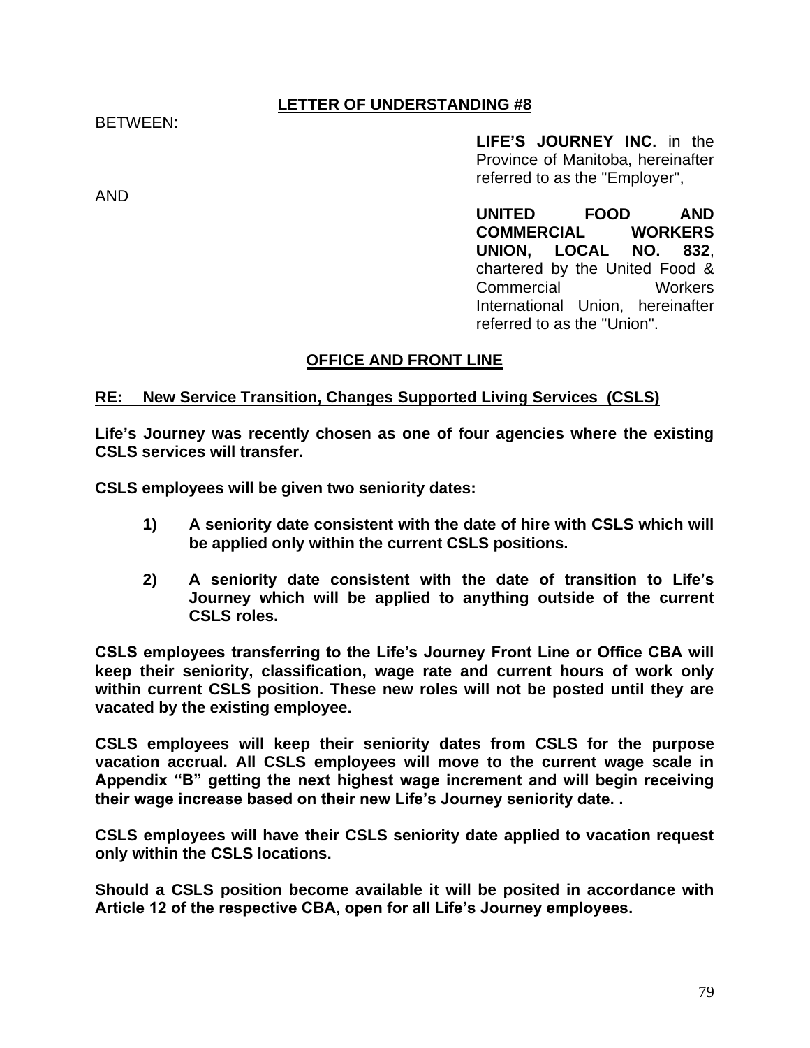## LETTER OF UNDERSTANDING #8

BETWEEN:

**LIFE'S JOURNEY INC.** in the Province of Manitoba, hereinafter referred to as the "Employer",

AND

**UNITED FOOD AND COMMERCIAL WORKERS UNION, LOCAL NO. 832**, chartered by the United Food & Commercial Workers International Union, hereinafter referred to as the "Union".

## OFFICE AND FRONT LINE

**RE: New Service Transition, Changes Supported Living Services (CSLS)**

**Life's Journey was recently chosen as one of four agencies where the existing CSLS services will transfer.**

**CSLS employees will be given two seniority dates:**

**1) A seniority date consistent with the date of hire with CSLS which will be applied only within the current CSLS positions.**

**2) A seniority date consistent with the date of transition to Life's Journey which will be applied to anything outside of the current CSLS roles.**

**CSLS employees transferring to the Life's Journey Front Line or Office CBA will keep their seniority, classification, wage rate and current hours of work only within current CSLS position. These new roles will not be posted until they are vacated by the existing employee.**

**CSLS employees will keep their seniority dates from CSLS for the purpose vacation accrual. All CSLS employees will move to the current wage scale in Appendix "B" getting the next highest wage increment and will begin receiving their wage increase based on their new Life's Journey seniority date. .**

**CSLS employees will have their CSLS seniority date applied to vacation request only within the CSLS locations.**

**Should a CSLS position become available it will be posited in accordance with Article 12 of the respective CBA, open for all Life's Journey employees.**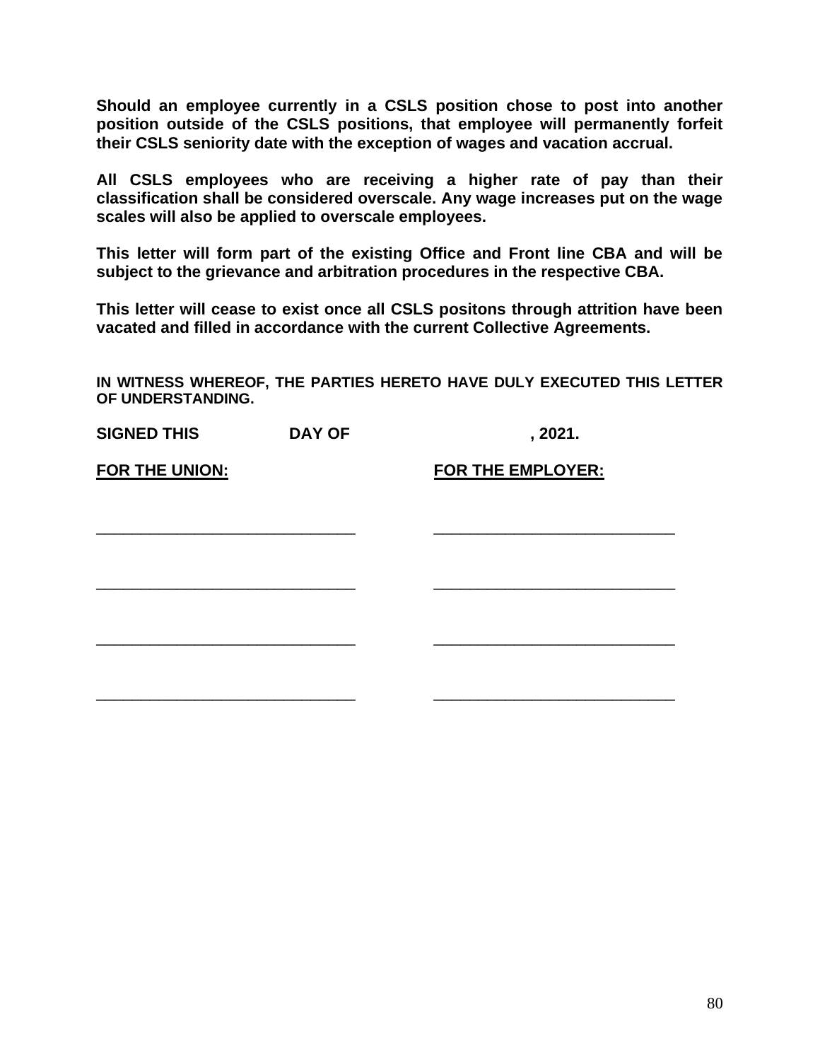**Should an employee currently in a CSLS position chose to post into another position outside of the CSLS positions, that employee will permanently forfeit their CSLS seniority date with the exception of wages and vacation accrual.**

**All CSLS employees who are receiving a higher rate of pay than their classification shall be considered overscale. Any wage increases put on the wage scales will also be applied to overscale employees.**

**This letter will form part of the existing Office and Front line CBA and will be subject to the grievance and arbitration procedures in the respective CBA.**

**This letter will cease to exist once all CSLS positons through attrition have been vacated and filled in accordance with the current Collective Agreements.**

**IN WITNESS WHEREOF, THE PARTIES HERETO HAVE DULY EXECUTED THIS LETTER OF UNDERSTANDING.**

**SIGNED THIS DAY OF , 2021.**

| **FOR THE UNION:** | **FOR THE EMPLOYER:** |
|---|---|
| ______________________________ | ____________________________ |
| ______________________________ | ____________________________ |
| ______________________________ | ____________________________ |
| ______________________________ | ____________________________ |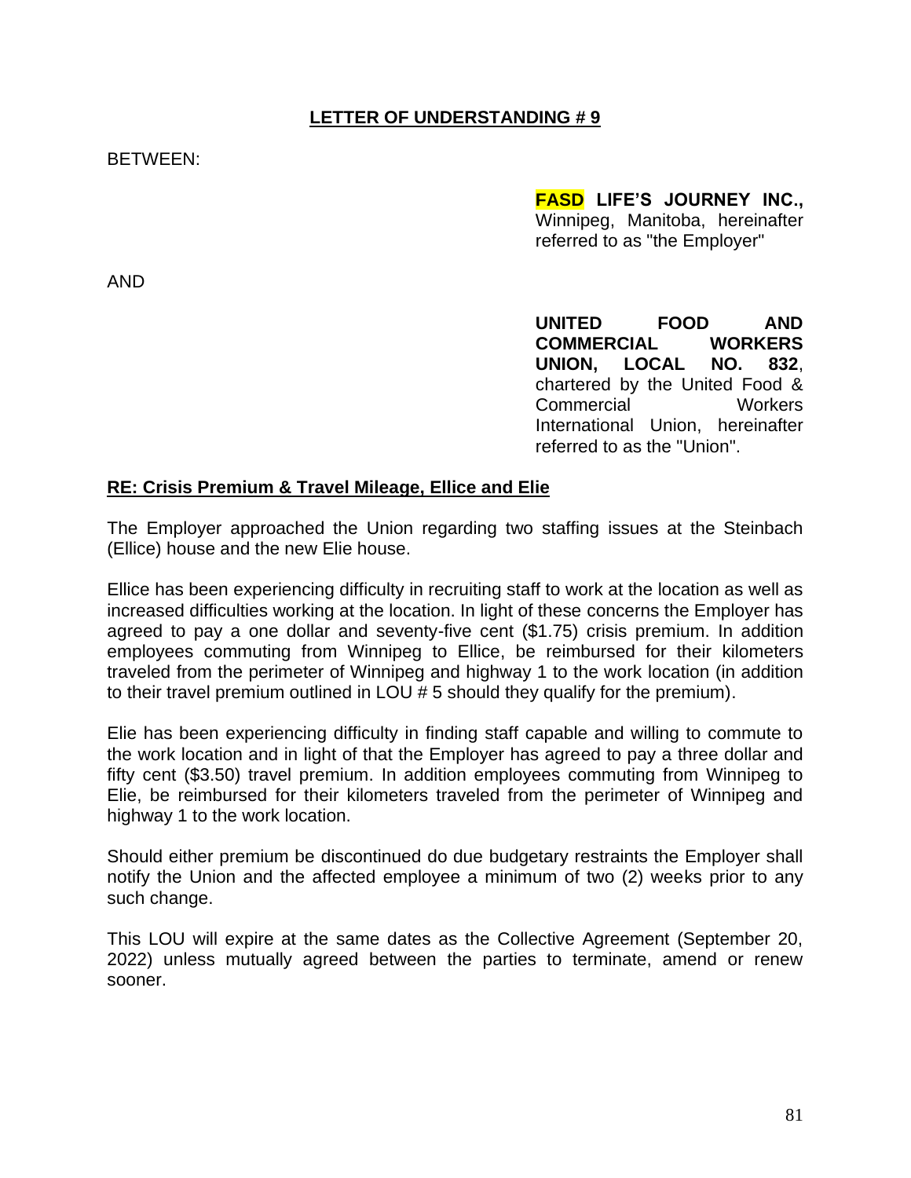## LETTER OF UNDERSTANDING # 9

BETWEEN:

**FASD LIFE'S JOURNEY INC.,** Winnipeg, Manitoba, hereinafter referred to as "the Employer"

AND

**UNITED FOOD AND COMMERCIAL WORKERS UNION, LOCAL NO. 832**, chartered by the United Food & Commercial Workers International Union, hereinafter referred to as the "Union".

### RE: Crisis Premium & Travel Mileage, Ellice and Elie

The Employer approached the Union regarding two staffing issues at the Steinbach (Ellice) house and the new Elie house.

Ellice has been experiencing difficulty in recruiting staff to work at the location as well as increased difficulties working at the location. In light of these concerns the Employer has agreed to pay a one dollar and seventy-five cent ($1.75) crisis premium. In addition employees commuting from Winnipeg to Ellice, be reimbursed for their kilometers traveled from the perimeter of Winnipeg and highway 1 to the work location (in addition to their travel premium outlined in LOU # 5 should they qualify for the premium).

Elie has been experiencing difficulty in finding staff capable and willing to commute to the work location and in light of that the Employer has agreed to pay a three dollar and fifty cent ($3.50) travel premium. In addition employees commuting from Winnipeg to Elie, be reimbursed for their kilometers traveled from the perimeter of Winnipeg and highway 1 to the work location.

Should either premium be discontinued do due budgetary restraints the Employer shall notify the Union and the affected employee a minimum of two (2) weeks prior to any such change.

This LOU will expire at the same dates as the Collective Agreement (September 20, 2022) unless mutually agreed between the parties to terminate, amend or renew sooner.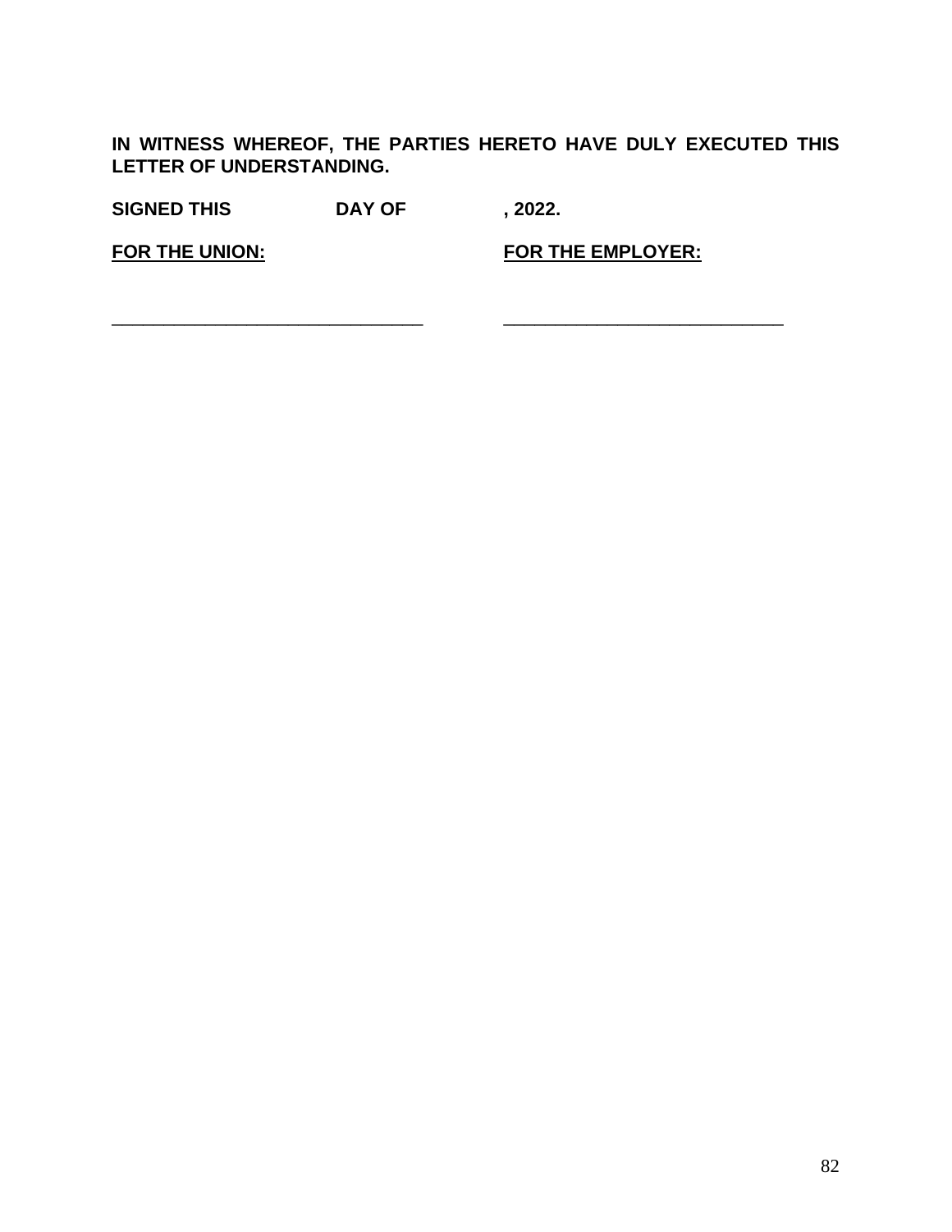**IN WITNESS WHEREOF, THE PARTIES HERETO HAVE DULY EXECUTED THIS LETTER OF UNDERSTANDING.**

**SIGNED THIS DAY OF , 2022.**

| **FOR THE UNION:** | **FOR THE EMPLOYER:** |
|---|---|
| ______________________________ | ______________________________ |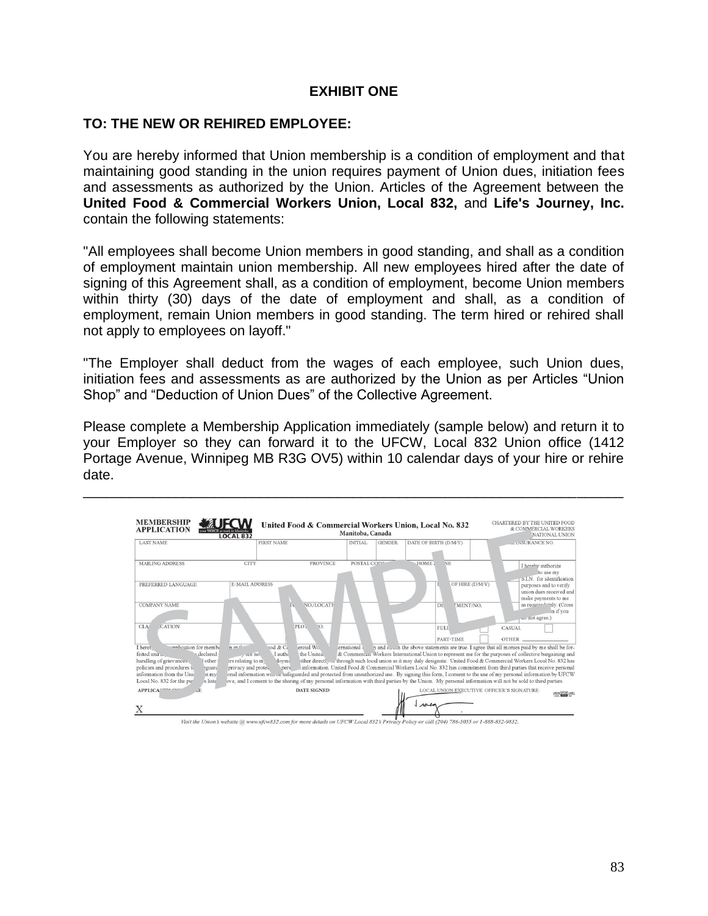**EXHIBIT ONE**

**TO: THE NEW OR REHIRED EMPLOYEE:**

You are hereby informed that Union membership is a condition of employment and that maintaining good standing in the union requires payment of Union dues, initiation fees and assessments as authorized by the Union. Articles of the Agreement between the **United Food & Commercial Workers Union, Local 832,** and **Life's Journey, Inc.** contain the following statements:

"All employees shall become Union members in good standing, and shall as a condition of employment maintain union membership. All new employees hired after the date of signing of this Agreement shall, as a condition of employment, become Union members within thirty (30) days of the date of employment and shall, as a condition of employment, remain Union members in good standing. The term hired or rehired shall not apply to employees on layoff."

"The Employer shall deduct from the wages of each employee, such Union dues, initiation fees and assessments as are authorized by the Union as per Articles "Union Shop" and "Deduction of Union Dues" of the Collective Agreement.

Please complete a Membership Application immediately (sample below) and return it to your Employer so they can forward it to the UFCW, Local 832 Union office (1412 Portage Avenue, Winnipeg MB R3G OV5) within 10 calendar days of your hire or rehire date.

---

**MEMBERSHIP APPLICATION** — UFCW LOCAL 832 — United Food & Commercial Workers Union, Local No. 832, Manitoba, Canada — CHARTERED BY THE UNITED FOOD & COMMERCIAL WORKERS INTERNATIONAL UNION

| LAST NAME | FIRST NAME | INITIAL | GENDER | DATE OF BIRTH (D/M/Y) | SOCIAL INSURANCE NO. |
|---|---|---|---|---|---|
| MAILING ADDRESS / CITY / PROVINCE | | POSTAL CODE | | HOME PHONE | I hereby authorize UFCW to use my S.I.N. for identification purposes and to verify union dues received and make payments to me as required only. (Cross out this section if you do not agree.) |
| PREFERRED LANGUAGE | E-MAIL ADDRESS | | | DATE OF HIRE (D/M/Y) | |
| COMPANY NAME | STORE NO./LOCATION | | | DEPARTMENT/NO. | |
| CLASSIFICATION | EMPLOYEE NO. | | | FULL-TIME ☐ / PART-TIME ☐ | CASUAL ☐ / OTHER ____ |

I hereby make application for membership in the United Food & Commercial Workers International Union and swear the above statements are true. I agree that all monies paid by me shall be forfeited and my membership declared void if they are not true. I authorize the United Food & Commercial Workers International Union to represent me for the purposes of collective bargaining and handling of grievances and all other matters relating to my employment either directly or through such local union as it may duly designate. United Food & Commercial Workers Local No. 832 has policies and procedures to safeguard the privacy and protect the personal information. United Food & Commercial Workers Local No. 832 has commitment from third parties that receive personal information from the Union that my personal information will be safeguarded and protected from unauthorized use. By signing this form, I consent to the use of my personal information by UFCW Local No. 832 for the purposes listed above, and I consent to the sharing of my personal information with third parties by the Union. My personal information will not be sold to third parties.

APPLICANT'S SIGNATURE: X ____________ DATE SIGNED: ____________ LOCAL UNION EXECUTIVE OFFICER'S SIGNATURE: ____________

*Visit the Union's website @ www.ufcw832.com for more details on UFCW Local 832's Privacy Policy or call (204) 786-5055 or 1-888-832-9832.*

SAMPLE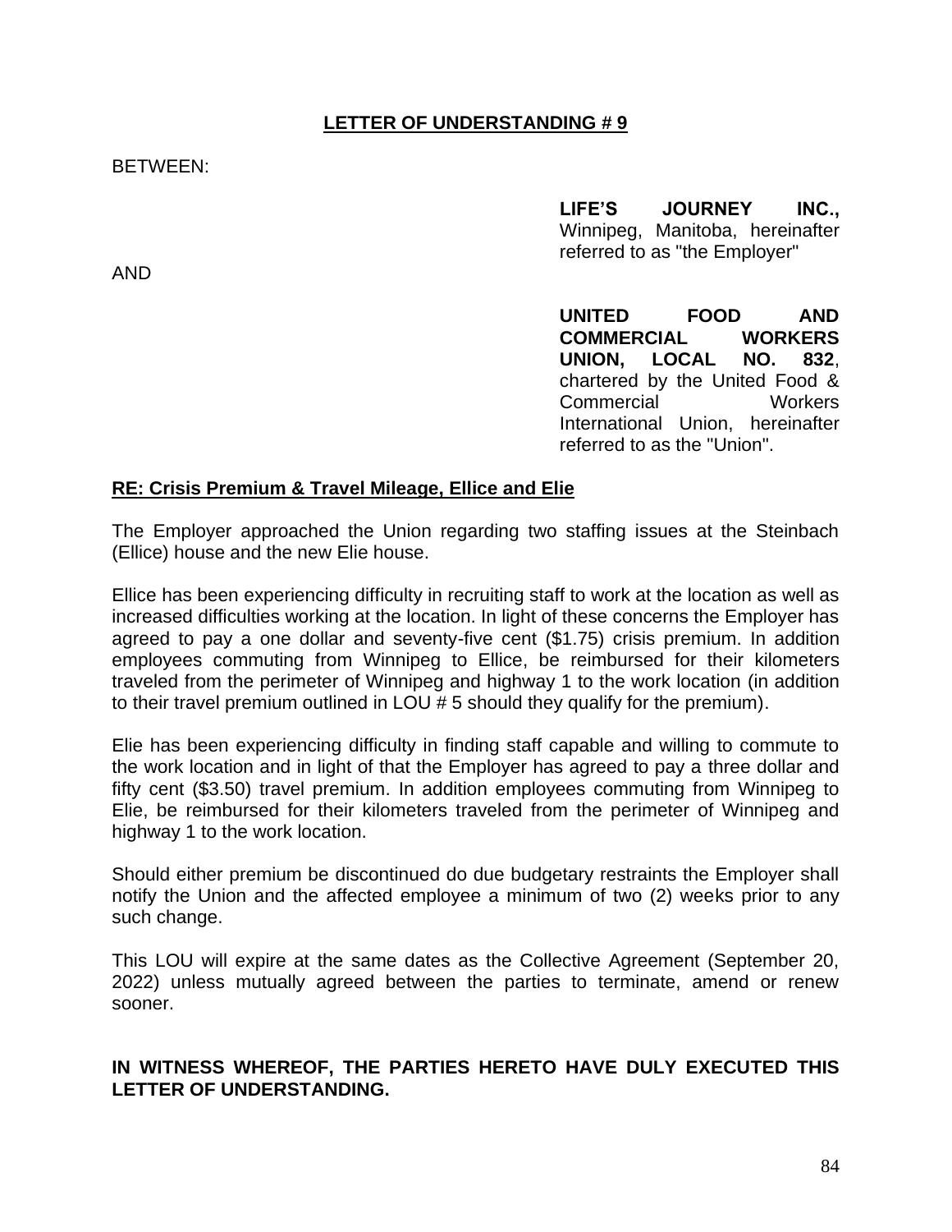## LETTER OF UNDERSTANDING # 9

BETWEEN:

**LIFE'S JOURNEY INC.,** Winnipeg, Manitoba, hereinafter referred to as "the Employer"

AND

**UNITED FOOD AND COMMERCIAL WORKERS UNION, LOCAL NO. 832**, chartered by the United Food & Commercial Workers International Union, hereinafter referred to as the "Union".

**RE: Crisis Premium & Travel Mileage, Ellice and Elie**

The Employer approached the Union regarding two staffing issues at the Steinbach (Ellice) house and the new Elie house.

Ellice has been experiencing difficulty in recruiting staff to work at the location as well as increased difficulties working at the location. In light of these concerns the Employer has agreed to pay a one dollar and seventy-five cent ($1.75) crisis premium. In addition employees commuting from Winnipeg to Ellice, be reimbursed for their kilometers traveled from the perimeter of Winnipeg and highway 1 to the work location (in addition to their travel premium outlined in LOU # 5 should they qualify for the premium).

Elie has been experiencing difficulty in finding staff capable and willing to commute to the work location and in light of that the Employer has agreed to pay a three dollar and fifty cent ($3.50) travel premium. In addition employees commuting from Winnipeg to Elie, be reimbursed for their kilometers traveled from the perimeter of Winnipeg and highway 1 to the work location.

Should either premium be discontinued do due budgetary restraints the Employer shall notify the Union and the affected employee a minimum of two (2) weeks prior to any such change.

This LOU will expire at the same dates as the Collective Agreement (September 20, 2022) unless mutually agreed between the parties to terminate, amend or renew sooner.

**IN WITNESS WHEREOF, THE PARTIES HERETO HAVE DULY EXECUTED THIS LETTER OF UNDERSTANDING.**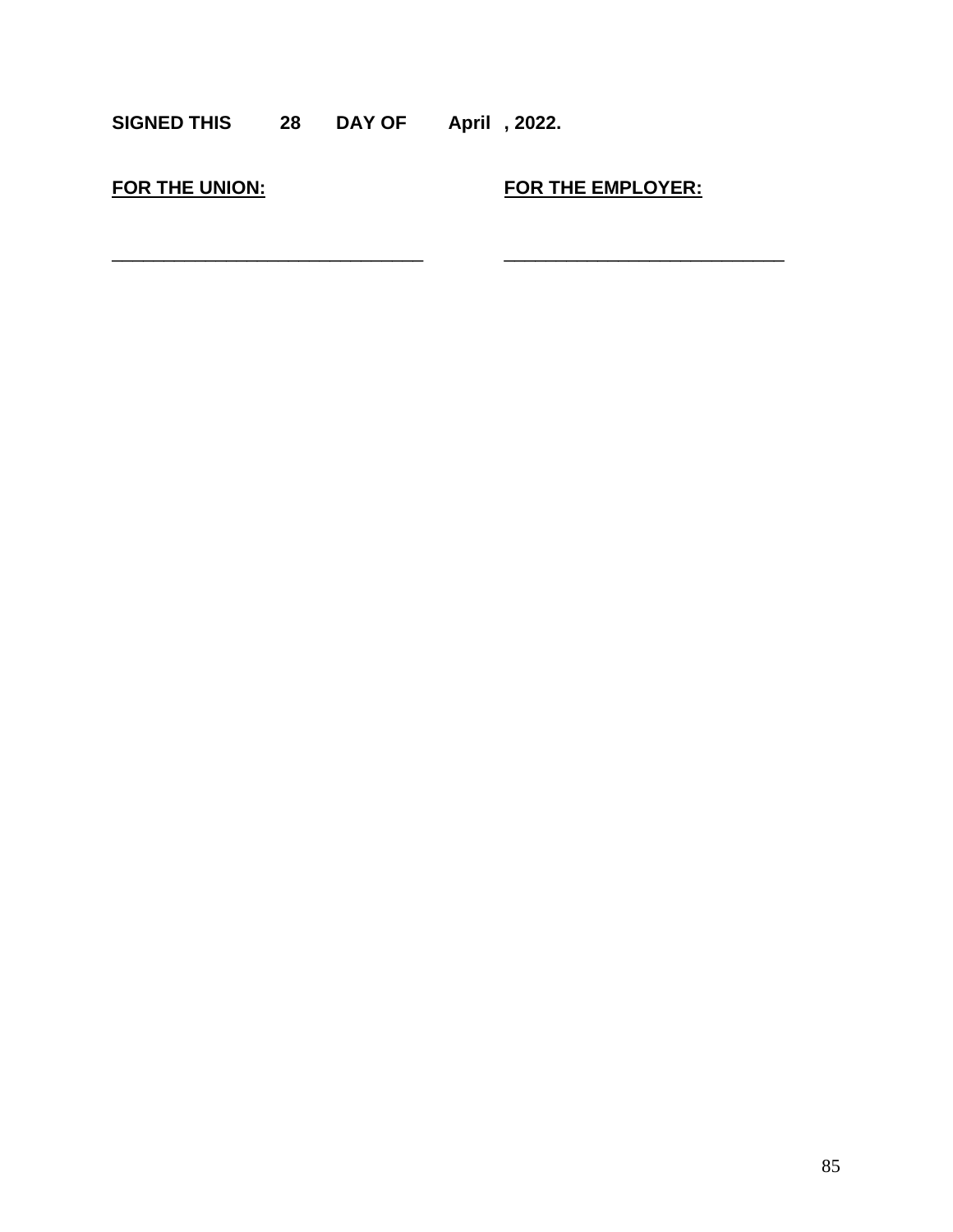**SIGNED THIS 28 DAY OF April , 2022.**

| **<u>FOR THE UNION:</u>** | **<u>FOR THE EMPLOYER:</u>** |
|---|---|
| _______________________________ | _____________________________ |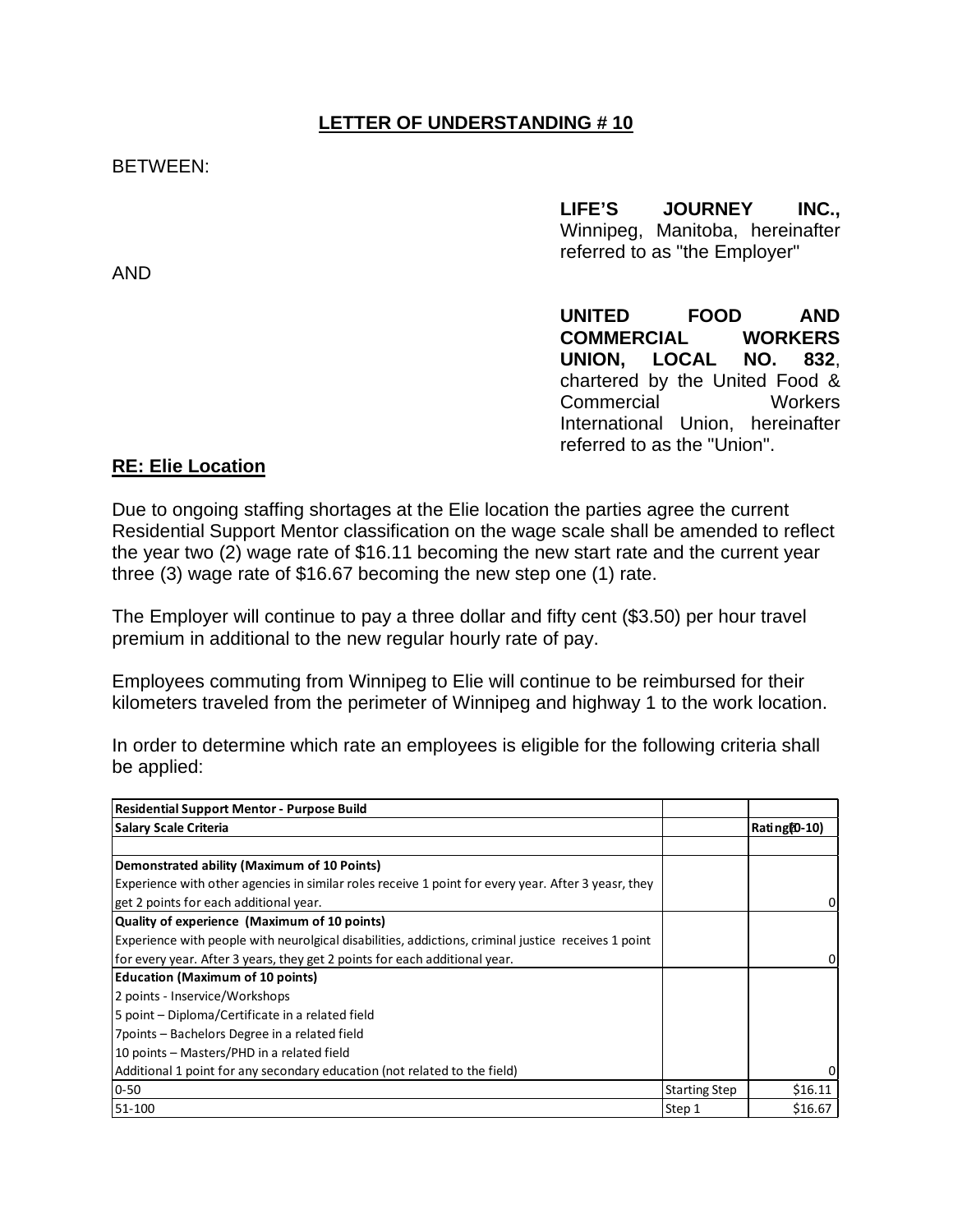## LETTER OF UNDERSTANDING # 10

BETWEEN:

**LIFE'S JOURNEY INC.,** Winnipeg, Manitoba, hereinafter referred to as "the Employer"

AND

**UNITED FOOD AND COMMERCIAL WORKERS UNION, LOCAL NO. 832**, chartered by the United Food & Commercial Workers International Union, hereinafter referred to as the "Union".

### RE: Elie Location

Due to ongoing staffing shortages at the Elie location the parties agree the current Residential Support Mentor classification on the wage scale shall be amended to reflect the year two (2) wage rate of $16.11 becoming the new start rate and the current year three (3) wage rate of $16.67 becoming the new step one (1) rate.

The Employer will continue to pay a three dollar and fifty cent ($3.50) per hour travel premium in additional to the new regular hourly rate of pay.

Employees commuting from Winnipeg to Elie will continue to be reimbursed for their kilometers traveled from the perimeter of Winnipeg and highway 1 to the work location.

In order to determine which rate an employees is eligible for the following criteria shall be applied:

| **Residential Support Mentor - Purpose Build** | | |
|---|---|---|
| **Salary Scale Criteria** | | **Rating (0-10)** |
| | | |
| **Demonstrated ability (Maximum of 10 Points)** | | |
| Experience with other agencies in similar roles receive 1 point for every year. After 3 yeasr, they get 2 points for each additional year. | | 0 |
| **Quality of experience (Maximum of 10 points)** | | |
| Experience with people with neurolgical disabilities, addictions, criminal justice receives 1 point for every year. After 3 years, they get 2 points for each additional year. | | 0 |
| **Education (Maximum of 10 points)** | | |
| 2 points - Inservice/Workshops | | |
| 5 point – Diploma/Certificate in a related field | | |
| 7points – Bachelors Degree in a related field | | |
| 10 points – Masters/PHD in a related field | | |
| Additional 1 point for any secondary education (not related to the field) | | 0 |
| 0-50 | Starting Step | $16.11 |
| 51-100 | Step 1 | $16.67 |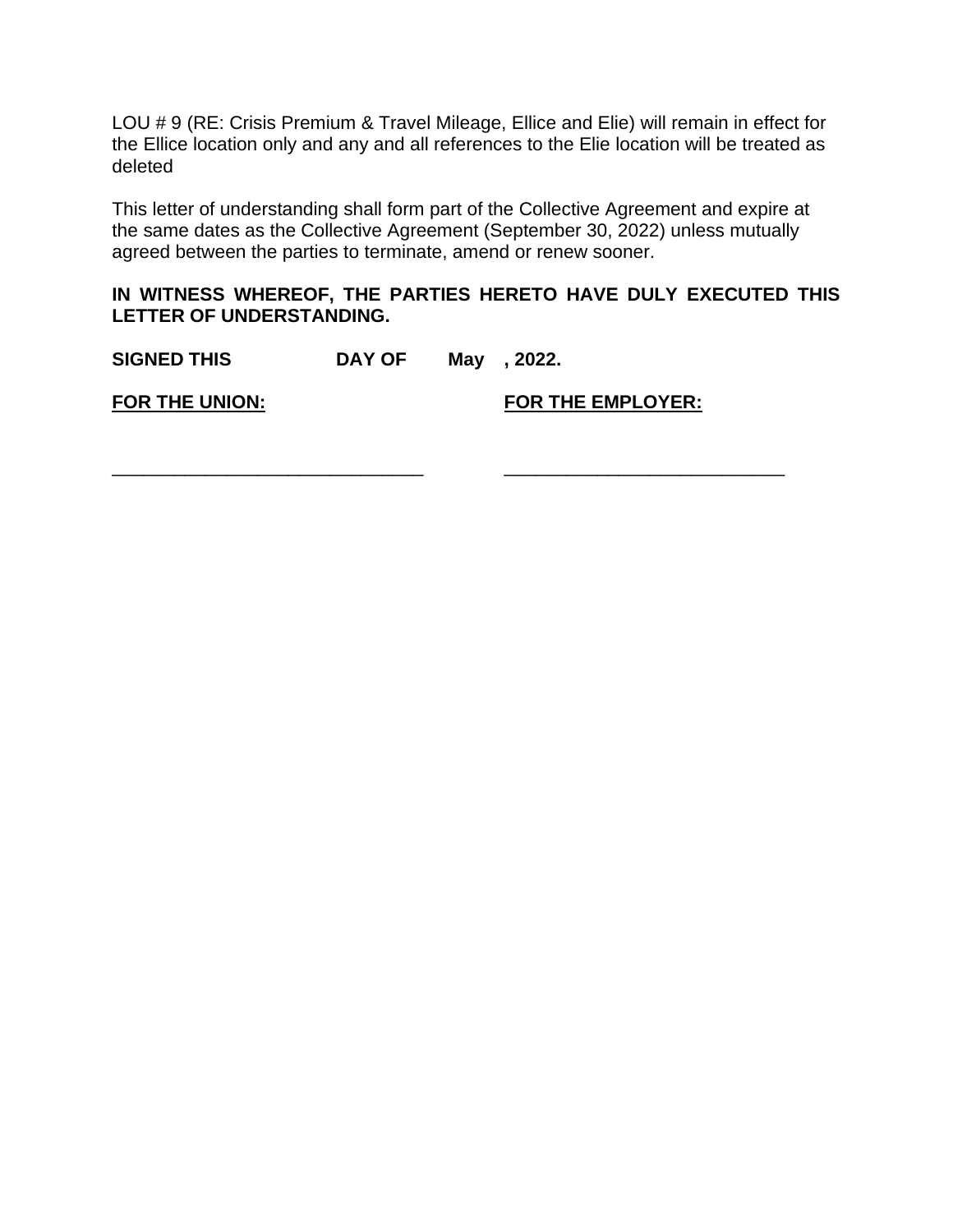LOU # 9 (RE: Crisis Premium & Travel Mileage, Ellice and Elie) will remain in effect for the Ellice location only and any and all references to the Elie location will be treated as deleted

This letter of understanding shall form part of the Collective Agreement and expire at the same dates as the Collective Agreement (September 30, 2022) unless mutually agreed between the parties to terminate, amend or renew sooner.

**IN WITNESS WHEREOF, THE PARTIES HERETO HAVE DULY EXECUTED THIS LETTER OF UNDERSTANDING.**

**SIGNED THIS DAY OF May , 2022.**

**FOR THE UNION:** **FOR THE EMPLOYER:**

_______________________________ _____________________________